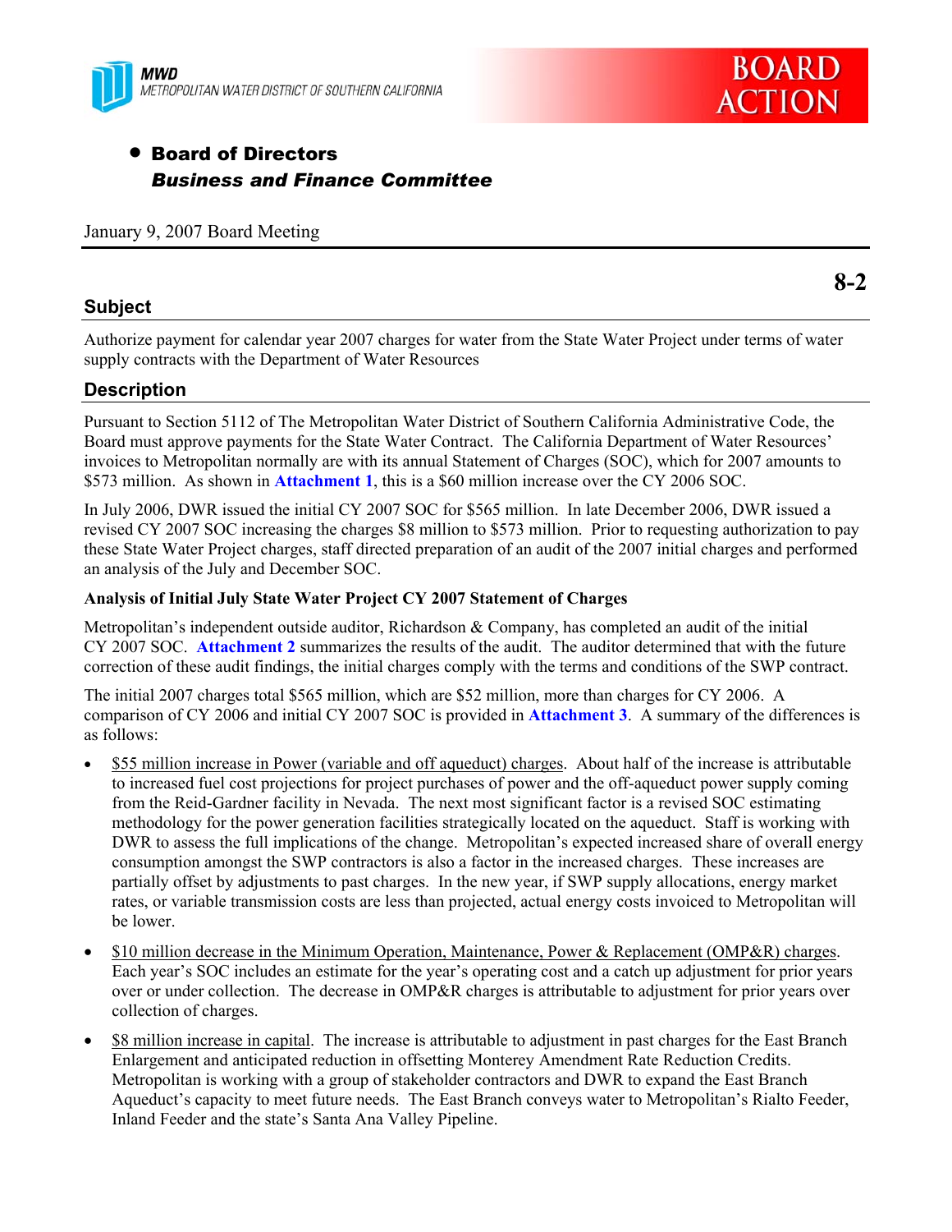MWD
METROPOLITAN WATER DISTRICT OF SOUTHERN CALIFORNIA

BOARD ACTION

- **Board of Directors**
  ***Business and Finance Committee***

January 9, 2007 Board Meeting

**8-2**

## Subject

Authorize payment for calendar year 2007 charges for water from the State Water Project under terms of water supply contracts with the Department of Water Resources

## Description

Pursuant to Section 5112 of The Metropolitan Water District of Southern California Administrative Code, the Board must approve payments for the State Water Contract. The California Department of Water Resources' invoices to Metropolitan normally are with its annual Statement of Charges (SOC), which for 2007 amounts to \$573 million. As shown in **Attachment 1**, this is a \$60 million increase over the CY 2006 SOC.

In July 2006, DWR issued the initial CY 2007 SOC for \$565 million. In late December 2006, DWR issued a revised CY 2007 SOC increasing the charges \$8 million to \$573 million. Prior to requesting authorization to pay these State Water Project charges, staff directed preparation of an audit of the 2007 initial charges and performed an analysis of the July and December SOC.

**Analysis of Initial July State Water Project CY 2007 Statement of Charges**

Metropolitan's independent outside auditor, Richardson & Company, has completed an audit of the initial CY 2007 SOC. **Attachment 2** summarizes the results of the audit. The auditor determined that with the future correction of these audit findings, the initial charges comply with the terms and conditions of the SWP contract.

The initial 2007 charges total \$565 million, which are \$52 million, more than charges for CY 2006. A comparison of CY 2006 and initial CY 2007 SOC is provided in **Attachment 3**. A summary of the differences is as follows:

- <u>\$55 million increase in Power (variable and off aqueduct) charges</u>. About half of the increase is attributable to increased fuel cost projections for project purchases of power and the off-aqueduct power supply coming from the Reid-Gardner facility in Nevada. The next most significant factor is a revised SOC estimating methodology for the power generation facilities strategically located on the aqueduct. Staff is working with DWR to assess the full implications of the change. Metropolitan's expected increased share of overall energy consumption amongst the SWP contractors is also a factor in the increased charges. These increases are partially offset by adjustments to past charges. In the new year, if SWP supply allocations, energy market rates, or variable transmission costs are less than projected, actual energy costs invoiced to Metropolitan will be lower.
- <u>\$10 million decrease in the Minimum Operation, Maintenance, Power & Replacement (OMP&R) charges</u>. Each year's SOC includes an estimate for the year's operating cost and a catch up adjustment for prior years over or under collection. The decrease in OMP&R charges is attributable to adjustment for prior years over collection of charges.
- <u>\$8 million increase in capital</u>. The increase is attributable to adjustment in past charges for the East Branch Enlargement and anticipated reduction in offsetting Monterey Amendment Rate Reduction Credits. Metropolitan is working with a group of stakeholder contractors and DWR to expand the East Branch Aqueduct's capacity to meet future needs. The East Branch conveys water to Metropolitan's Rialto Feeder, Inland Feeder and the state's Santa Ana Valley Pipeline.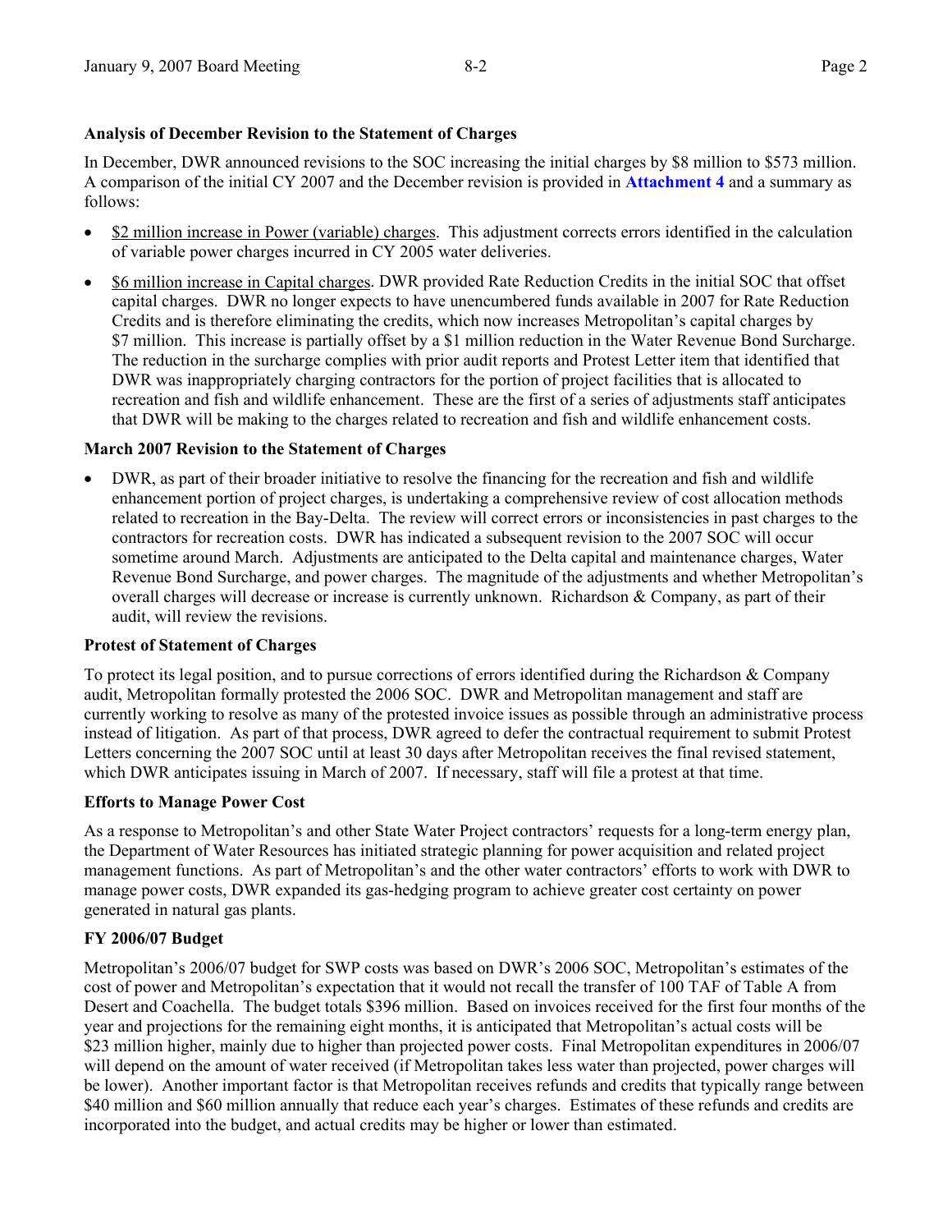### Analysis of December Revision to the Statement of Charges

In December, DWR announced revisions to the SOC increasing the initial charges by \$8 million to \$573 million. A comparison of the initial CY 2007 and the December revision is provided in **Attachment 4** and a summary as follows:

- <u>\$2 million increase in Power (variable) charges</u>. This adjustment corrects errors identified in the calculation of variable power charges incurred in CY 2005 water deliveries.
- <u>\$6 million increase in Capital charges</u>. DWR provided Rate Reduction Credits in the initial SOC that offset capital charges. DWR no longer expects to have unencumbered funds available in 2007 for Rate Reduction Credits and is therefore eliminating the credits, which now increases Metropolitan's capital charges by \$7 million. This increase is partially offset by a \$1 million reduction in the Water Revenue Bond Surcharge. The reduction in the surcharge complies with prior audit reports and Protest Letter item that identified that DWR was inappropriately charging contractors for the portion of project facilities that is allocated to recreation and fish and wildlife enhancement. These are the first of a series of adjustments staff anticipates that DWR will be making to the charges related to recreation and fish and wildlife enhancement costs.

### March 2007 Revision to the Statement of Charges

- DWR, as part of their broader initiative to resolve the financing for the recreation and fish and wildlife enhancement portion of project charges, is undertaking a comprehensive review of cost allocation methods related to recreation in the Bay-Delta. The review will correct errors or inconsistencies in past charges to the contractors for recreation costs. DWR has indicated a subsequent revision to the 2007 SOC will occur sometime around March. Adjustments are anticipated to the Delta capital and maintenance charges, Water Revenue Bond Surcharge, and power charges. The magnitude of the adjustments and whether Metropolitan's overall charges will decrease or increase is currently unknown. Richardson & Company, as part of their audit, will review the revisions.

### Protest of Statement of Charges

To protect its legal position, and to pursue corrections of errors identified during the Richardson & Company audit, Metropolitan formally protested the 2006 SOC. DWR and Metropolitan management and staff are currently working to resolve as many of the protested invoice issues as possible through an administrative process instead of litigation. As part of that process, DWR agreed to defer the contractual requirement to submit Protest Letters concerning the 2007 SOC until at least 30 days after Metropolitan receives the final revised statement, which DWR anticipates issuing in March of 2007. If necessary, staff will file a protest at that time.

### Efforts to Manage Power Cost

As a response to Metropolitan's and other State Water Project contractors' requests for a long-term energy plan, the Department of Water Resources has initiated strategic planning for power acquisition and related project management functions. As part of Metropolitan's and the other water contractors' efforts to work with DWR to manage power costs, DWR expanded its gas-hedging program to achieve greater cost certainty on power generated in natural gas plants.

### FY 2006/07 Budget

Metropolitan's 2006/07 budget for SWP costs was based on DWR's 2006 SOC, Metropolitan's estimates of the cost of power and Metropolitan's expectation that it would not recall the transfer of 100 TAF of Table A from Desert and Coachella. The budget totals \$396 million. Based on invoices received for the first four months of the year and projections for the remaining eight months, it is anticipated that Metropolitan's actual costs will be \$23 million higher, mainly due to higher than projected power costs. Final Metropolitan expenditures in 2006/07 will depend on the amount of water received (if Metropolitan takes less water than projected, power charges will be lower). Another important factor is that Metropolitan receives refunds and credits that typically range between \$40 million and \$60 million annually that reduce each year's charges. Estimates of these refunds and credits are incorporated into the budget, and actual credits may be higher or lower than estimated.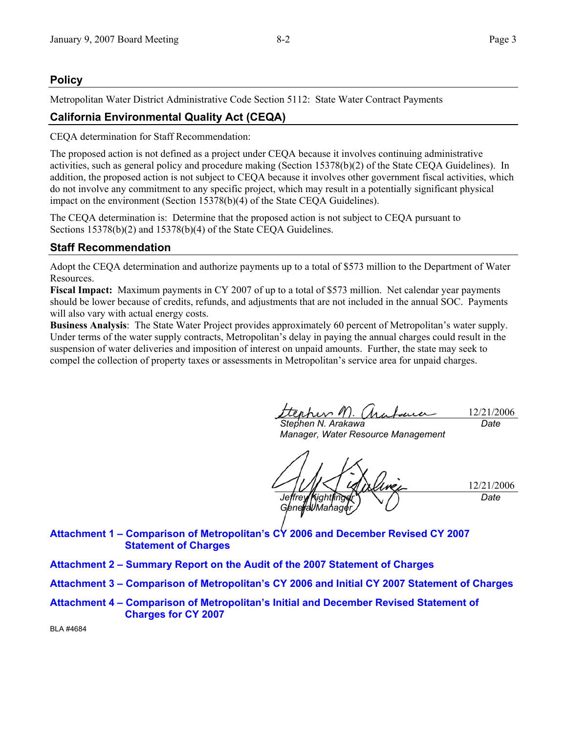## Policy

Metropolitan Water District Administrative Code Section 5112: State Water Contract Payments

## California Environmental Quality Act (CEQA)

CEQA determination for Staff Recommendation:

The proposed action is not defined as a project under CEQA because it involves continuing administrative activities, such as general policy and procedure making (Section 15378(b)(2) of the State CEQA Guidelines). In addition, the proposed action is not subject to CEQA because it involves other government fiscal activities, which do not involve any commitment to any specific project, which may result in a potentially significant physical impact on the environment (Section 15378(b)(4) of the State CEQA Guidelines).

The CEQA determination is: Determine that the proposed action is not subject to CEQA pursuant to Sections 15378(b)(2) and 15378(b)(4) of the State CEQA Guidelines.

## Staff Recommendation

Adopt the CEQA determination and authorize payments up to a total of $573 million to the Department of Water Resources.

**Fiscal Impact:** Maximum payments in CY 2007 of up to a total of $573 million. Net calendar year payments should be lower because of credits, refunds, and adjustments that are not included in the annual SOC. Payments will also vary with actual energy costs.

**Business Analysis**: The State Water Project provides approximately 60 percent of Metropolitan's water supply. Under terms of the water supply contracts, Metropolitan's delay in paying the annual charges could result in the suspension of water deliveries and imposition of interest on unpaid amounts. Further, the state may seek to compel the collection of property taxes or assessments in Metropolitan's service area for unpaid charges.

| | |
|---|---|
| *Stephen N. Arakawa*<br>*Manager, Water Resource Management* | 12/21/2006<br>*Date* |
| *Jeffrey Kightlinger*<br>*General Manager* | 12/21/2006<br>*Date* |

**Attachment 1 – Comparison of Metropolitan's CY 2006 and December Revised CY 2007 Statement of Charges**

**Attachment 2 – Summary Report on the Audit of the 2007 Statement of Charges**

**Attachment 3 – Comparison of Metropolitan's CY 2006 and Initial CY 2007 Statement of Charges**

**Attachment 4 – Comparison of Metropolitan's Initial and December Revised Statement of Charges for CY 2007**

BLA #4684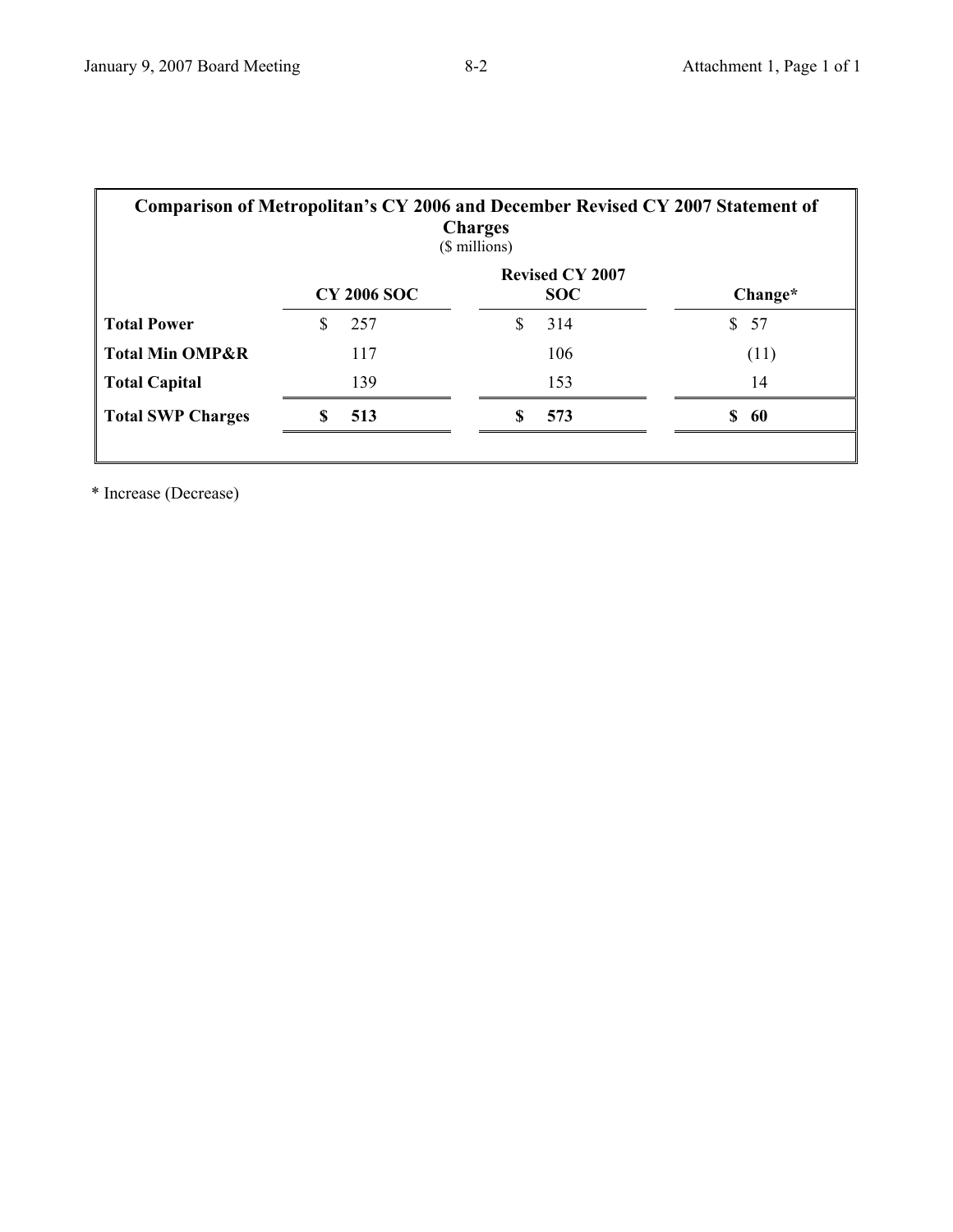**Comparison of Metropolitan's CY 2006 and December Revised CY 2007 Statement of Charges**
(\$ millions)

| | CY 2006 SOC | Revised CY 2007 SOC | Change* |
|---|---|---|---|
| **Total Power** | \$ 257 | \$ 314 | \$ 57 |
| **Total Min OMP&R** | 117 | 106 | (11) |
| **Total Capital** | 139 | 153 | 14 |
| **Total SWP Charges** | **\$ 513** | **\$ 573** | **\$ 60** |

\* Increase (Decrease)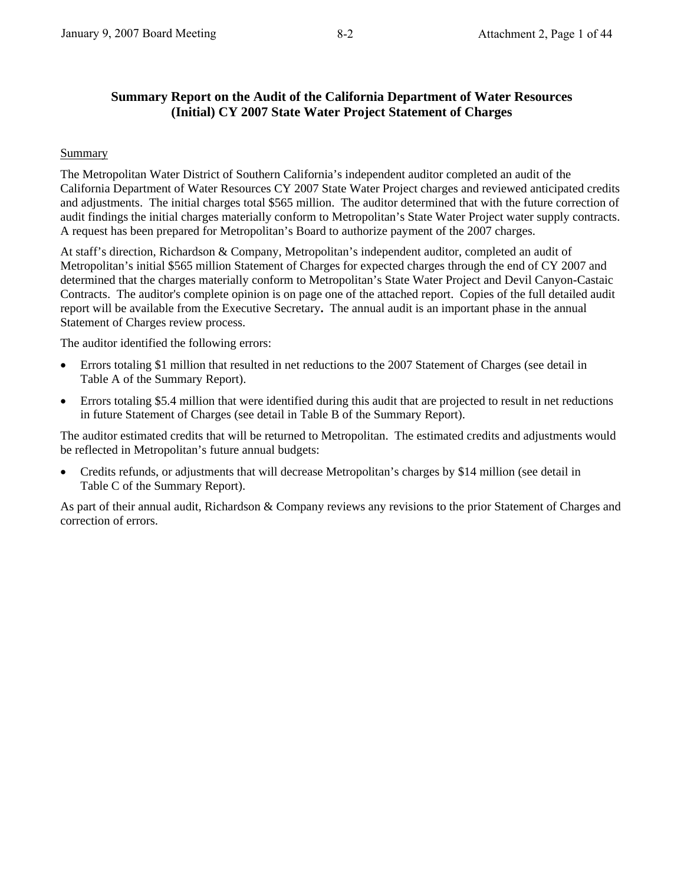## Summary Report on the Audit of the California Department of Water Resources (Initial) CY 2007 State Water Project Statement of Charges

Summary

The Metropolitan Water District of Southern California's independent auditor completed an audit of the California Department of Water Resources CY 2007 State Water Project charges and reviewed anticipated credits and adjustments. The initial charges total $565 million. The auditor determined that with the future correction of audit findings the initial charges materially conform to Metropolitan's State Water Project water supply contracts. A request has been prepared for Metropolitan's Board to authorize payment of the 2007 charges.

At staff's direction, Richardson & Company, Metropolitan's independent auditor, completed an audit of Metropolitan's initial $565 million Statement of Charges for expected charges through the end of CY 2007 and determined that the charges materially conform to Metropolitan's State Water Project and Devil Canyon-Castaic Contracts. The auditor's complete opinion is on page one of the attached report. Copies of the full detailed audit report will be available from the Executive Secretary**.** The annual audit is an important phase in the annual Statement of Charges review process.

The auditor identified the following errors:

- Errors totaling $1 million that resulted in net reductions to the 2007 Statement of Charges (see detail in Table A of the Summary Report).
- Errors totaling $5.4 million that were identified during this audit that are projected to result in net reductions in future Statement of Charges (see detail in Table B of the Summary Report).

The auditor estimated credits that will be returned to Metropolitan. The estimated credits and adjustments would be reflected in Metropolitan's future annual budgets:

- Credits refunds, or adjustments that will decrease Metropolitan's charges by $14 million (see detail in Table C of the Summary Report).

As part of their annual audit, Richardson & Company reviews any revisions to the prior Statement of Charges and correction of errors.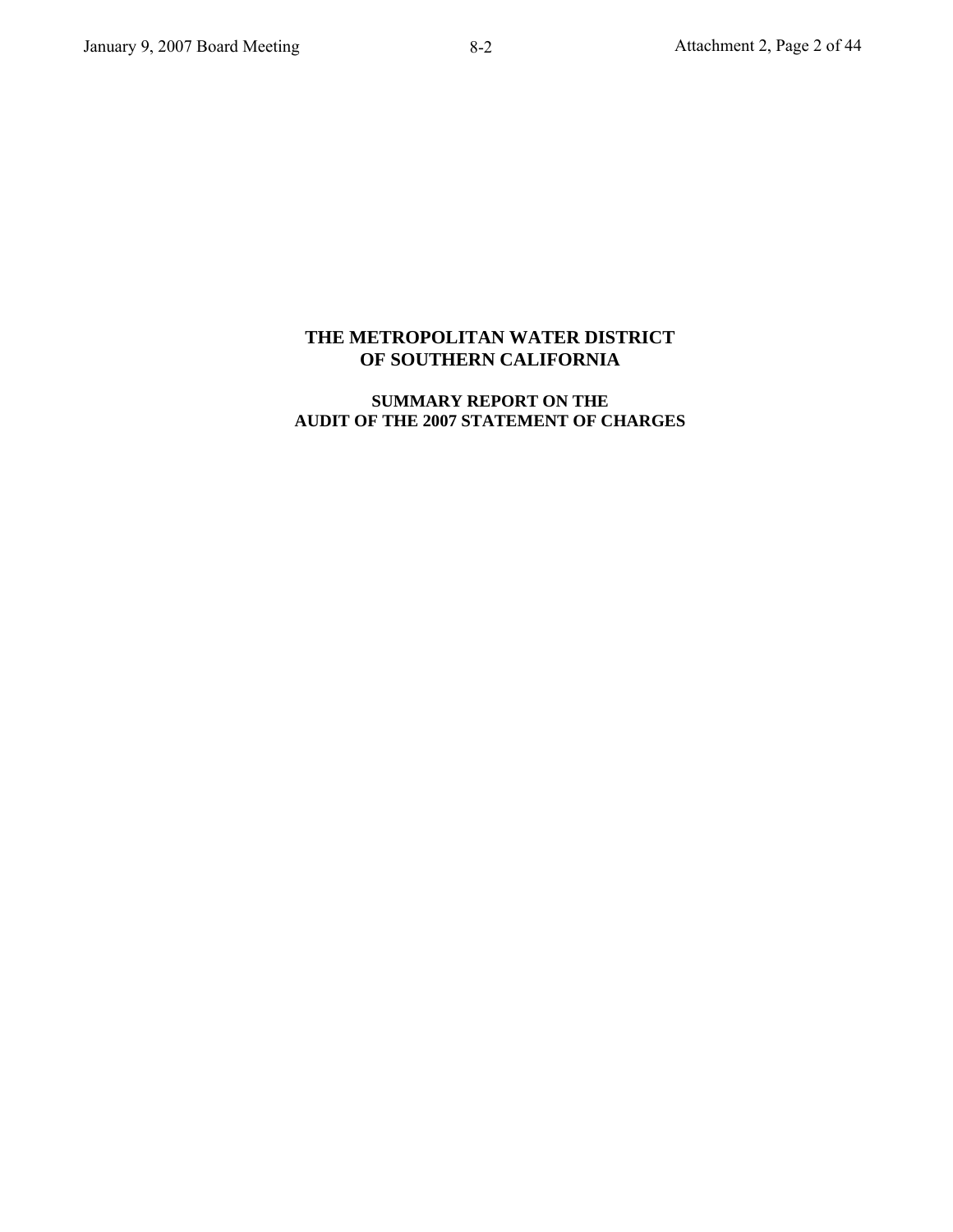# THE METROPOLITAN WATER DISTRICT OF SOUTHERN CALIFORNIA

## SUMMARY REPORT ON THE AUDIT OF THE 2007 STATEMENT OF CHARGES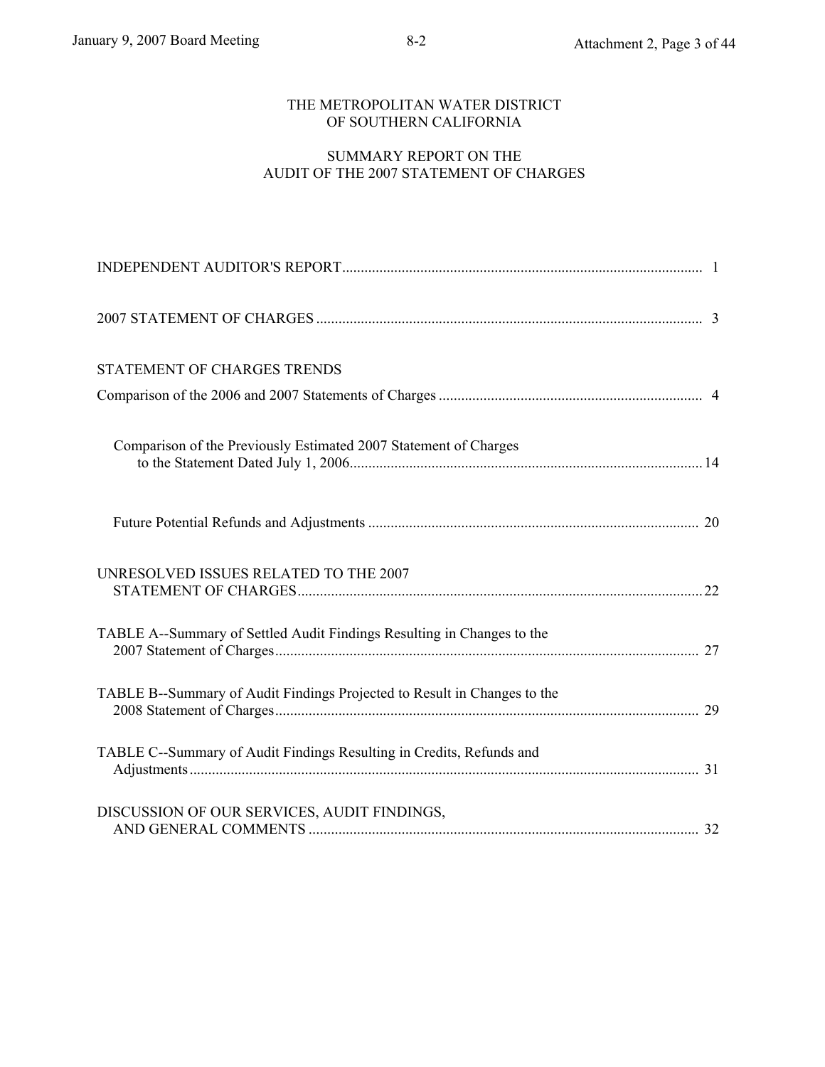# THE METROPOLITAN WATER DISTRICT OF SOUTHERN CALIFORNIA

## SUMMARY REPORT ON THE AUDIT OF THE 2007 STATEMENT OF CHARGES

| | |
|---|---|
| INDEPENDENT AUDITOR'S REPORT | 1 |
| 2007 STATEMENT OF CHARGES | 3 |
| STATEMENT OF CHARGES TRENDS | |
| Comparison of the 2006 and 2007 Statements of Charges | 4 |
| Comparison of the Previously Estimated 2007 Statement of Charges to the Statement Dated July 1, 2006 | 14 |
| Future Potential Refunds and Adjustments | 20 |
| UNRESOLVED ISSUES RELATED TO THE 2007 STATEMENT OF CHARGES | 22 |
| TABLE A--Summary of Settled Audit Findings Resulting in Changes to the 2007 Statement of Charges | 27 |
| TABLE B--Summary of Audit Findings Projected to Result in Changes to the 2008 Statement of Charges | 29 |
| TABLE C--Summary of Audit Findings Resulting in Credits, Refunds and Adjustments | 31 |
| DISCUSSION OF OUR SERVICES, AUDIT FINDINGS, AND GENERAL COMMENTS | 32 |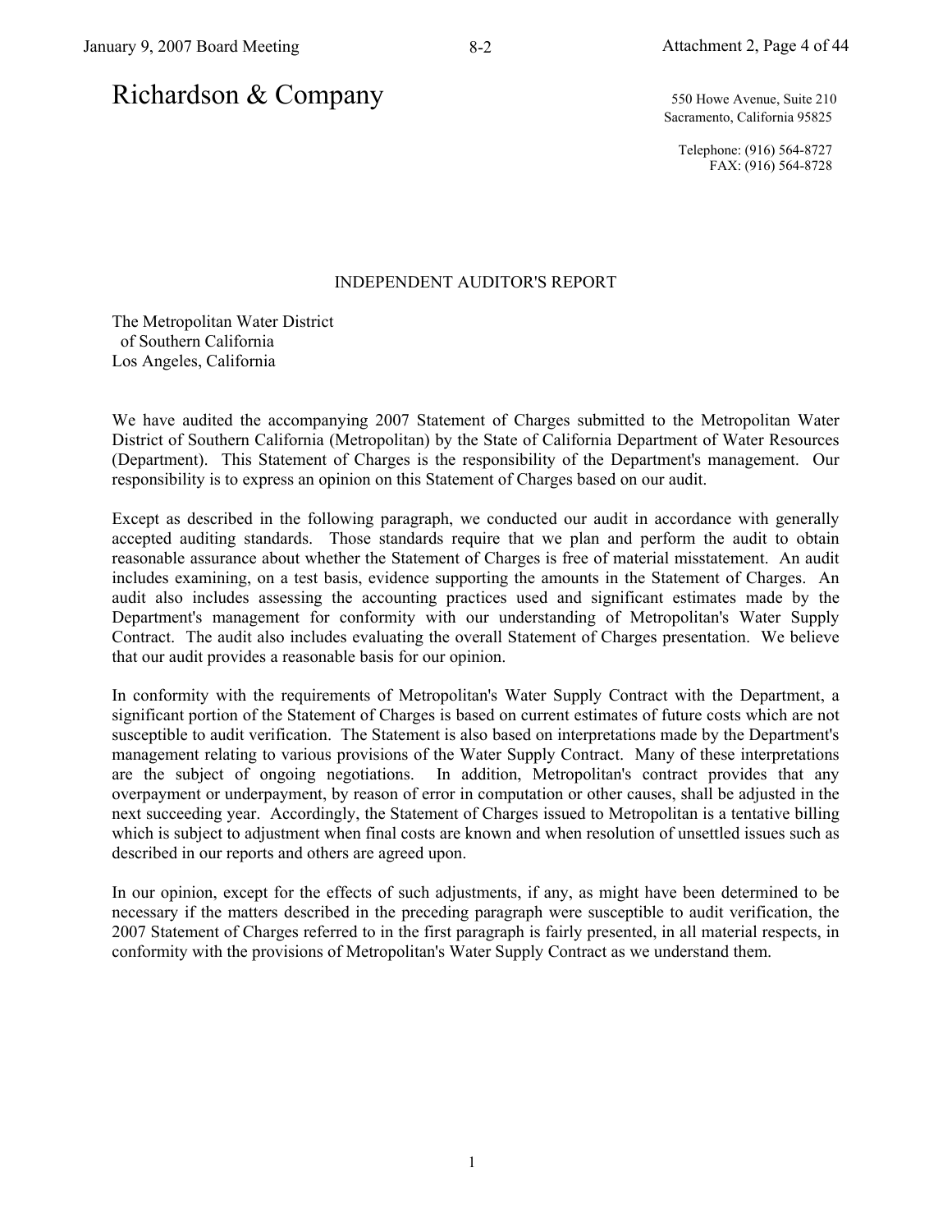# Richardson & Company

550 Howe Avenue, Suite 210
Sacramento, California 95825

Telephone: (916) 564-8727
FAX: (916) 564-8728

## INDEPENDENT AUDITOR'S REPORT

The Metropolitan Water District
of Southern California
Los Angeles, California

We have audited the accompanying 2007 Statement of Charges submitted to the Metropolitan Water District of Southern California (Metropolitan) by the State of California Department of Water Resources (Department). This Statement of Charges is the responsibility of the Department's management. Our responsibility is to express an opinion on this Statement of Charges based on our audit.

Except as described in the following paragraph, we conducted our audit in accordance with generally accepted auditing standards. Those standards require that we plan and perform the audit to obtain reasonable assurance about whether the Statement of Charges is free of material misstatement. An audit includes examining, on a test basis, evidence supporting the amounts in the Statement of Charges. An audit also includes assessing the accounting practices used and significant estimates made by the Department's management for conformity with our understanding of Metropolitan's Water Supply Contract. The audit also includes evaluating the overall Statement of Charges presentation. We believe that our audit provides a reasonable basis for our opinion.

In conformity with the requirements of Metropolitan's Water Supply Contract with the Department, a significant portion of the Statement of Charges is based on current estimates of future costs which are not susceptible to audit verification. The Statement is also based on interpretations made by the Department's management relating to various provisions of the Water Supply Contract. Many of these interpretations are the subject of ongoing negotiations. In addition, Metropolitan's contract provides that any overpayment or underpayment, by reason of error in computation or other causes, shall be adjusted in the next succeeding year. Accordingly, the Statement of Charges issued to Metropolitan is a tentative billing which is subject to adjustment when final costs are known and when resolution of unsettled issues such as described in our reports and others are agreed upon.

In our opinion, except for the effects of such adjustments, if any, as might have been determined to be necessary if the matters described in the preceding paragraph were susceptible to audit verification, the 2007 Statement of Charges referred to in the first paragraph is fairly presented, in all material respects, in conformity with the provisions of Metropolitan's Water Supply Contract as we understand them.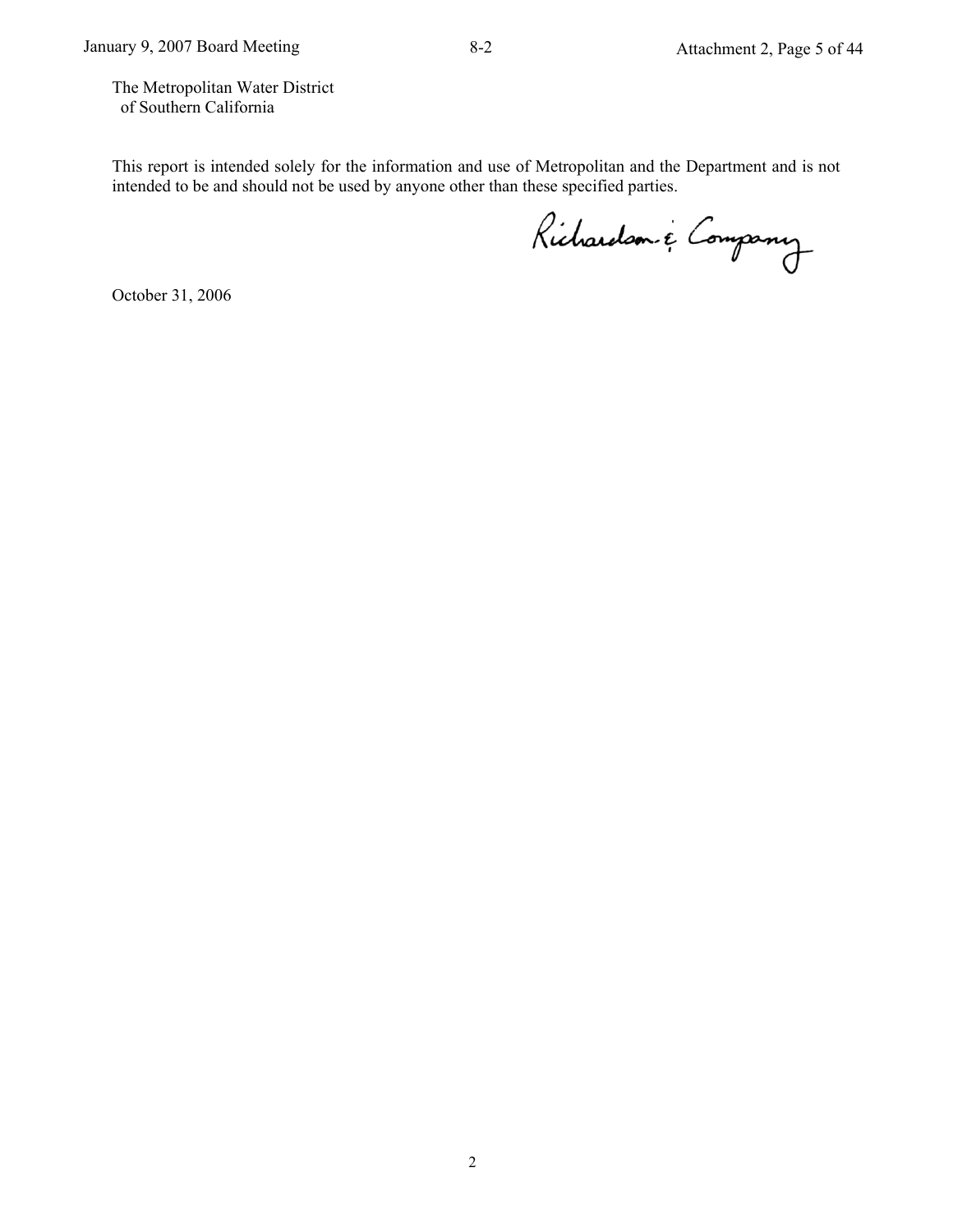The Metropolitan Water District
of Southern California

This report is intended solely for the information and use of Metropolitan and the Department and is not intended to be and should not be used by anyone other than these specified parties.

Richardson & Company

October 31, 2006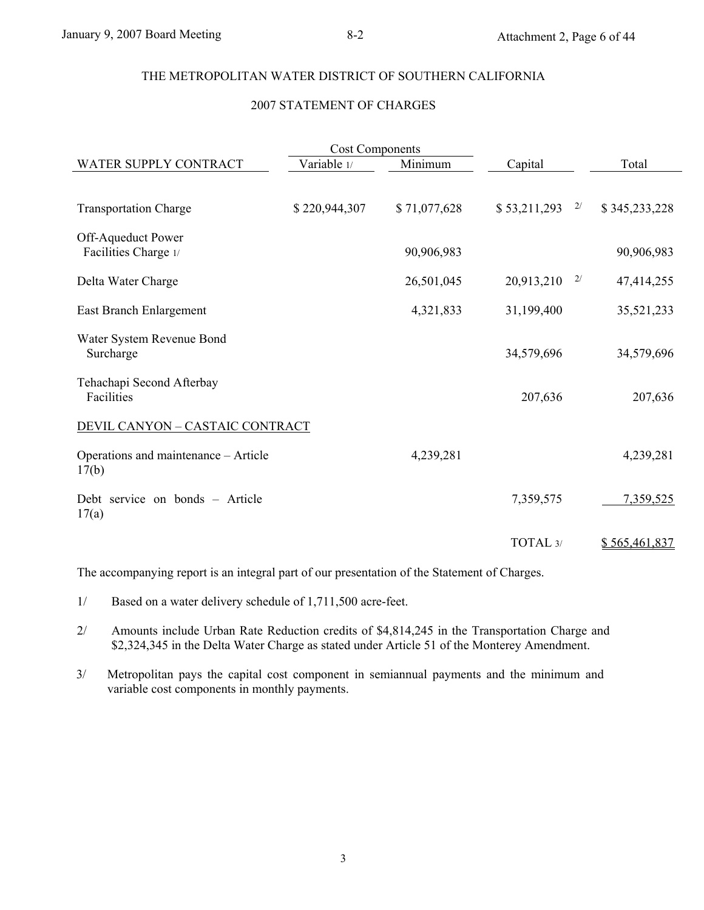THE METROPOLITAN WATER DISTRICT OF SOUTHERN CALIFORNIA

2007 STATEMENT OF CHARGES

| WATER SUPPLY CONTRACT | Cost Components | | Capital | | Total |
|---|---|---|---|---|---|
| | Variable 1/ | Minimum | | | |
| Transportation Charge | $ 220,944,307 | $ 71,077,628 | $ 53,211,293 | 2/ | $ 345,233,228 |
| Off-Aqueduct Power Facilities Charge 1/ | | 90,906,983 | | | 90,906,983 |
| Delta Water Charge | | 26,501,045 | 20,913,210 | 2/ | 47,414,255 |
| East Branch Enlargement | | 4,321,833 | 31,199,400 | | 35,521,233 |
| Water System Revenue Bond Surcharge | | | 34,579,696 | | 34,579,696 |
| Tehachapi Second Afterbay Facilities | | | 207,636 | | 207,636 |
| DEVIL CANYON – CASTAIC CONTRACT | | | | | |
| Operations and maintenance – Article 17(b) | | 4,239,281 | | | 4,239,281 |
| Debt service on bonds – Article 17(a) | | | 7,359,575 | | 7,359,525 |
| | | | TOTAL 3/ | | $ 565,461,837 |

The accompanying report is an integral part of our presentation of the Statement of Charges.

1/ Based on a water delivery schedule of 1,711,500 acre-feet.

2/ Amounts include Urban Rate Reduction credits of $4,814,245 in the Transportation Charge and $2,324,345 in the Delta Water Charge as stated under Article 51 of the Monterey Amendment.

3/ Metropolitan pays the capital cost component in semiannual payments and the minimum and variable cost components in monthly payments.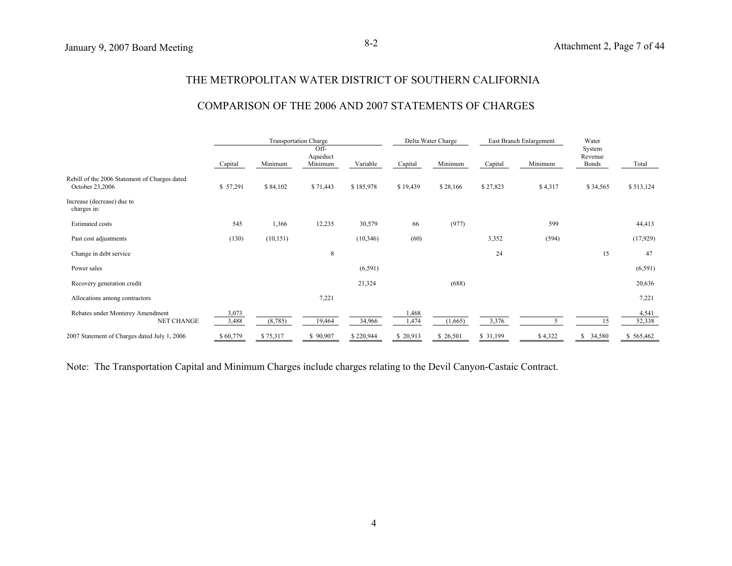# THE METROPOLITAN WATER DISTRICT OF SOUTHERN CALIFORNIA

## COMPARISON OF THE 2006 AND 2007 STATEMENTS OF CHARGES

| | Transportation Charge | | | | Delta Water Charge | | East Branch Enlargement | | Water System Revenue Bonds | Total |
|---|---|---|---|---|---|---|---|---|---|---|
| | Capital | Minimum | Off-Aqueduct Minimum | Variable | Capital | Minimum | Capital | Minimum | | |
| Rebill of the 2006 Statement of Charges dated October 23,2006 | $ 57,291 | $ 84,102 | $ 71,443 | $ 185,978 | $ 19,439 | $ 28,166 | $ 27,823 | $ 4,317 | $ 34,565 | $ 513,124 |
| Increase (decrease) due to charges in: | | | | | | | | | | |
| Estimated costs | 545 | 1,366 | 12,235 | 30,579 | 66 | (977) | | 599 | | 44,413 |
| Past cost adjustments | (130) | (10,151) | | (10,346) | (60) | | 3,352 | (594) | | (17,929) |
| Change in debt service | | | 8 | | | | 24 | | 15 | 47 |
| Power sales | | | | (6,591) | | | | | | (6,591) |
| Recovery generation credit | | | | 21,324 | | (688) | | | | 20,636 |
| Allocations among contractors | | | 7,221 | | | | | | | 7,221 |
| Rebates under Monterey Amendment | 3,073 | | | | 1,468 | | | | | 4,541 |
| NET CHANGE | 3,488 | (8,785) | 19,464 | 34,966 | 1,474 | (1,665) | 3,376 | 5 | 15 | 52,338 |
| 2007 Statement of Charges dated July 1, 2006 | $ 60,779 | $ 75,317 | $ 90,907 | $ 220,944 | $ 20,913 | $ 26,501 | $ 31,199 | $ 4,322 | $ 34,580 | $ 565,462 |

Note: The Transportation Capital and Minimum Charges include charges relating to the Devil Canyon-Castaic Contract.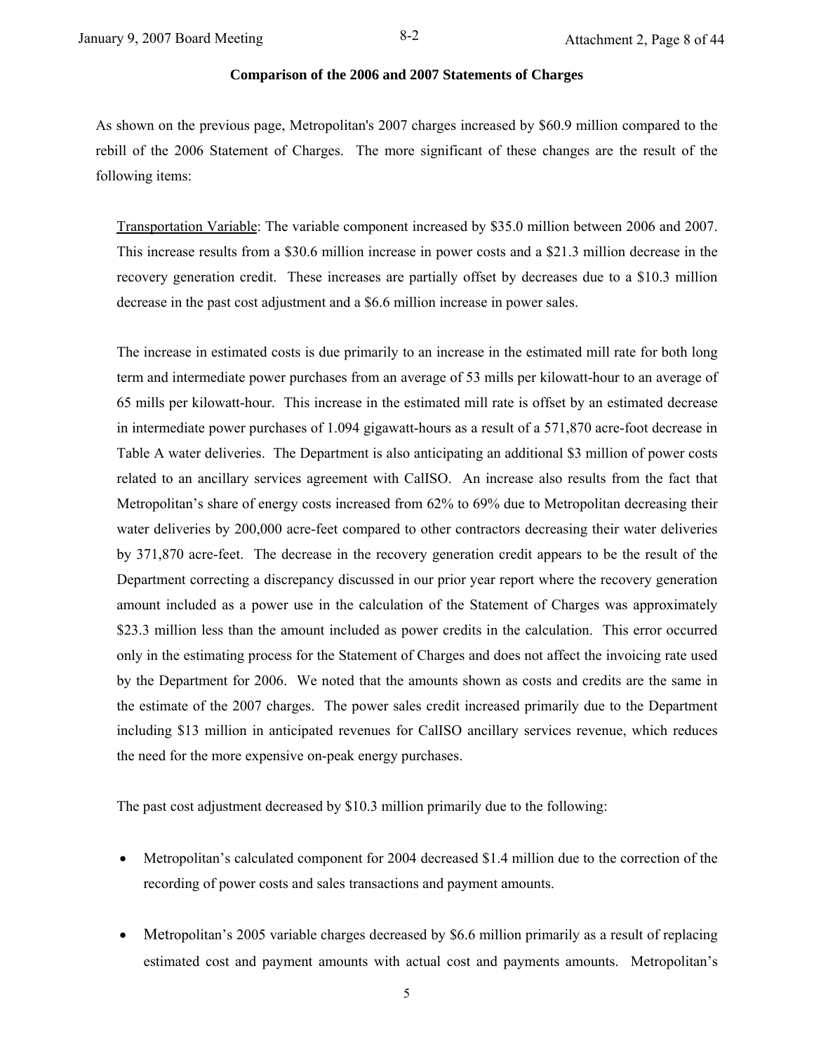**Comparison of the 2006 and 2007 Statements of Charges**

As shown on the previous page, Metropolitan's 2007 charges increased by $60.9 million compared to the rebill of the 2006 Statement of Charges. The more significant of these changes are the result of the following items:

Transportation Variable: The variable component increased by $35.0 million between 2006 and 2007. This increase results from a $30.6 million increase in power costs and a $21.3 million decrease in the recovery generation credit. These increases are partially offset by decreases due to a $10.3 million decrease in the past cost adjustment and a $6.6 million increase in power sales.

The increase in estimated costs is due primarily to an increase in the estimated mill rate for both long term and intermediate power purchases from an average of 53 mills per kilowatt-hour to an average of 65 mills per kilowatt-hour. This increase in the estimated mill rate is offset by an estimated decrease in intermediate power purchases of 1.094 gigawatt-hours as a result of a 571,870 acre-foot decrease in Table A water deliveries. The Department is also anticipating an additional $3 million of power costs related to an ancillary services agreement with CalISO. An increase also results from the fact that Metropolitan's share of energy costs increased from 62% to 69% due to Metropolitan decreasing their water deliveries by 200,000 acre-feet compared to other contractors decreasing their water deliveries by 371,870 acre-feet. The decrease in the recovery generation credit appears to be the result of the Department correcting a discrepancy discussed in our prior year report where the recovery generation amount included as a power use in the calculation of the Statement of Charges was approximately $23.3 million less than the amount included as power credits in the calculation. This error occurred only in the estimating process for the Statement of Charges and does not affect the invoicing rate used by the Department for 2006. We noted that the amounts shown as costs and credits are the same in the estimate of the 2007 charges. The power sales credit increased primarily due to the Department including $13 million in anticipated revenues for CalISO ancillary services revenue, which reduces the need for the more expensive on-peak energy purchases.

The past cost adjustment decreased by $10.3 million primarily due to the following:

- Metropolitan's calculated component for 2004 decreased $1.4 million due to the correction of the recording of power costs and sales transactions and payment amounts.

- Metropolitan's 2005 variable charges decreased by $6.6 million primarily as a result of replacing estimated cost and payment amounts with actual cost and payments amounts. Metropolitan's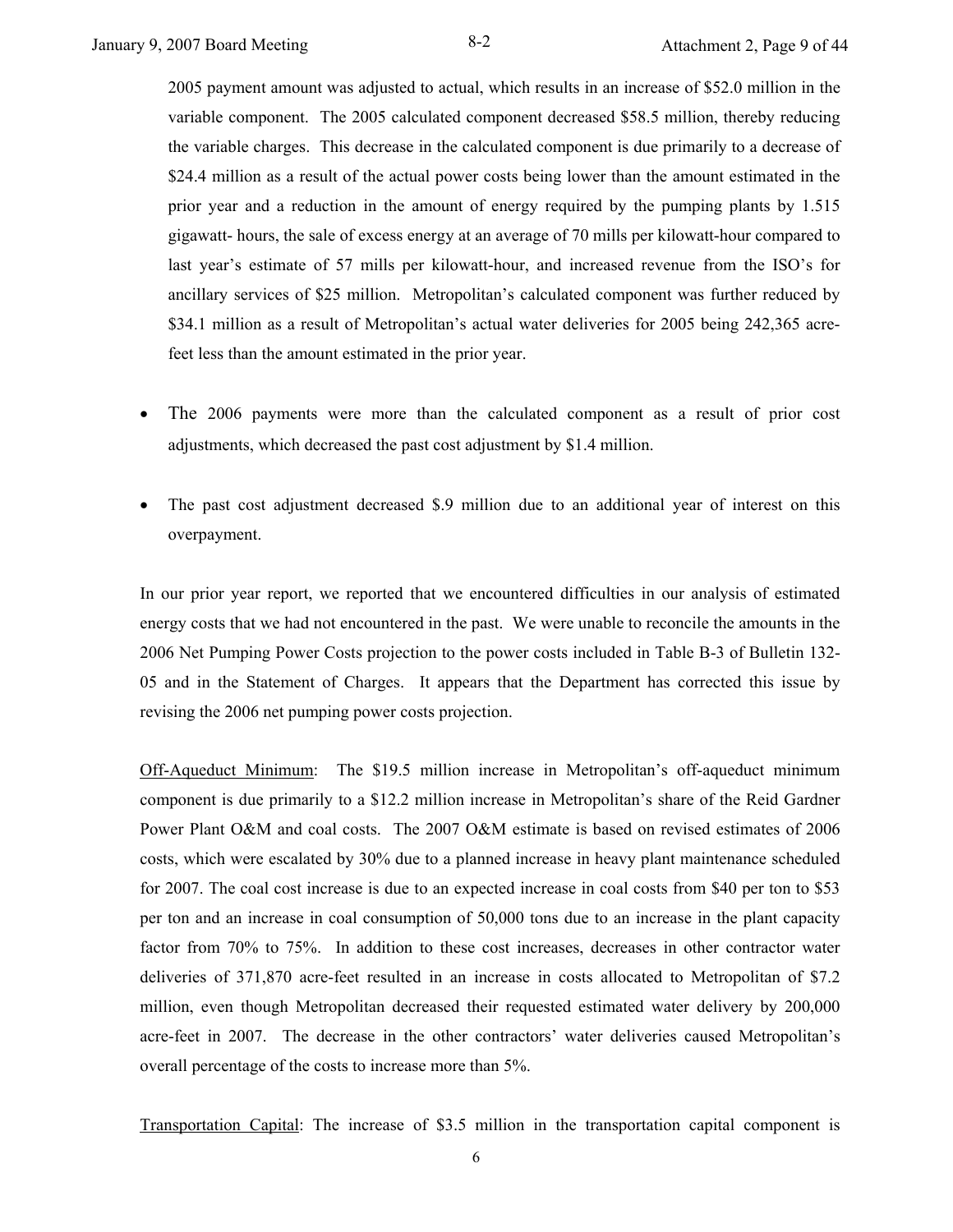2005 payment amount was adjusted to actual, which results in an increase of $52.0 million in the variable component. The 2005 calculated component decreased $58.5 million, thereby reducing the variable charges. This decrease in the calculated component is due primarily to a decrease of $24.4 million as a result of the actual power costs being lower than the amount estimated in the prior year and a reduction in the amount of energy required by the pumping plants by 1.515 gigawatt- hours, the sale of excess energy at an average of 70 mills per kilowatt-hour compared to last year's estimate of 57 mills per kilowatt-hour, and increased revenue from the ISO's for ancillary services of $25 million. Metropolitan's calculated component was further reduced by $34.1 million as a result of Metropolitan's actual water deliveries for 2005 being 242,365 acre-feet less than the amount estimated in the prior year.

- The 2006 payments were more than the calculated component as a result of prior cost adjustments, which decreased the past cost adjustment by $1.4 million.
- The past cost adjustment decreased $.9 million due to an additional year of interest on this overpayment.

In our prior year report, we reported that we encountered difficulties in our analysis of estimated energy costs that we had not encountered in the past. We were unable to reconcile the amounts in the 2006 Net Pumping Power Costs projection to the power costs included in Table B-3 of Bulletin 132-05 and in the Statement of Charges. It appears that the Department has corrected this issue by revising the 2006 net pumping power costs projection.

Off-Aqueduct Minimum: The $19.5 million increase in Metropolitan's off-aqueduct minimum component is due primarily to a $12.2 million increase in Metropolitan's share of the Reid Gardner Power Plant O&M and coal costs. The 2007 O&M estimate is based on revised estimates of 2006 costs, which were escalated by 30% due to a planned increase in heavy plant maintenance scheduled for 2007. The coal cost increase is due to an expected increase in coal costs from $40 per ton to $53 per ton and an increase in coal consumption of 50,000 tons due to an increase in the plant capacity factor from 70% to 75%. In addition to these cost increases, decreases in other contractor water deliveries of 371,870 acre-feet resulted in an increase in costs allocated to Metropolitan of $7.2 million, even though Metropolitan decreased their requested estimated water delivery by 200,000 acre-feet in 2007. The decrease in the other contractors' water deliveries caused Metropolitan's overall percentage of the costs to increase more than 5%.

Transportation Capital: The increase of $3.5 million in the transportation capital component is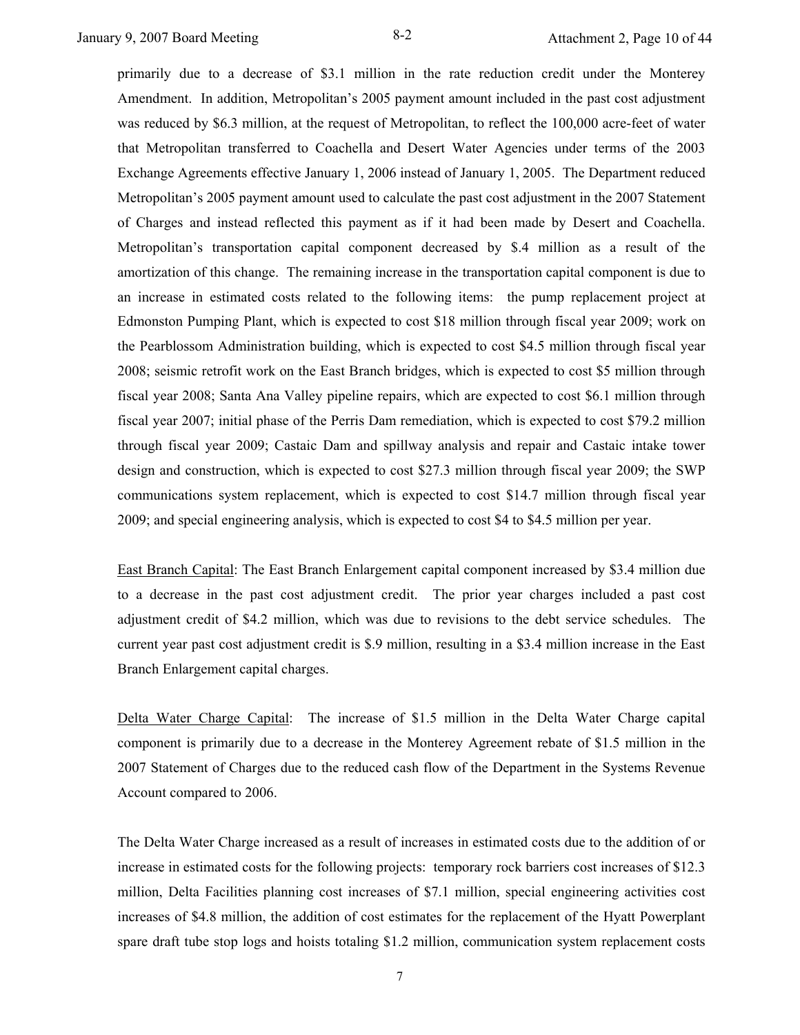primarily due to a decrease of $3.1 million in the rate reduction credit under the Monterey Amendment. In addition, Metropolitan's 2005 payment amount included in the past cost adjustment was reduced by $6.3 million, at the request of Metropolitan, to reflect the 100,000 acre-feet of water that Metropolitan transferred to Coachella and Desert Water Agencies under terms of the 2003 Exchange Agreements effective January 1, 2006 instead of January 1, 2005. The Department reduced Metropolitan's 2005 payment amount used to calculate the past cost adjustment in the 2007 Statement of Charges and instead reflected this payment as if it had been made by Desert and Coachella. Metropolitan's transportation capital component decreased by $.4 million as a result of the amortization of this change. The remaining increase in the transportation capital component is due to an increase in estimated costs related to the following items: the pump replacement project at Edmonston Pumping Plant, which is expected to cost $18 million through fiscal year 2009; work on the Pearblossom Administration building, which is expected to cost $4.5 million through fiscal year 2008; seismic retrofit work on the East Branch bridges, which is expected to cost $5 million through fiscal year 2008; Santa Ana Valley pipeline repairs, which are expected to cost $6.1 million through fiscal year 2007; initial phase of the Perris Dam remediation, which is expected to cost $79.2 million through fiscal year 2009; Castaic Dam and spillway analysis and repair and Castaic intake tower design and construction, which is expected to cost $27.3 million through fiscal year 2009; the SWP communications system replacement, which is expected to cost $14.7 million through fiscal year 2009; and special engineering analysis, which is expected to cost $4 to $4.5 million per year.

East Branch Capital: The East Branch Enlargement capital component increased by $3.4 million due to a decrease in the past cost adjustment credit. The prior year charges included a past cost adjustment credit of $4.2 million, which was due to revisions to the debt service schedules. The current year past cost adjustment credit is $.9 million, resulting in a $3.4 million increase in the East Branch Enlargement capital charges.

Delta Water Charge Capital: The increase of $1.5 million in the Delta Water Charge capital component is primarily due to a decrease in the Monterey Agreement rebate of $1.5 million in the 2007 Statement of Charges due to the reduced cash flow of the Department in the Systems Revenue Account compared to 2006.

The Delta Water Charge increased as a result of increases in estimated costs due to the addition of or increase in estimated costs for the following projects: temporary rock barriers cost increases of $12.3 million, Delta Facilities planning cost increases of $7.1 million, special engineering activities cost increases of $4.8 million, the addition of cost estimates for the replacement of the Hyatt Powerplant spare draft tube stop logs and hoists totaling $1.2 million, communication system replacement costs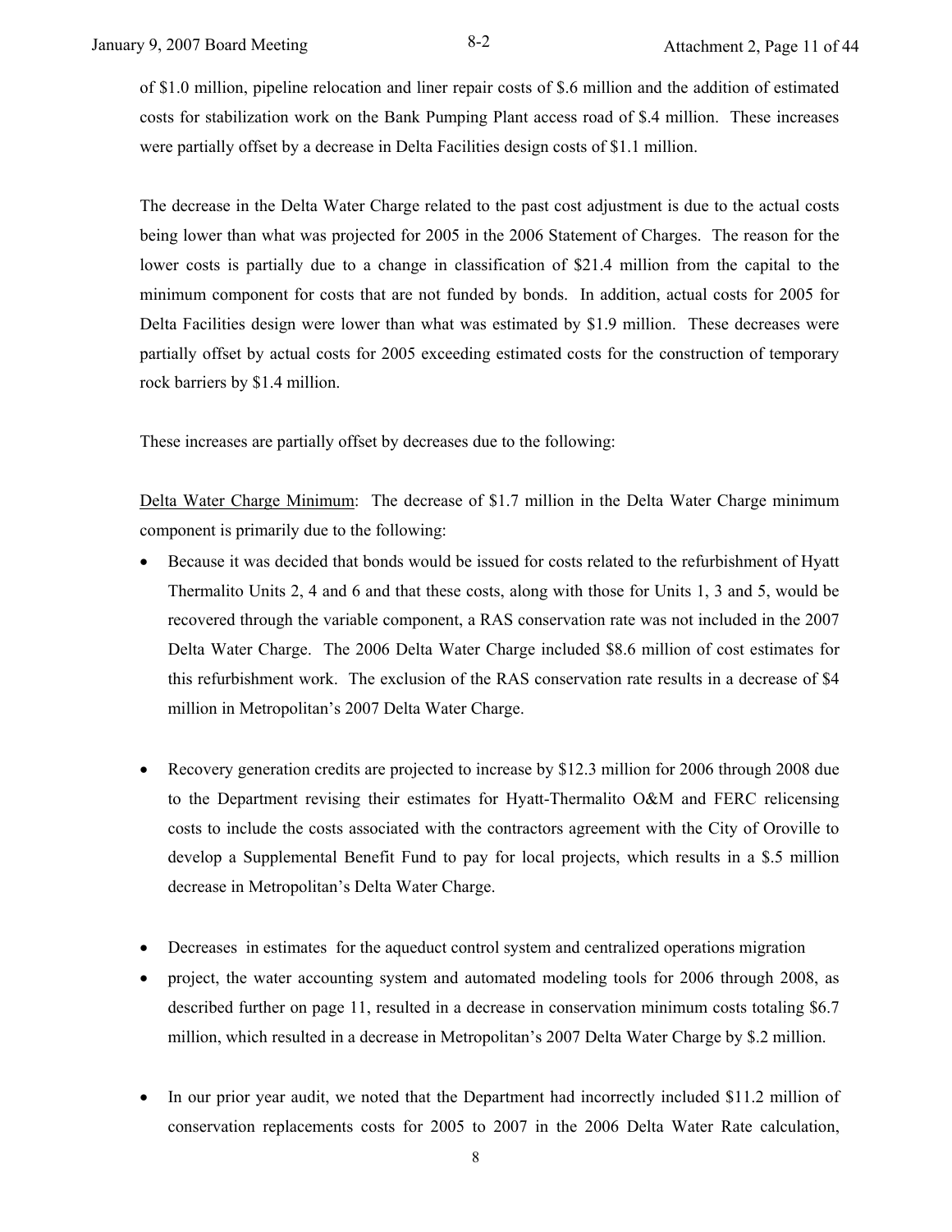of $1.0 million, pipeline relocation and liner repair costs of $.6 million and the addition of estimated costs for stabilization work on the Bank Pumping Plant access road of $.4 million. These increases were partially offset by a decrease in Delta Facilities design costs of $1.1 million.

The decrease in the Delta Water Charge related to the past cost adjustment is due to the actual costs being lower than what was projected for 2005 in the 2006 Statement of Charges. The reason for the lower costs is partially due to a change in classification of $21.4 million from the capital to the minimum component for costs that are not funded by bonds. In addition, actual costs for 2005 for Delta Facilities design were lower than what was estimated by $1.9 million. These decreases were partially offset by actual costs for 2005 exceeding estimated costs for the construction of temporary rock barriers by $1.4 million.

These increases are partially offset by decreases due to the following:

<u>Delta Water Charge Minimum</u>: The decrease of $1.7 million in the Delta Water Charge minimum component is primarily due to the following:

- Because it was decided that bonds would be issued for costs related to the refurbishment of Hyatt Thermalito Units 2, 4 and 6 and that these costs, along with those for Units 1, 3 and 5, would be recovered through the variable component, a RAS conservation rate was not included in the 2007 Delta Water Charge. The 2006 Delta Water Charge included $8.6 million of cost estimates for this refurbishment work. The exclusion of the RAS conservation rate results in a decrease of $4 million in Metropolitan's 2007 Delta Water Charge.

- Recovery generation credits are projected to increase by $12.3 million for 2006 through 2008 due to the Department revising their estimates for Hyatt-Thermalito O&M and FERC relicensing costs to include the costs associated with the contractors agreement with the City of Oroville to develop a Supplemental Benefit Fund to pay for local projects, which results in a $.5 million decrease in Metropolitan's Delta Water Charge.

- Decreases in estimates for the aqueduct control system and centralized operations migration
- project, the water accounting system and automated modeling tools for 2006 through 2008, as described further on page 11, resulted in a decrease in conservation minimum costs totaling $6.7 million, which resulted in a decrease in Metropolitan's 2007 Delta Water Charge by $.2 million.

- In our prior year audit, we noted that the Department had incorrectly included $11.2 million of conservation replacements costs for 2005 to 2007 in the 2006 Delta Water Rate calculation,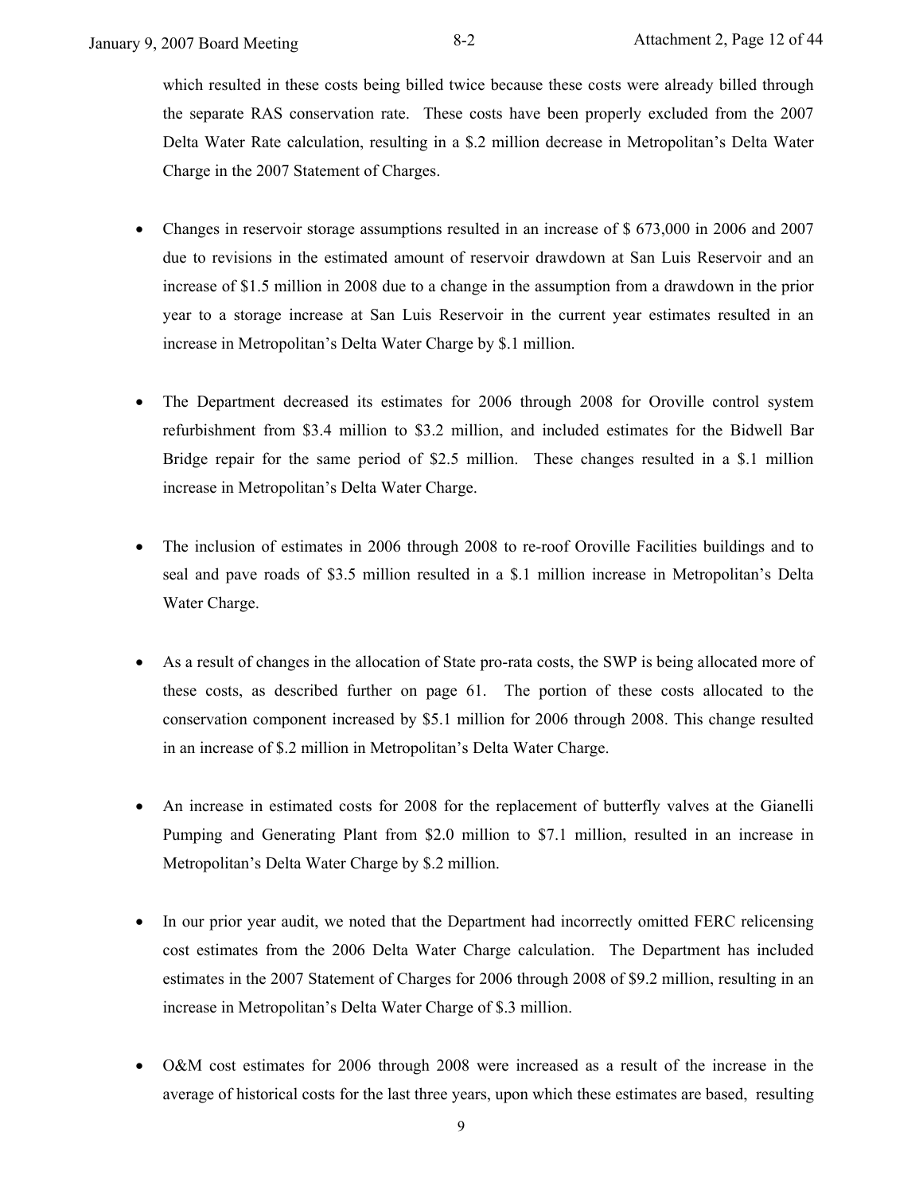which resulted in these costs being billed twice because these costs were already billed through the separate RAS conservation rate. These costs have been properly excluded from the 2007 Delta Water Rate calculation, resulting in a $.2 million decrease in Metropolitan's Delta Water Charge in the 2007 Statement of Charges.

- Changes in reservoir storage assumptions resulted in an increase of $ 673,000 in 2006 and 2007 due to revisions in the estimated amount of reservoir drawdown at San Luis Reservoir and an increase of $1.5 million in 2008 due to a change in the assumption from a drawdown in the prior year to a storage increase at San Luis Reservoir in the current year estimates resulted in an increase in Metropolitan's Delta Water Charge by $.1 million.

- The Department decreased its estimates for 2006 through 2008 for Oroville control system refurbishment from $3.4 million to $3.2 million, and included estimates for the Bidwell Bar Bridge repair for the same period of $2.5 million. These changes resulted in a $.1 million increase in Metropolitan's Delta Water Charge.

- The inclusion of estimates in 2006 through 2008 to re-roof Oroville Facilities buildings and to seal and pave roads of $3.5 million resulted in a $.1 million increase in Metropolitan's Delta Water Charge.

- As a result of changes in the allocation of State pro-rata costs, the SWP is being allocated more of these costs, as described further on page 61. The portion of these costs allocated to the conservation component increased by $5.1 million for 2006 through 2008. This change resulted in an increase of $.2 million in Metropolitan's Delta Water Charge.

- An increase in estimated costs for 2008 for the replacement of butterfly valves at the Gianelli Pumping and Generating Plant from $2.0 million to $7.1 million, resulted in an increase in Metropolitan's Delta Water Charge by $.2 million.

- In our prior year audit, we noted that the Department had incorrectly omitted FERC relicensing cost estimates from the 2006 Delta Water Charge calculation. The Department has included estimates in the 2007 Statement of Charges for 2006 through 2008 of $9.2 million, resulting in an increase in Metropolitan's Delta Water Charge of $.3 million.

- O&M cost estimates for 2006 through 2008 were increased as a result of the increase in the average of historical costs for the last three years, upon which these estimates are based, resulting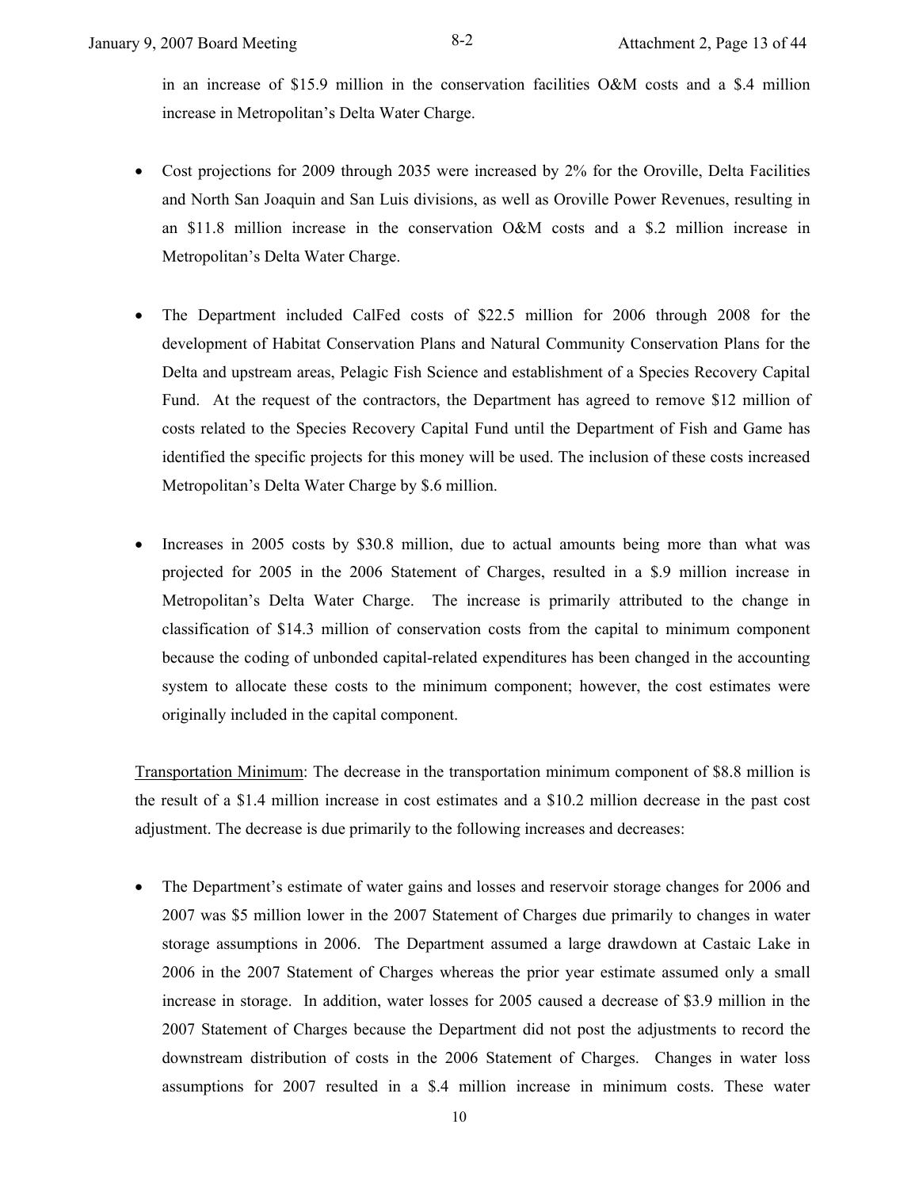in an increase of $15.9 million in the conservation facilities O&M costs and a $.4 million increase in Metropolitan's Delta Water Charge.

- Cost projections for 2009 through 2035 were increased by 2% for the Oroville, Delta Facilities and North San Joaquin and San Luis divisions, as well as Oroville Power Revenues, resulting in an $11.8 million increase in the conservation O&M costs and a $.2 million increase in Metropolitan's Delta Water Charge.

- The Department included CalFed costs of $22.5 million for 2006 through 2008 for the development of Habitat Conservation Plans and Natural Community Conservation Plans for the Delta and upstream areas, Pelagic Fish Science and establishment of a Species Recovery Capital Fund. At the request of the contractors, the Department has agreed to remove $12 million of costs related to the Species Recovery Capital Fund until the Department of Fish and Game has identified the specific projects for this money will be used. The inclusion of these costs increased Metropolitan's Delta Water Charge by $.6 million.

- Increases in 2005 costs by $30.8 million, due to actual amounts being more than what was projected for 2005 in the 2006 Statement of Charges, resulted in a $.9 million increase in Metropolitan's Delta Water Charge. The increase is primarily attributed to the change in classification of $14.3 million of conservation costs from the capital to minimum component because the coding of unbonded capital-related expenditures has been changed in the accounting system to allocate these costs to the minimum component; however, the cost estimates were originally included in the capital component.

<u>Transportation Minimum</u>: The decrease in the transportation minimum component of $8.8 million is the result of a $1.4 million increase in cost estimates and a $10.2 million decrease in the past cost adjustment. The decrease is due primarily to the following increases and decreases:

- The Department's estimate of water gains and losses and reservoir storage changes for 2006 and 2007 was $5 million lower in the 2007 Statement of Charges due primarily to changes in water storage assumptions in 2006. The Department assumed a large drawdown at Castaic Lake in 2006 in the 2007 Statement of Charges whereas the prior year estimate assumed only a small increase in storage. In addition, water losses for 2005 caused a decrease of $3.9 million in the 2007 Statement of Charges because the Department did not post the adjustments to record the downstream distribution of costs in the 2006 Statement of Charges. Changes in water loss assumptions for 2007 resulted in a $.4 million increase in minimum costs. These water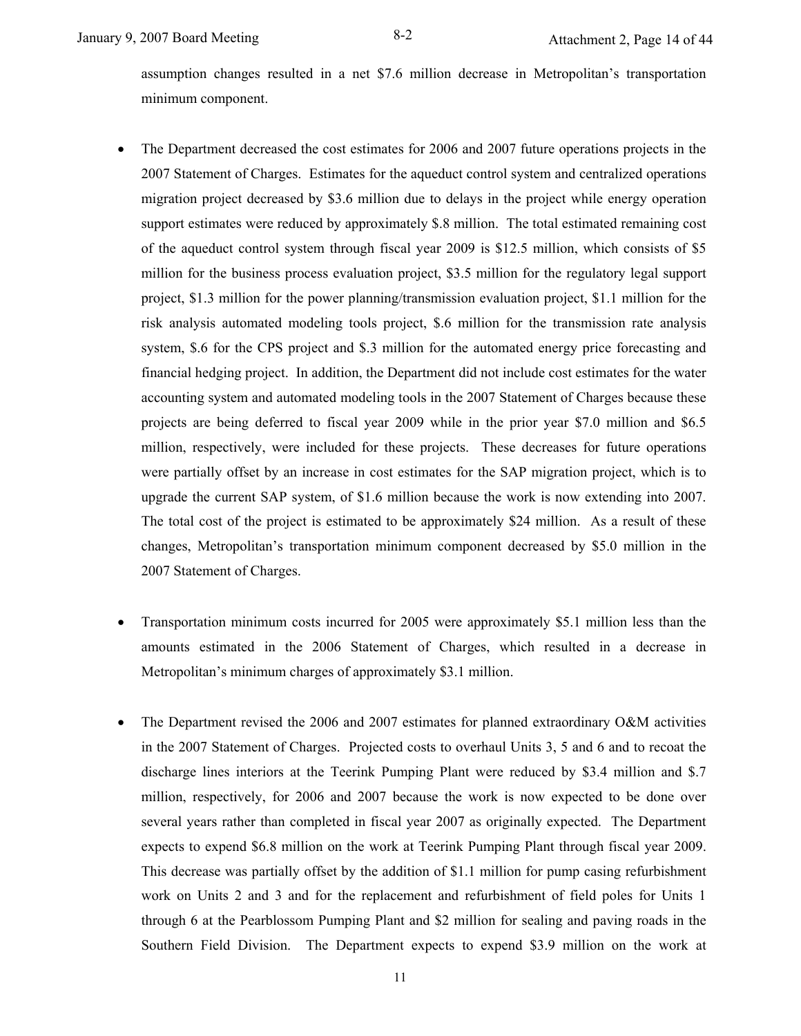assumption changes resulted in a net $7.6 million decrease in Metropolitan's transportation minimum component.

- The Department decreased the cost estimates for 2006 and 2007 future operations projects in the 2007 Statement of Charges. Estimates for the aqueduct control system and centralized operations migration project decreased by $3.6 million due to delays in the project while energy operation support estimates were reduced by approximately $.8 million. The total estimated remaining cost of the aqueduct control system through fiscal year 2009 is $12.5 million, which consists of $5 million for the business process evaluation project, $3.5 million for the regulatory legal support project, $1.3 million for the power planning/transmission evaluation project, $1.1 million for the risk analysis automated modeling tools project, $.6 million for the transmission rate analysis system, $.6 for the CPS project and $.3 million for the automated energy price forecasting and financial hedging project. In addition, the Department did not include cost estimates for the water accounting system and automated modeling tools in the 2007 Statement of Charges because these projects are being deferred to fiscal year 2009 while in the prior year $7.0 million and $6.5 million, respectively, were included for these projects. These decreases for future operations were partially offset by an increase in cost estimates for the SAP migration project, which is to upgrade the current SAP system, of $1.6 million because the work is now extending into 2007. The total cost of the project is estimated to be approximately $24 million. As a result of these changes, Metropolitan's transportation minimum component decreased by $5.0 million in the 2007 Statement of Charges.

- Transportation minimum costs incurred for 2005 were approximately $5.1 million less than the amounts estimated in the 2006 Statement of Charges, which resulted in a decrease in Metropolitan's minimum charges of approximately $3.1 million.

- The Department revised the 2006 and 2007 estimates for planned extraordinary O&M activities in the 2007 Statement of Charges. Projected costs to overhaul Units 3, 5 and 6 and to recoat the discharge lines interiors at the Teerink Pumping Plant were reduced by $3.4 million and $.7 million, respectively, for 2006 and 2007 because the work is now expected to be done over several years rather than completed in fiscal year 2007 as originally expected. The Department expects to expend $6.8 million on the work at Teerink Pumping Plant through fiscal year 2009. This decrease was partially offset by the addition of $1.1 million for pump casing refurbishment work on Units 2 and 3 and for the replacement and refurbishment of field poles for Units 1 through 6 at the Pearblossom Pumping Plant and $2 million for sealing and paving roads in the Southern Field Division. The Department expects to expend $3.9 million on the work at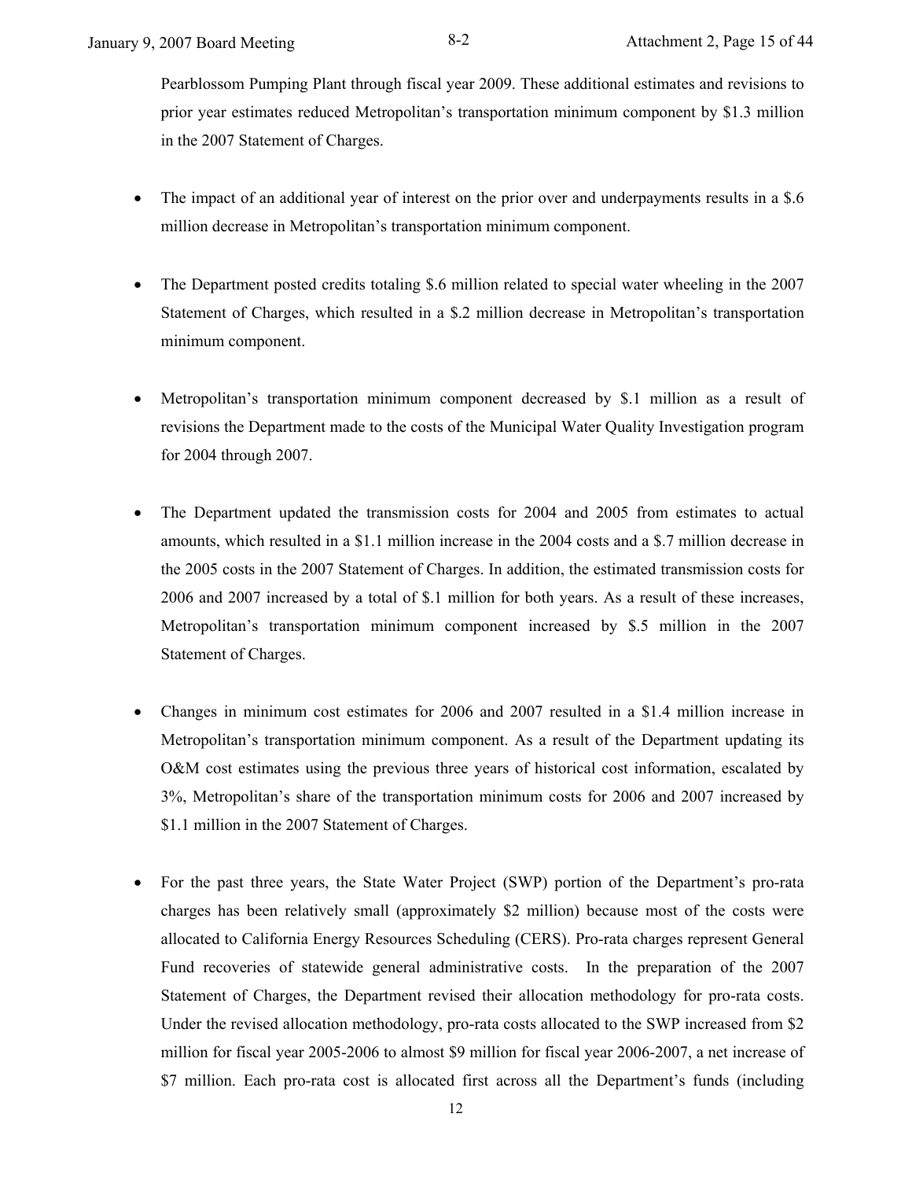Pearblossom Pumping Plant through fiscal year 2009. These additional estimates and revisions to prior year estimates reduced Metropolitan's transportation minimum component by $1.3 million in the 2007 Statement of Charges.

- The impact of an additional year of interest on the prior over and underpayments results in a $.6 million decrease in Metropolitan's transportation minimum component.

- The Department posted credits totaling $.6 million related to special water wheeling in the 2007 Statement of Charges, which resulted in a $.2 million decrease in Metropolitan's transportation minimum component.

- Metropolitan's transportation minimum component decreased by $.1 million as a result of revisions the Department made to the costs of the Municipal Water Quality Investigation program for 2004 through 2007.

- The Department updated the transmission costs for 2004 and 2005 from estimates to actual amounts, which resulted in a $1.1 million increase in the 2004 costs and a $.7 million decrease in the 2005 costs in the 2007 Statement of Charges. In addition, the estimated transmission costs for 2006 and 2007 increased by a total of $.1 million for both years. As a result of these increases, Metropolitan's transportation minimum component increased by $.5 million in the 2007 Statement of Charges.

- Changes in minimum cost estimates for 2006 and 2007 resulted in a $1.4 million increase in Metropolitan's transportation minimum component. As a result of the Department updating its O&M cost estimates using the previous three years of historical cost information, escalated by 3%, Metropolitan's share of the transportation minimum costs for 2006 and 2007 increased by $1.1 million in the 2007 Statement of Charges.

- For the past three years, the State Water Project (SWP) portion of the Department's pro-rata charges has been relatively small (approximately $2 million) because most of the costs were allocated to California Energy Resources Scheduling (CERS). Pro-rata charges represent General Fund recoveries of statewide general administrative costs. In the preparation of the 2007 Statement of Charges, the Department revised their allocation methodology for pro-rata costs. Under the revised allocation methodology, pro-rata costs allocated to the SWP increased from $2 million for fiscal year 2005-2006 to almost $9 million for fiscal year 2006-2007, a net increase of $7 million. Each pro-rata cost is allocated first across all the Department's funds (including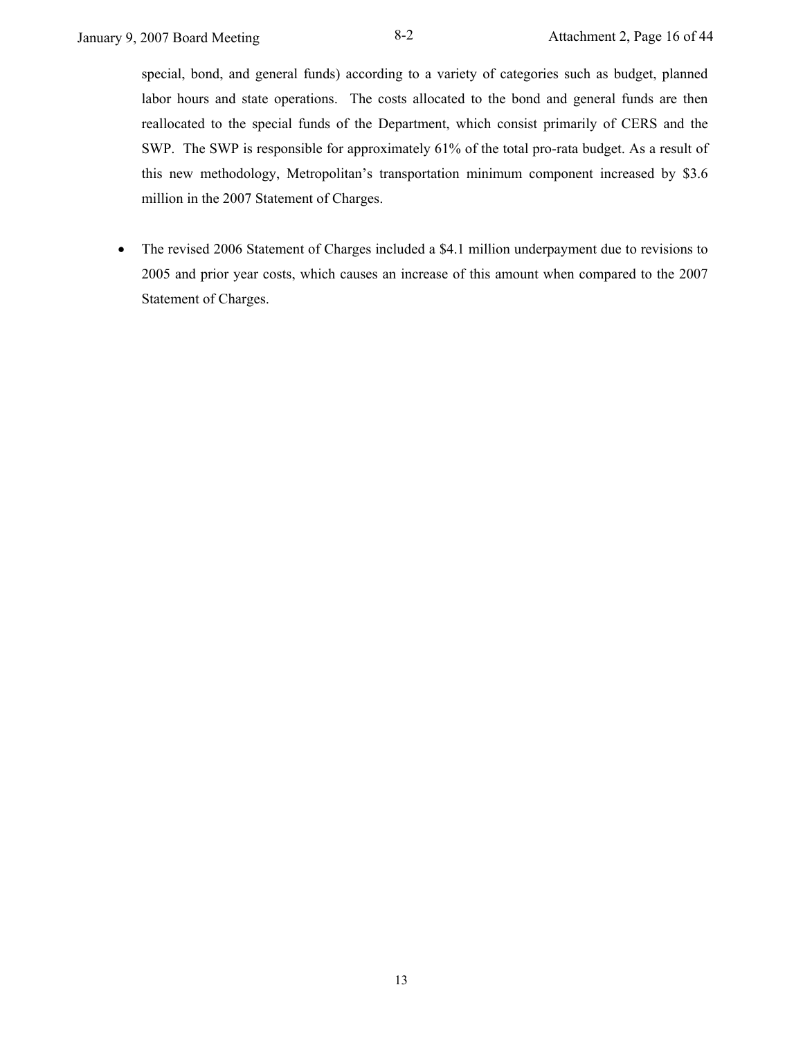special, bond, and general funds) according to a variety of categories such as budget, planned labor hours and state operations. The costs allocated to the bond and general funds are then reallocated to the special funds of the Department, which consist primarily of CERS and the SWP. The SWP is responsible for approximately 61% of the total pro-rata budget. As a result of this new methodology, Metropolitan's transportation minimum component increased by $3.6 million in the 2007 Statement of Charges.

- The revised 2006 Statement of Charges included a $4.1 million underpayment due to revisions to 2005 and prior year costs, which causes an increase of this amount when compared to the 2007 Statement of Charges.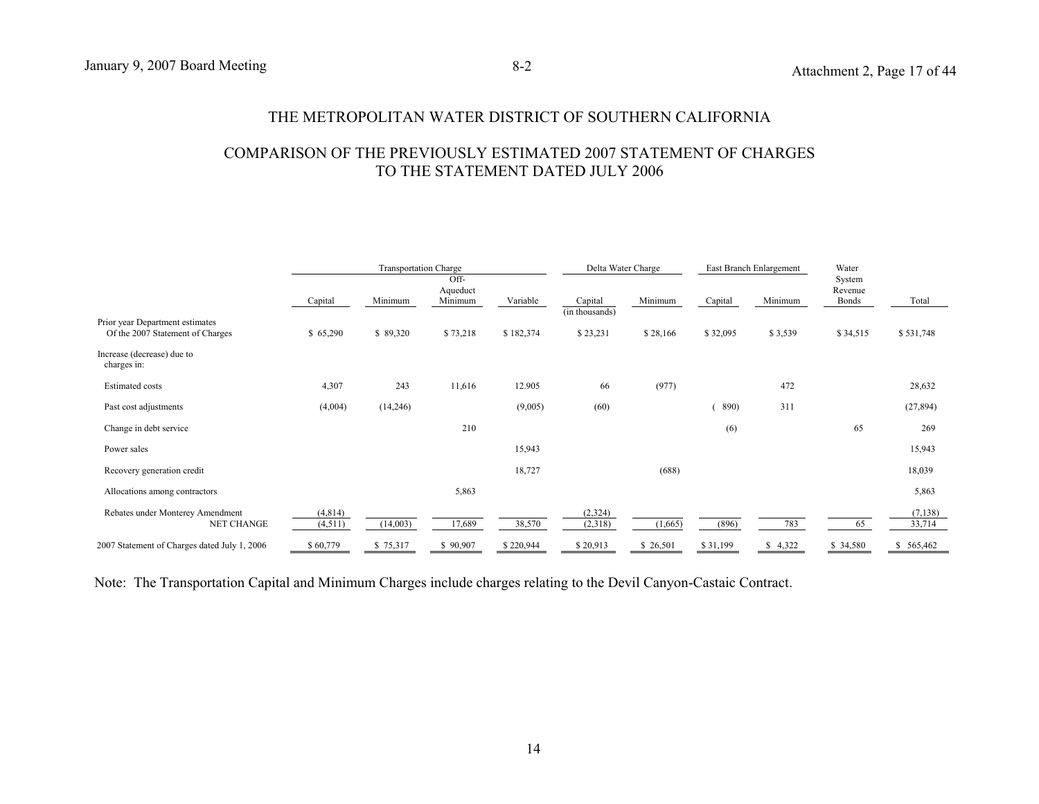# THE METROPOLITAN WATER DISTRICT OF SOUTHERN CALIFORNIA

## COMPARISON OF THE PREVIOUSLY ESTIMATED 2007 STATEMENT OF CHARGES TO THE STATEMENT DATED JULY 2006

| | Transportation Charge | | | | Delta Water Charge | | East Branch Enlargement | | Water System Revenue Bonds | |
|---|---|---|---|---|---|---|---|---|---|---|
| | Capital | Minimum | Off-Aqueduct Minimum | Variable | Capital (in thousands) | Minimum | Capital | Minimum | | Total |
| Prior year Department estimates Of the 2007 Statement of Charges | $ 65,290 | $ 89,320 | $ 73,218 | $ 182,374 | $ 23,231 | $ 28,166 | $ 32,095 | $ 3,539 | $ 34,515 | $ 531,748 |
| Increase (decrease) due to charges in: | | | | | | | | | | |
| Estimated costs | 4,307 | 243 | 11,616 | 12.905 | 66 | (977) | | 472 | | 28,632 |
| Past cost adjustments | (4,004) | (14,246) | | (9,005) | (60) | | ( 890) | 311 | | (27,894) |
| Change in debt service | | | 210 | | | | (6) | | 65 | 269 |
| Power sales | | | | 15,943 | | | | | | 15,943 |
| Recovery generation credit | | | | 18,727 | | (688) | | | | 18,039 |
| Allocations among contractors | | | 5,863 | | | | | | | 5,863 |
| Rebates under Monterey Amendment | (4,814) | | | | (2,324) | | | | | (7,138) |
| NET CHANGE | (4,511) | (14,003) | 17,689 | 38,570 | (2,318) | (1,665) | (896) | 783 | 65 | 33,714 |
| 2007 Statement of Charges dated July 1, 2006 | $ 60,779 | $ 75,317 | $ 90,907 | $ 220,944 | $ 20,913 | $ 26,501 | $ 31,199 | $ 4,322 | $ 34,580 | $ 565,462 |

Note: The Transportation Capital and Minimum Charges include charges relating to the Devil Canyon-Castaic Contract.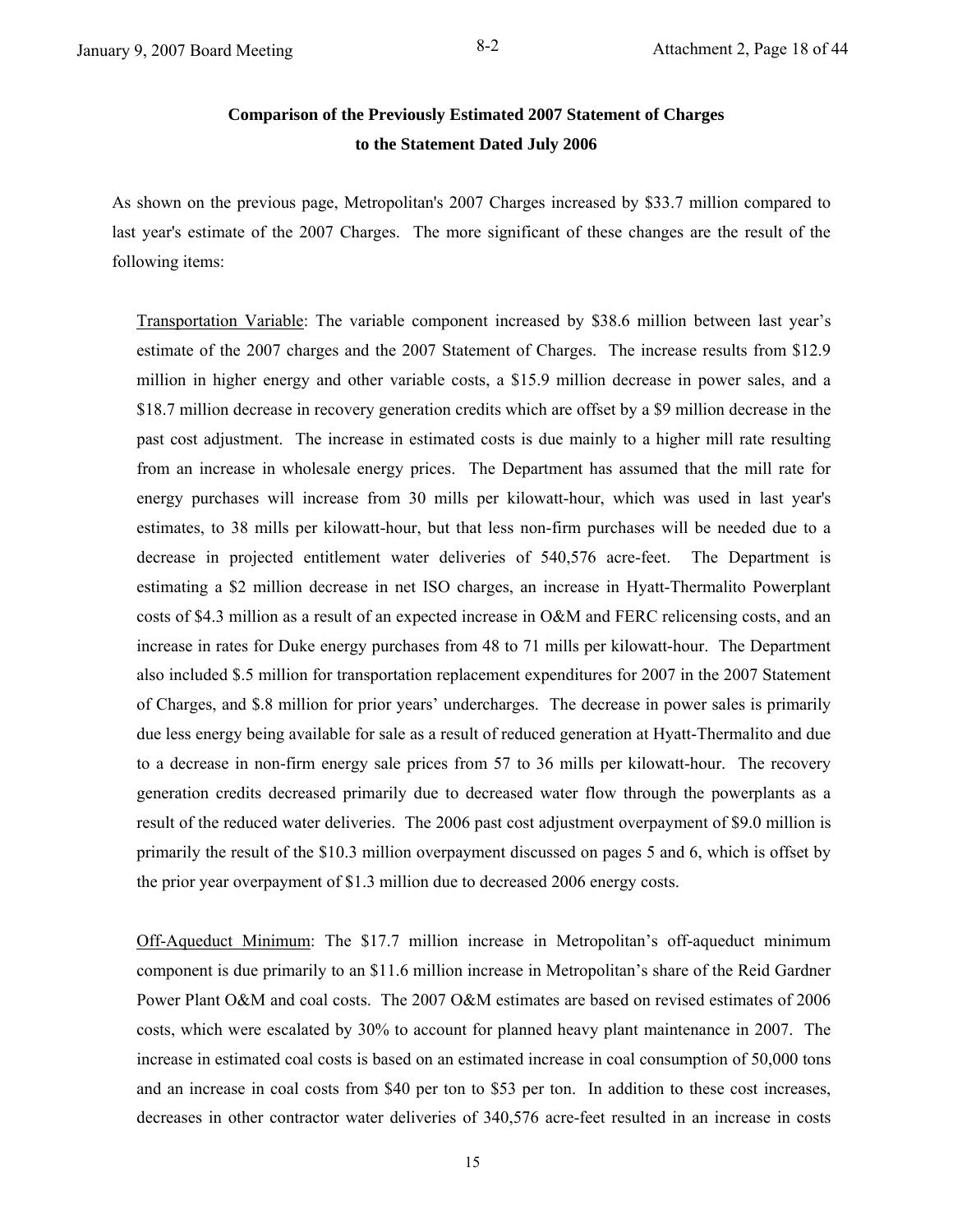## Comparison of the Previously Estimated 2007 Statement of Charges to the Statement Dated July 2006

As shown on the previous page, Metropolitan's 2007 Charges increased by $33.7 million compared to last year's estimate of the 2007 Charges. The more significant of these changes are the result of the following items:

Transportation Variable: The variable component increased by $38.6 million between last year's estimate of the 2007 charges and the 2007 Statement of Charges. The increase results from $12.9 million in higher energy and other variable costs, a $15.9 million decrease in power sales, and a $18.7 million decrease in recovery generation credits which are offset by a $9 million decrease in the past cost adjustment. The increase in estimated costs is due mainly to a higher mill rate resulting from an increase in wholesale energy prices. The Department has assumed that the mill rate for energy purchases will increase from 30 mills per kilowatt-hour, which was used in last year's estimates, to 38 mills per kilowatt-hour, but that less non-firm purchases will be needed due to a decrease in projected entitlement water deliveries of 540,576 acre-feet. The Department is estimating a $2 million decrease in net ISO charges, an increase in Hyatt-Thermalito Powerplant costs of $4.3 million as a result of an expected increase in O&M and FERC relicensing costs, and an increase in rates for Duke energy purchases from 48 to 71 mills per kilowatt-hour. The Department also included $.5 million for transportation replacement expenditures for 2007 in the 2007 Statement of Charges, and $.8 million for prior years' undercharges. The decrease in power sales is primarily due less energy being available for sale as a result of reduced generation at Hyatt-Thermalito and due to a decrease in non-firm energy sale prices from 57 to 36 mills per kilowatt-hour. The recovery generation credits decreased primarily due to decreased water flow through the powerplants as a result of the reduced water deliveries. The 2006 past cost adjustment overpayment of $9.0 million is primarily the result of the $10.3 million overpayment discussed on pages 5 and 6, which is offset by the prior year overpayment of $1.3 million due to decreased 2006 energy costs.

Off-Aqueduct Minimum: The $17.7 million increase in Metropolitan's off-aqueduct minimum component is due primarily to an $11.6 million increase in Metropolitan's share of the Reid Gardner Power Plant O&M and coal costs. The 2007 O&M estimates are based on revised estimates of 2006 costs, which were escalated by 30% to account for planned heavy plant maintenance in 2007. The increase in estimated coal costs is based on an estimated increase in coal consumption of 50,000 tons and an increase in coal costs from $40 per ton to $53 per ton. In addition to these cost increases, decreases in other contractor water deliveries of 340,576 acre-feet resulted in an increase in costs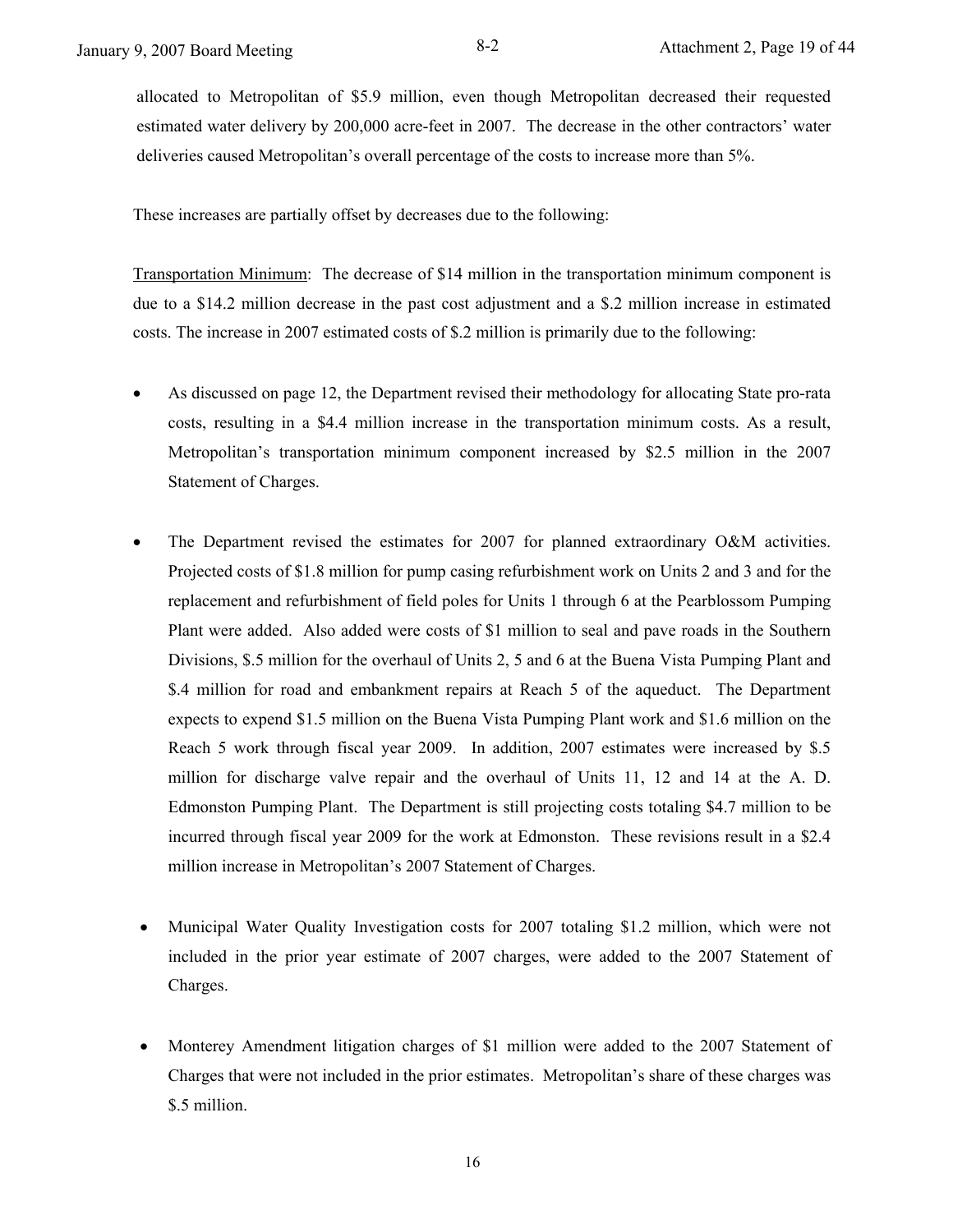allocated to Metropolitan of $5.9 million, even though Metropolitan decreased their requested estimated water delivery by 200,000 acre-feet in 2007. The decrease in the other contractors' water deliveries caused Metropolitan's overall percentage of the costs to increase more than 5%.

These increases are partially offset by decreases due to the following:

<u>Transportation Minimum</u>: The decrease of $14 million in the transportation minimum component is due to a $14.2 million decrease in the past cost adjustment and a $.2 million increase in estimated costs. The increase in 2007 estimated costs of $.2 million is primarily due to the following:

- As discussed on page 12, the Department revised their methodology for allocating State pro-rata costs, resulting in a $4.4 million increase in the transportation minimum costs. As a result, Metropolitan's transportation minimum component increased by $2.5 million in the 2007 Statement of Charges.

- The Department revised the estimates for 2007 for planned extraordinary O&M activities. Projected costs of $1.8 million for pump casing refurbishment work on Units 2 and 3 and for the replacement and refurbishment of field poles for Units 1 through 6 at the Pearblossom Pumping Plant were added. Also added were costs of $1 million to seal and pave roads in the Southern Divisions, $.5 million for the overhaul of Units 2, 5 and 6 at the Buena Vista Pumping Plant and $.4 million for road and embankment repairs at Reach 5 of the aqueduct. The Department expects to expend $1.5 million on the Buena Vista Pumping Plant work and $1.6 million on the Reach 5 work through fiscal year 2009. In addition, 2007 estimates were increased by $.5 million for discharge valve repair and the overhaul of Units 11, 12 and 14 at the A. D. Edmonston Pumping Plant. The Department is still projecting costs totaling $4.7 million to be incurred through fiscal year 2009 for the work at Edmonston. These revisions result in a $2.4 million increase in Metropolitan's 2007 Statement of Charges.

- Municipal Water Quality Investigation costs for 2007 totaling $1.2 million, which were not included in the prior year estimate of 2007 charges, were added to the 2007 Statement of Charges.

- Monterey Amendment litigation charges of $1 million were added to the 2007 Statement of Charges that were not included in the prior estimates. Metropolitan's share of these charges was $.5 million.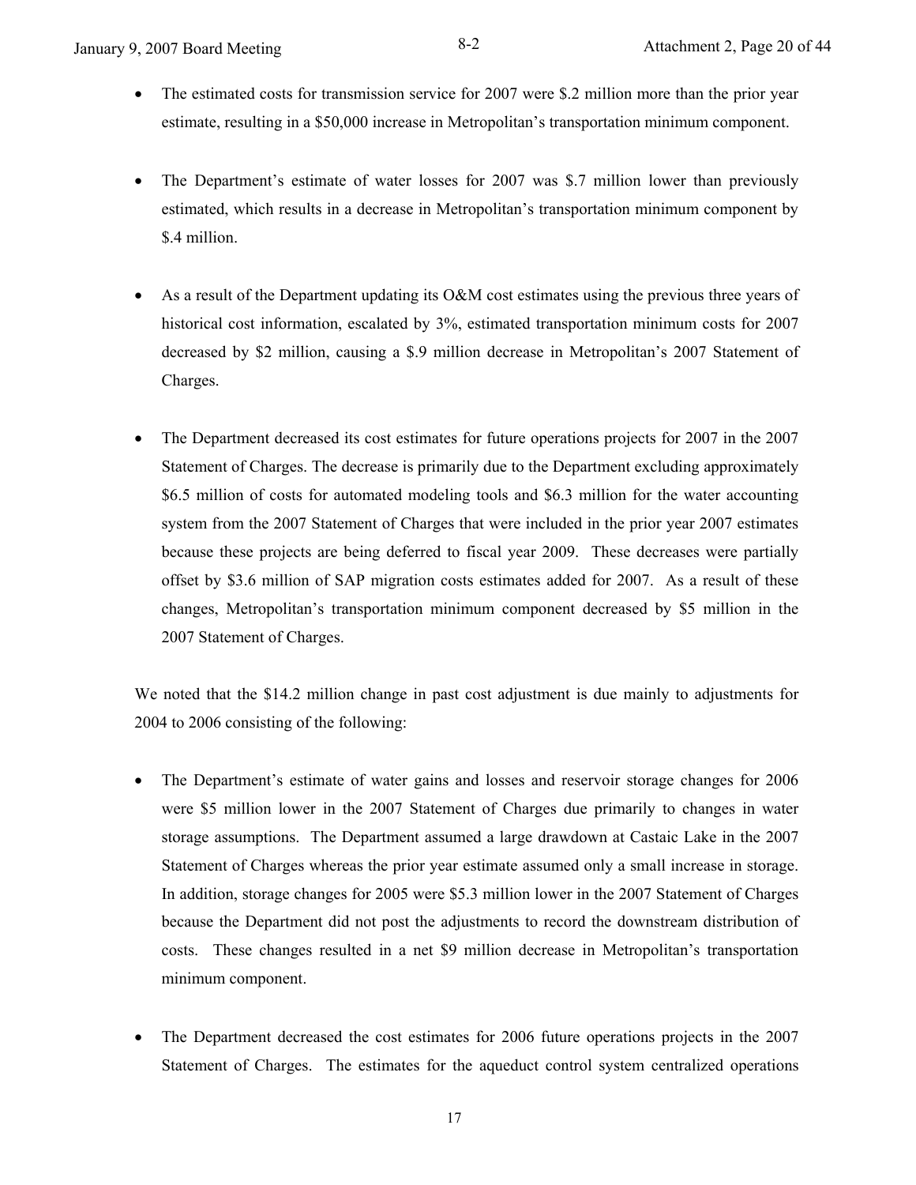- The estimated costs for transmission service for 2007 were $.2 million more than the prior year estimate, resulting in a $50,000 increase in Metropolitan's transportation minimum component.

- The Department's estimate of water losses for 2007 was $.7 million lower than previously estimated, which results in a decrease in Metropolitan's transportation minimum component by $.4 million.

- As a result of the Department updating its O&M cost estimates using the previous three years of historical cost information, escalated by 3%, estimated transportation minimum costs for 2007 decreased by $2 million, causing a $.9 million decrease in Metropolitan's 2007 Statement of Charges.

- The Department decreased its cost estimates for future operations projects for 2007 in the 2007 Statement of Charges. The decrease is primarily due to the Department excluding approximately $6.5 million of costs for automated modeling tools and $6.3 million for the water accounting system from the 2007 Statement of Charges that were included in the prior year 2007 estimates because these projects are being deferred to fiscal year 2009. These decreases were partially offset by $3.6 million of SAP migration costs estimates added for 2007. As a result of these changes, Metropolitan's transportation minimum component decreased by $5 million in the 2007 Statement of Charges.

We noted that the $14.2 million change in past cost adjustment is due mainly to adjustments for 2004 to 2006 consisting of the following:

- The Department's estimate of water gains and losses and reservoir storage changes for 2006 were $5 million lower in the 2007 Statement of Charges due primarily to changes in water storage assumptions. The Department assumed a large drawdown at Castaic Lake in the 2007 Statement of Charges whereas the prior year estimate assumed only a small increase in storage. In addition, storage changes for 2005 were $5.3 million lower in the 2007 Statement of Charges because the Department did not post the adjustments to record the downstream distribution of costs. These changes resulted in a net $9 million decrease in Metropolitan's transportation minimum component.

- The Department decreased the cost estimates for 2006 future operations projects in the 2007 Statement of Charges. The estimates for the aqueduct control system centralized operations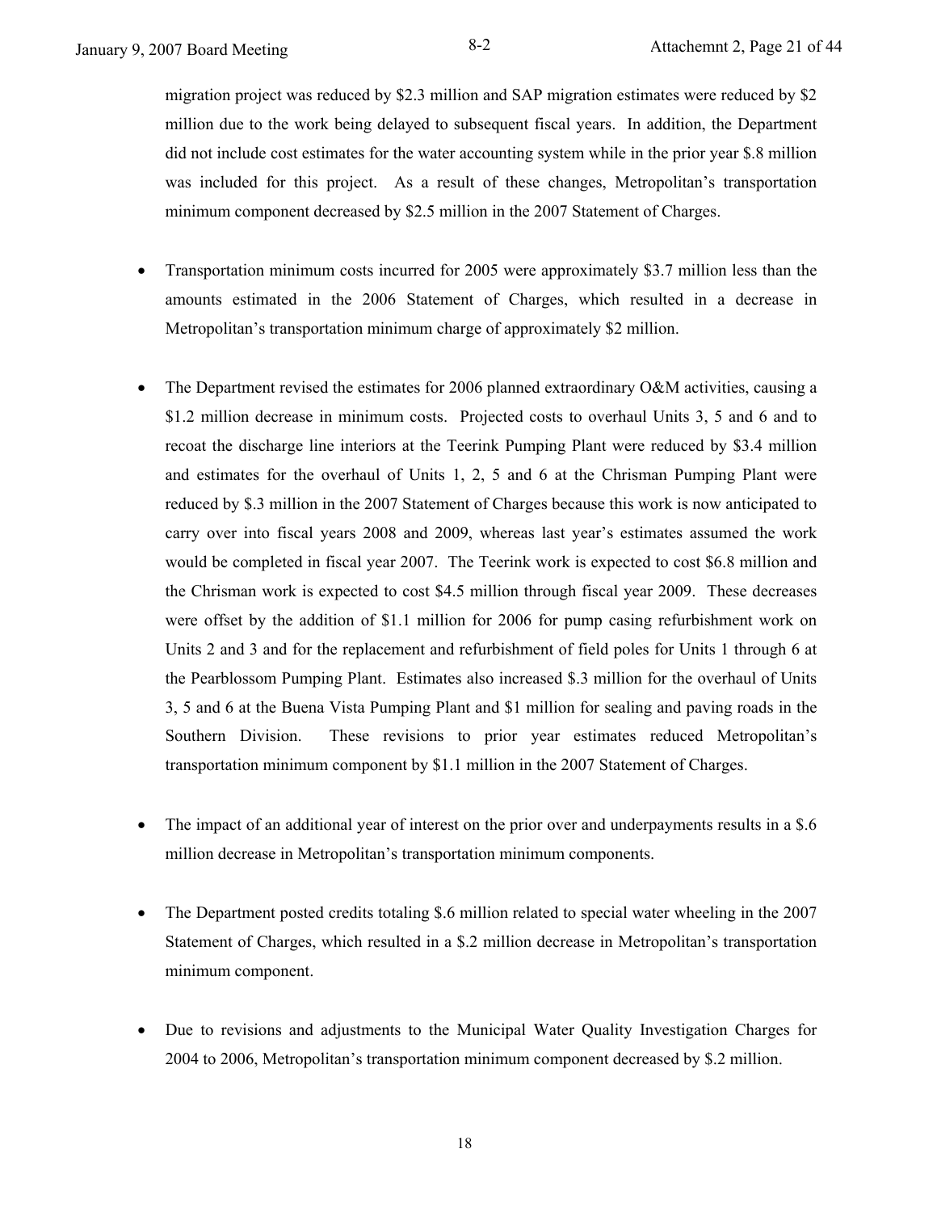migration project was reduced by $2.3 million and SAP migration estimates were reduced by $2 million due to the work being delayed to subsequent fiscal years. In addition, the Department did not include cost estimates for the water accounting system while in the prior year $.8 million was included for this project. As a result of these changes, Metropolitan's transportation minimum component decreased by $2.5 million in the 2007 Statement of Charges.

- Transportation minimum costs incurred for 2005 were approximately $3.7 million less than the amounts estimated in the 2006 Statement of Charges, which resulted in a decrease in Metropolitan's transportation minimum charge of approximately $2 million.

- The Department revised the estimates for 2006 planned extraordinary O&M activities, causing a $1.2 million decrease in minimum costs. Projected costs to overhaul Units 3, 5 and 6 and to recoat the discharge line interiors at the Teerink Pumping Plant were reduced by $3.4 million and estimates for the overhaul of Units 1, 2, 5 and 6 at the Chrisman Pumping Plant were reduced by $.3 million in the 2007 Statement of Charges because this work is now anticipated to carry over into fiscal years 2008 and 2009, whereas last year's estimates assumed the work would be completed in fiscal year 2007. The Teerink work is expected to cost $6.8 million and the Chrisman work is expected to cost $4.5 million through fiscal year 2009. These decreases were offset by the addition of $1.1 million for 2006 for pump casing refurbishment work on Units 2 and 3 and for the replacement and refurbishment of field poles for Units 1 through 6 at the Pearblossom Pumping Plant. Estimates also increased $.3 million for the overhaul of Units 3, 5 and 6 at the Buena Vista Pumping Plant and $1 million for sealing and paving roads in the Southern Division. These revisions to prior year estimates reduced Metropolitan's transportation minimum component by $1.1 million in the 2007 Statement of Charges.

- The impact of an additional year of interest on the prior over and underpayments results in a $.6 million decrease in Metropolitan's transportation minimum components.

- The Department posted credits totaling $.6 million related to special water wheeling in the 2007 Statement of Charges, which resulted in a $.2 million decrease in Metropolitan's transportation minimum component.

- Due to revisions and adjustments to the Municipal Water Quality Investigation Charges for 2004 to 2006, Metropolitan's transportation minimum component decreased by $.2 million.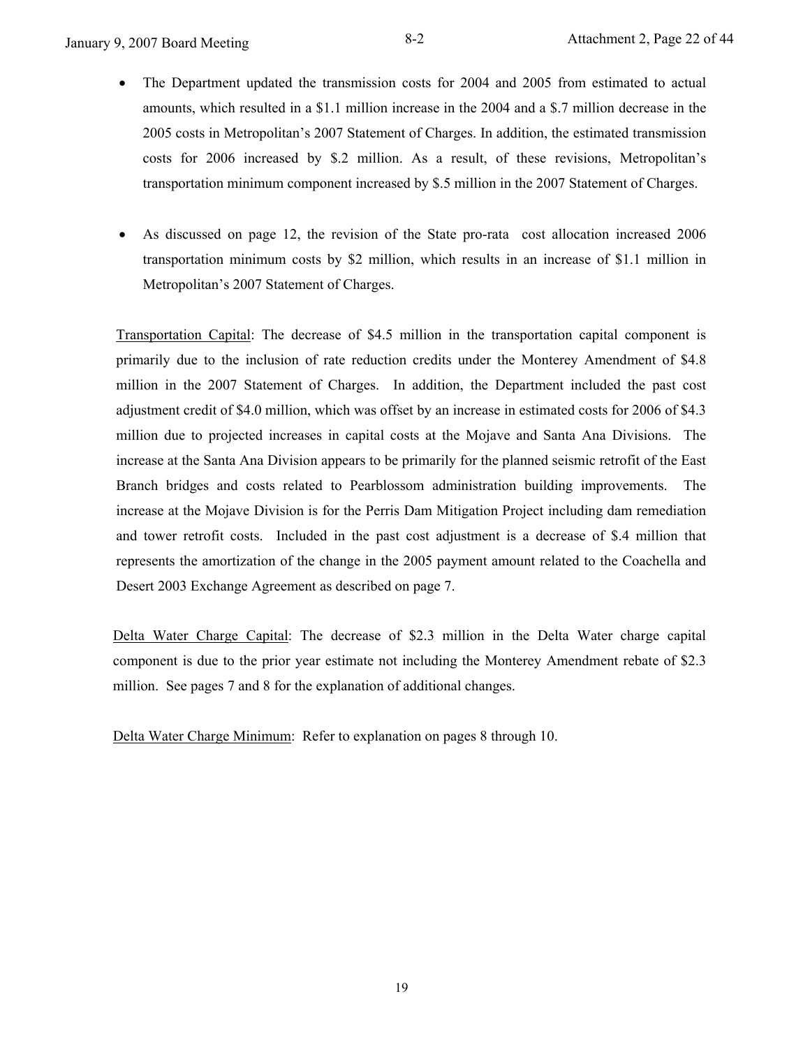- The Department updated the transmission costs for 2004 and 2005 from estimated to actual amounts, which resulted in a $1.1 million increase in the 2004 and a $.7 million decrease in the 2005 costs in Metropolitan's 2007 Statement of Charges. In addition, the estimated transmission costs for 2006 increased by $.2 million. As a result, of these revisions, Metropolitan's transportation minimum component increased by $.5 million in the 2007 Statement of Charges.

- As discussed on page 12, the revision of the State pro-rata cost allocation increased 2006 transportation minimum costs by $2 million, which results in an increase of $1.1 million in Metropolitan's 2007 Statement of Charges.

Transportation Capital: The decrease of $4.5 million in the transportation capital component is primarily due to the inclusion of rate reduction credits under the Monterey Amendment of $4.8 million in the 2007 Statement of Charges. In addition, the Department included the past cost adjustment credit of $4.0 million, which was offset by an increase in estimated costs for 2006 of $4.3 million due to projected increases in capital costs at the Mojave and Santa Ana Divisions. The increase at the Santa Ana Division appears to be primarily for the planned seismic retrofit of the East Branch bridges and costs related to Pearblossom administration building improvements. The increase at the Mojave Division is for the Perris Dam Mitigation Project including dam remediation and tower retrofit costs. Included in the past cost adjustment is a decrease of $.4 million that represents the amortization of the change in the 2005 payment amount related to the Coachella and Desert 2003 Exchange Agreement as described on page 7.

Delta Water Charge Capital: The decrease of $2.3 million in the Delta Water charge capital component is due to the prior year estimate not including the Monterey Amendment rebate of $2.3 million. See pages 7 and 8 for the explanation of additional changes.

Delta Water Charge Minimum: Refer to explanation on pages 8 through 10.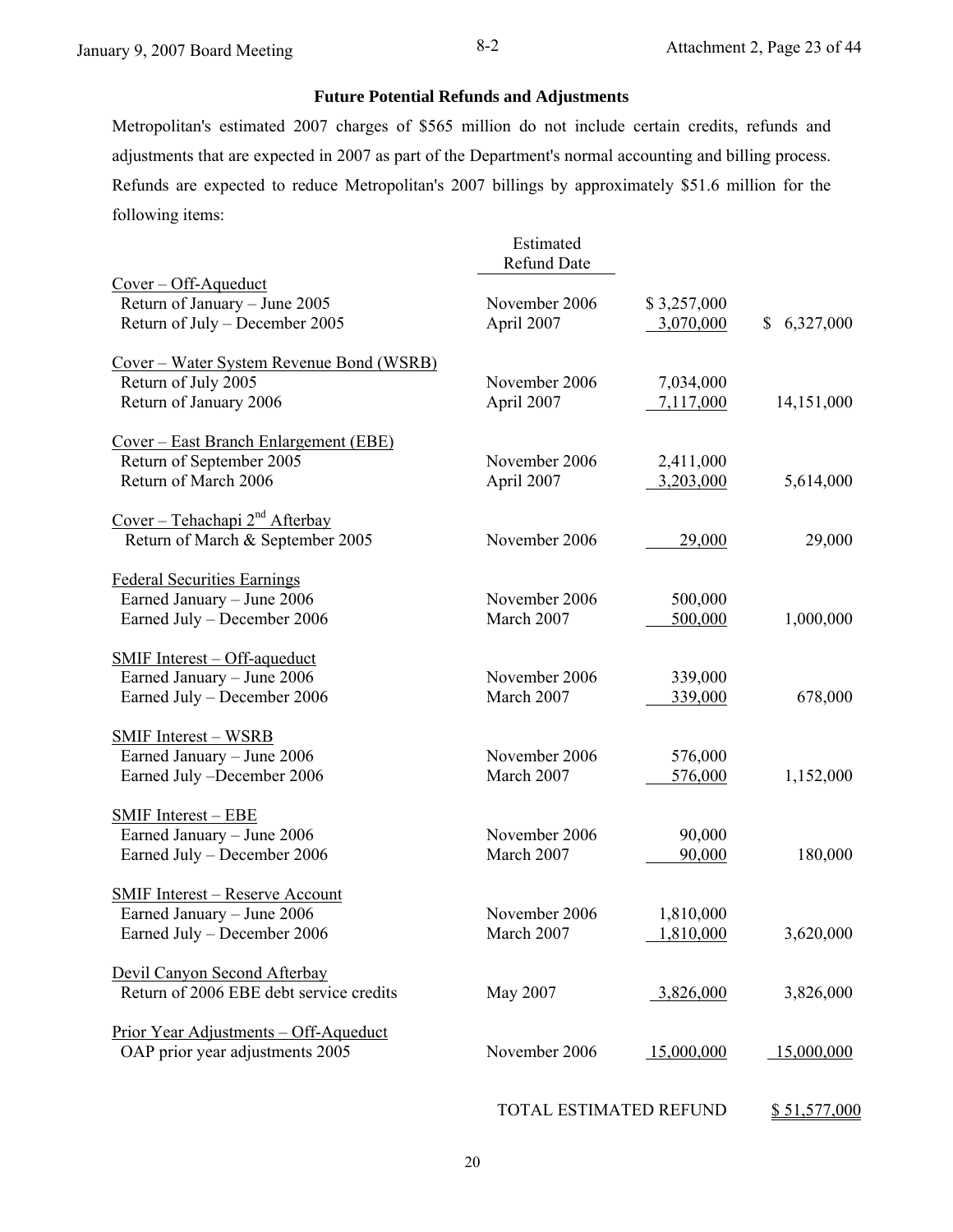### Future Potential Refunds and Adjustments

Metropolitan's estimated 2007 charges of $565 million do not include certain credits, refunds and adjustments that are expected in 2007 as part of the Department's normal accounting and billing process. Refunds are expected to reduce Metropolitan's 2007 billings by approximately $51.6 million for the following items:

| | Estimated Refund Date | | |
|---|---|---|---|
| Cover – Off-Aqueduct | | | |
| Return of January – June 2005 | November 2006 | $ 3,257,000 | |
| Return of July – December 2005 | April 2007 | 3,070,000 | $ 6,327,000 |
| Cover – Water System Revenue Bond (WSRB) | | | |
| Return of July 2005 | November 2006 | 7,034,000 | |
| Return of January 2006 | April 2007 | 7,117,000 | 14,151,000 |
| Cover – East Branch Enlargement (EBE) | | | |
| Return of September 2005 | November 2006 | 2,411,000 | |
| Return of March 2006 | April 2007 | 3,203,000 | 5,614,000 |
| Cover – Tehachapi 2nd Afterbay | | | |
| Return of March & September 2005 | November 2006 | 29,000 | 29,000 |
| Federal Securities Earnings | | | |
| Earned January – June 2006 | November 2006 | 500,000 | |
| Earned July – December 2006 | March 2007 | 500,000 | 1,000,000 |
| SMIF Interest – Off-aqueduct | | | |
| Earned January – June 2006 | November 2006 | 339,000 | |
| Earned July – December 2006 | March 2007 | 339,000 | 678,000 |
| SMIF Interest – WSRB | | | |
| Earned January – June 2006 | November 2006 | 576,000 | |
| Earned July –December 2006 | March 2007 | 576,000 | 1,152,000 |
| SMIF Interest – EBE | | | |
| Earned January – June 2006 | November 2006 | 90,000 | |
| Earned July – December 2006 | March 2007 | 90,000 | 180,000 |
| SMIF Interest – Reserve Account | | | |
| Earned January – June 2006 | November 2006 | 1,810,000 | |
| Earned July – December 2006 | March 2007 | 1,810,000 | 3,620,000 |
| Devil Canyon Second Afterbay | | | |
| Return of 2006 EBE debt service credits | May 2007 | 3,826,000 | 3,826,000 |
| Prior Year Adjustments – Off-Aqueduct | | | |
| OAP prior year adjustments 2005 | November 2006 | 15,000,000 | 15,000,000 |
| | | TOTAL ESTIMATED REFUND | $ 51,577,000 |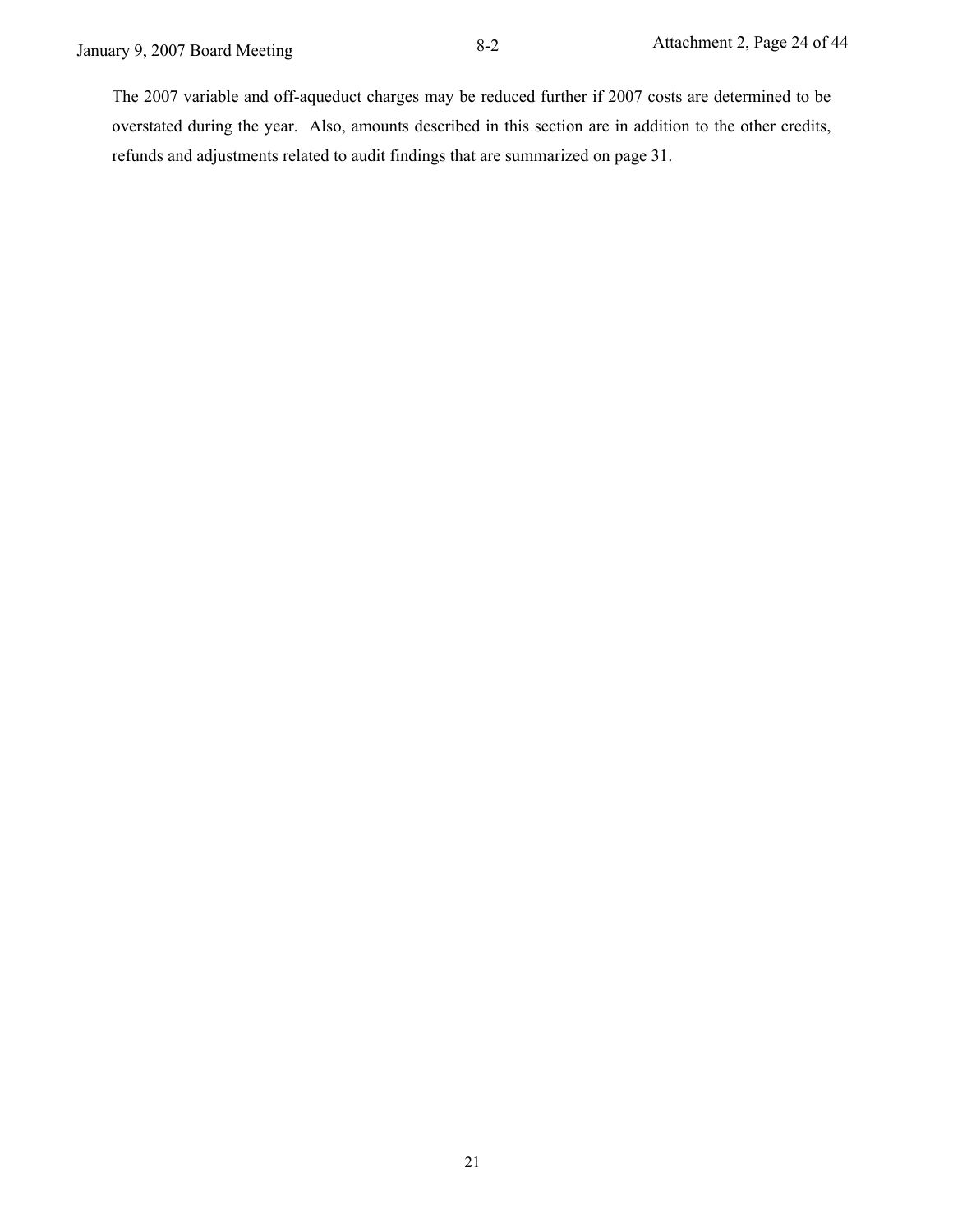The 2007 variable and off-aqueduct charges may be reduced further if 2007 costs are determined to be overstated during the year. Also, amounts described in this section are in addition to the other credits, refunds and adjustments related to audit findings that are summarized on page 31.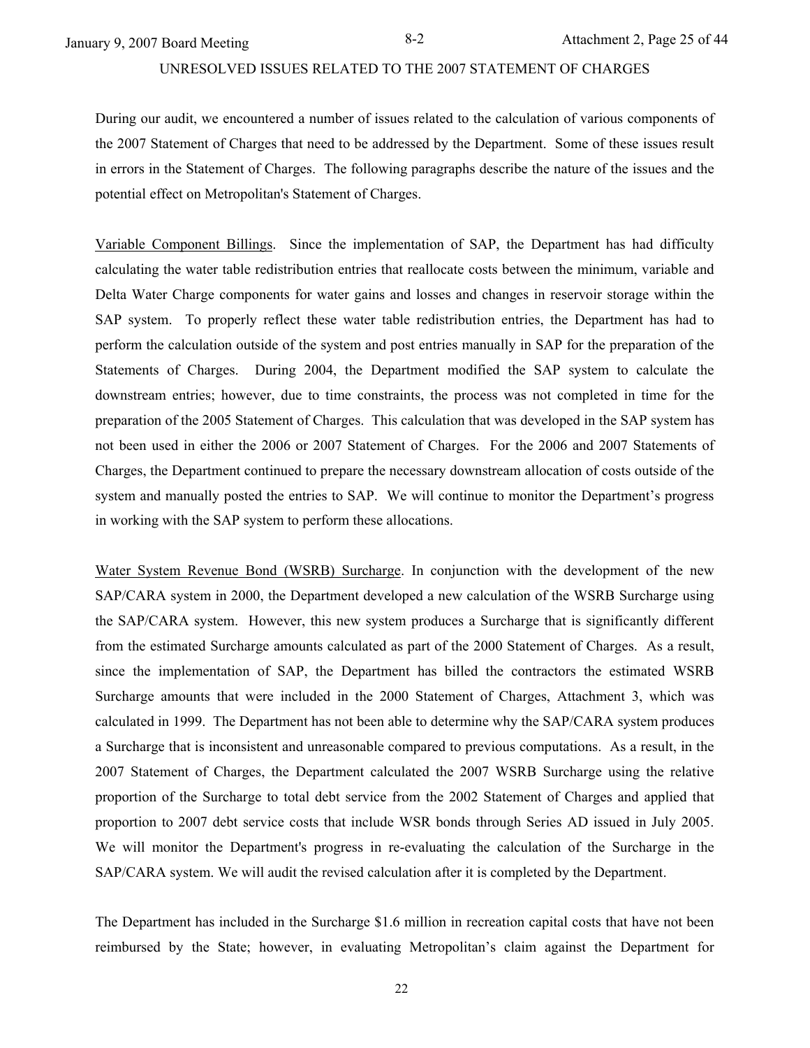UNRESOLVED ISSUES RELATED TO THE 2007 STATEMENT OF CHARGES

During our audit, we encountered a number of issues related to the calculation of various components of the 2007 Statement of Charges that need to be addressed by the Department. Some of these issues result in errors in the Statement of Charges. The following paragraphs describe the nature of the issues and the potential effect on Metropolitan's Statement of Charges.

Variable Component Billings. Since the implementation of SAP, the Department has had difficulty calculating the water table redistribution entries that reallocate costs between the minimum, variable and Delta Water Charge components for water gains and losses and changes in reservoir storage within the SAP system. To properly reflect these water table redistribution entries, the Department has had to perform the calculation outside of the system and post entries manually in SAP for the preparation of the Statements of Charges. During 2004, the Department modified the SAP system to calculate the downstream entries; however, due to time constraints, the process was not completed in time for the preparation of the 2005 Statement of Charges. This calculation that was developed in the SAP system has not been used in either the 2006 or 2007 Statement of Charges. For the 2006 and 2007 Statements of Charges, the Department continued to prepare the necessary downstream allocation of costs outside of the system and manually posted the entries to SAP. We will continue to monitor the Department's progress in working with the SAP system to perform these allocations.

Water System Revenue Bond (WSRB) Surcharge. In conjunction with the development of the new SAP/CARA system in 2000, the Department developed a new calculation of the WSRB Surcharge using the SAP/CARA system. However, this new system produces a Surcharge that is significantly different from the estimated Surcharge amounts calculated as part of the 2000 Statement of Charges. As a result, since the implementation of SAP, the Department has billed the contractors the estimated WSRB Surcharge amounts that were included in the 2000 Statement of Charges, Attachment 3, which was calculated in 1999. The Department has not been able to determine why the SAP/CARA system produces a Surcharge that is inconsistent and unreasonable compared to previous computations. As a result, in the 2007 Statement of Charges, the Department calculated the 2007 WSRB Surcharge using the relative proportion of the Surcharge to total debt service from the 2002 Statement of Charges and applied that proportion to 2007 debt service costs that include WSR bonds through Series AD issued in July 2005. We will monitor the Department's progress in re-evaluating the calculation of the Surcharge in the SAP/CARA system. We will audit the revised calculation after it is completed by the Department.

The Department has included in the Surcharge $1.6 million in recreation capital costs that have not been reimbursed by the State; however, in evaluating Metropolitan's claim against the Department for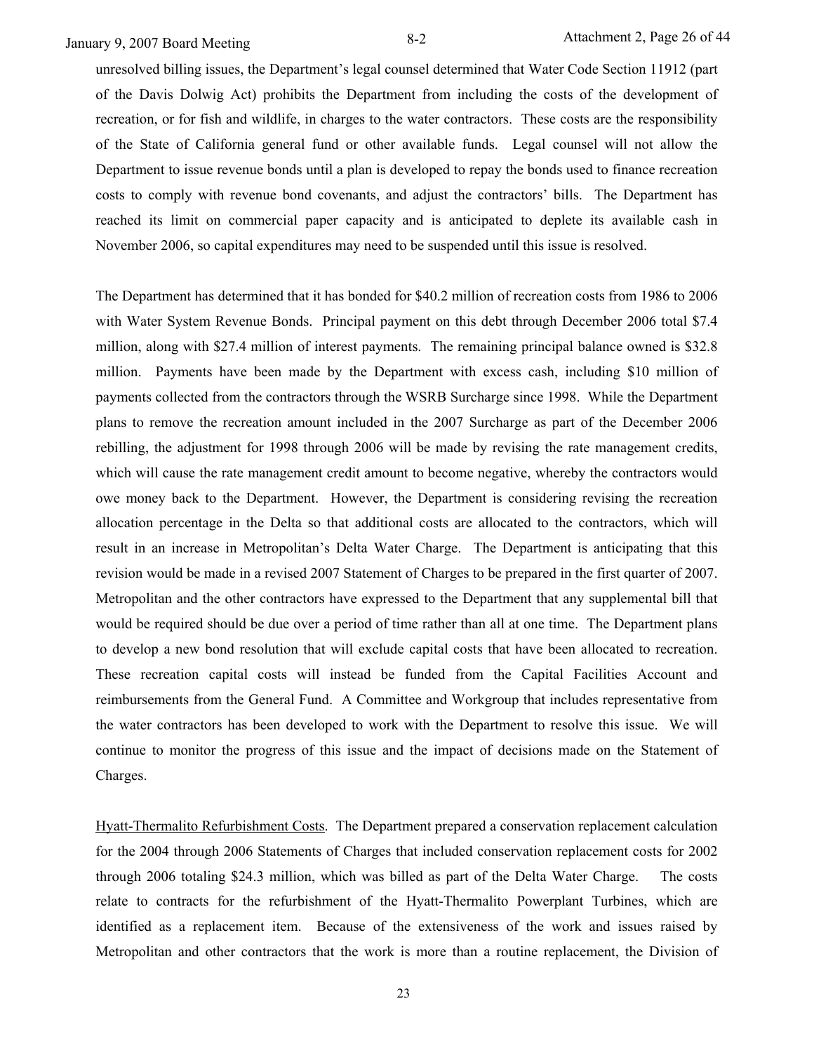unresolved billing issues, the Department's legal counsel determined that Water Code Section 11912 (part of the Davis Dolwig Act) prohibits the Department from including the costs of the development of recreation, or for fish and wildlife, in charges to the water contractors. These costs are the responsibility of the State of California general fund or other available funds. Legal counsel will not allow the Department to issue revenue bonds until a plan is developed to repay the bonds used to finance recreation costs to comply with revenue bond covenants, and adjust the contractors' bills. The Department has reached its limit on commercial paper capacity and is anticipated to deplete its available cash in November 2006, so capital expenditures may need to be suspended until this issue is resolved.

The Department has determined that it has bonded for $40.2 million of recreation costs from 1986 to 2006 with Water System Revenue Bonds. Principal payment on this debt through December 2006 total $7.4 million, along with $27.4 million of interest payments. The remaining principal balance owned is $32.8 million. Payments have been made by the Department with excess cash, including $10 million of payments collected from the contractors through the WSRB Surcharge since 1998. While the Department plans to remove the recreation amount included in the 2007 Surcharge as part of the December 2006 rebilling, the adjustment for 1998 through 2006 will be made by revising the rate management credits, which will cause the rate management credit amount to become negative, whereby the contractors would owe money back to the Department. However, the Department is considering revising the recreation allocation percentage in the Delta so that additional costs are allocated to the contractors, which will result in an increase in Metropolitan's Delta Water Charge. The Department is anticipating that this revision would be made in a revised 2007 Statement of Charges to be prepared in the first quarter of 2007. Metropolitan and the other contractors have expressed to the Department that any supplemental bill that would be required should be due over a period of time rather than all at one time. The Department plans to develop a new bond resolution that will exclude capital costs that have been allocated to recreation. These recreation capital costs will instead be funded from the Capital Facilities Account and reimbursements from the General Fund. A Committee and Workgroup that includes representative from the water contractors has been developed to work with the Department to resolve this issue. We will continue to monitor the progress of this issue and the impact of decisions made on the Statement of Charges.

Hyatt-Thermalito Refurbishment Costs. The Department prepared a conservation replacement calculation for the 2004 through 2006 Statements of Charges that included conservation replacement costs for 2002 through 2006 totaling $24.3 million, which was billed as part of the Delta Water Charge. The costs relate to contracts for the refurbishment of the Hyatt-Thermalito Powerplant Turbines, which are identified as a replacement item. Because of the extensiveness of the work and issues raised by Metropolitan and other contractors that the work is more than a routine replacement, the Division of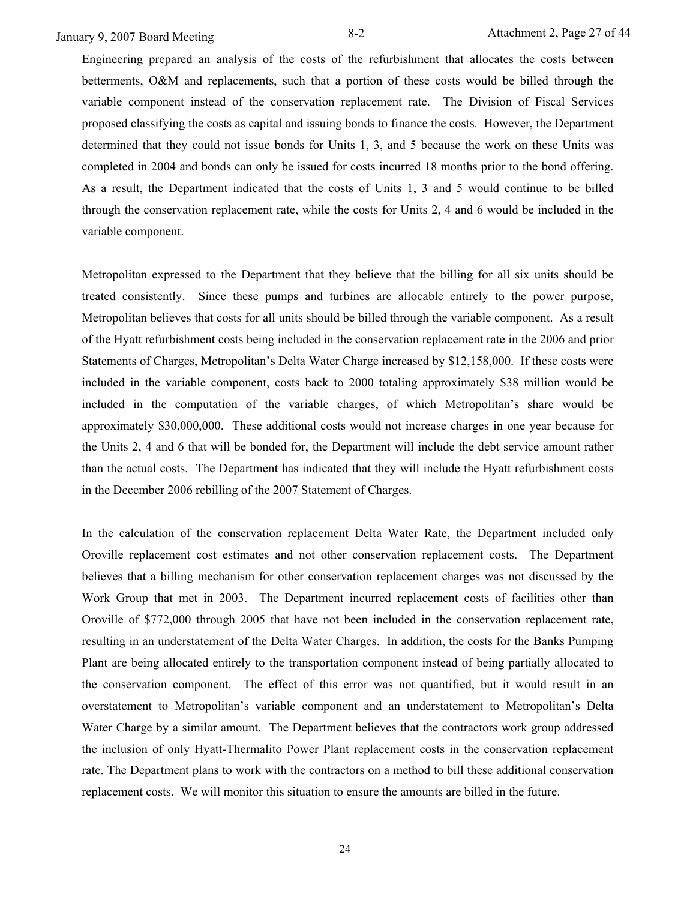Engineering prepared an analysis of the costs of the refurbishment that allocates the costs between betterments, O&M and replacements, such that a portion of these costs would be billed through the variable component instead of the conservation replacement rate. The Division of Fiscal Services proposed classifying the costs as capital and issuing bonds to finance the costs. However, the Department determined that they could not issue bonds for Units 1, 3, and 5 because the work on these Units was completed in 2004 and bonds can only be issued for costs incurred 18 months prior to the bond offering. As a result, the Department indicated that the costs of Units 1, 3 and 5 would continue to be billed through the conservation replacement rate, while the costs for Units 2, 4 and 6 would be included in the variable component.

Metropolitan expressed to the Department that they believe that the billing for all six units should be treated consistently. Since these pumps and turbines are allocable entirely to the power purpose, Metropolitan believes that costs for all units should be billed through the variable component. As a result of the Hyatt refurbishment costs being included in the conservation replacement rate in the 2006 and prior Statements of Charges, Metropolitan's Delta Water Charge increased by $12,158,000. If these costs were included in the variable component, costs back to 2000 totaling approximately $38 million would be included in the computation of the variable charges, of which Metropolitan's share would be approximately $30,000,000. These additional costs would not increase charges in one year because for the Units 2, 4 and 6 that will be bonded for, the Department will include the debt service amount rather than the actual costs. The Department has indicated that they will include the Hyatt refurbishment costs in the December 2006 rebilling of the 2007 Statement of Charges.

In the calculation of the conservation replacement Delta Water Rate, the Department included only Oroville replacement cost estimates and not other conservation replacement costs. The Department believes that a billing mechanism for other conservation replacement charges was not discussed by the Work Group that met in 2003. The Department incurred replacement costs of facilities other than Oroville of $772,000 through 2005 that have not been included in the conservation replacement rate, resulting in an understatement of the Delta Water Charges. In addition, the costs for the Banks Pumping Plant are being allocated entirely to the transportation component instead of being partially allocated to the conservation component. The effect of this error was not quantified, but it would result in an overstatement to Metropolitan's variable component and an understatement to Metropolitan's Delta Water Charge by a similar amount. The Department believes that the contractors work group addressed the inclusion of only Hyatt-Thermalito Power Plant replacement costs in the conservation replacement rate. The Department plans to work with the contractors on a method to bill these additional conservation replacement costs. We will monitor this situation to ensure the amounts are billed in the future.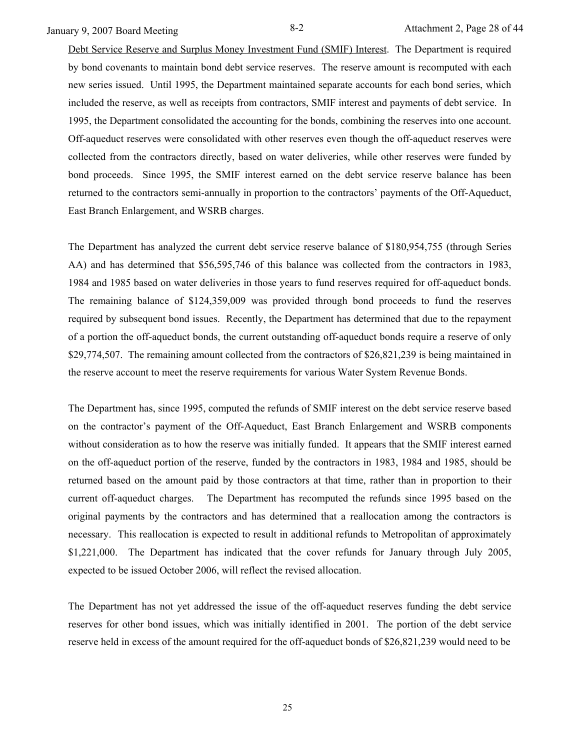<u>Debt Service Reserve and Surplus Money Investment Fund (SMIF) Interest</u>. The Department is required by bond covenants to maintain bond debt service reserves. The reserve amount is recomputed with each new series issued. Until 1995, the Department maintained separate accounts for each bond series, which included the reserve, as well as receipts from contractors, SMIF interest and payments of debt service. In 1995, the Department consolidated the accounting for the bonds, combining the reserves into one account. Off-aqueduct reserves were consolidated with other reserves even though the off-aqueduct reserves were collected from the contractors directly, based on water deliveries, while other reserves were funded by bond proceeds. Since 1995, the SMIF interest earned on the debt service reserve balance has been returned to the contractors semi-annually in proportion to the contractors' payments of the Off-Aqueduct, East Branch Enlargement, and WSRB charges.

The Department has analyzed the current debt service reserve balance of $180,954,755 (through Series AA) and has determined that $56,595,746 of this balance was collected from the contractors in 1983, 1984 and 1985 based on water deliveries in those years to fund reserves required for off-aqueduct bonds. The remaining balance of $124,359,009 was provided through bond proceeds to fund the reserves required by subsequent bond issues. Recently, the Department has determined that due to the repayment of a portion the off-aqueduct bonds, the current outstanding off-aqueduct bonds require a reserve of only $29,774,507. The remaining amount collected from the contractors of $26,821,239 is being maintained in the reserve account to meet the reserve requirements for various Water System Revenue Bonds.

The Department has, since 1995, computed the refunds of SMIF interest on the debt service reserve based on the contractor's payment of the Off-Aqueduct, East Branch Enlargement and WSRB components without consideration as to how the reserve was initially funded. It appears that the SMIF interest earned on the off-aqueduct portion of the reserve, funded by the contractors in 1983, 1984 and 1985, should be returned based on the amount paid by those contractors at that time, rather than in proportion to their current off-aqueduct charges. The Department has recomputed the refunds since 1995 based on the original payments by the contractors and has determined that a reallocation among the contractors is necessary. This reallocation is expected to result in additional refunds to Metropolitan of approximately $1,221,000. The Department has indicated that the cover refunds for January through July 2005, expected to be issued October 2006, will reflect the revised allocation.

The Department has not yet addressed the issue of the off-aqueduct reserves funding the debt service reserves for other bond issues, which was initially identified in 2001. The portion of the debt service reserve held in excess of the amount required for the off-aqueduct bonds of $26,821,239 would need to be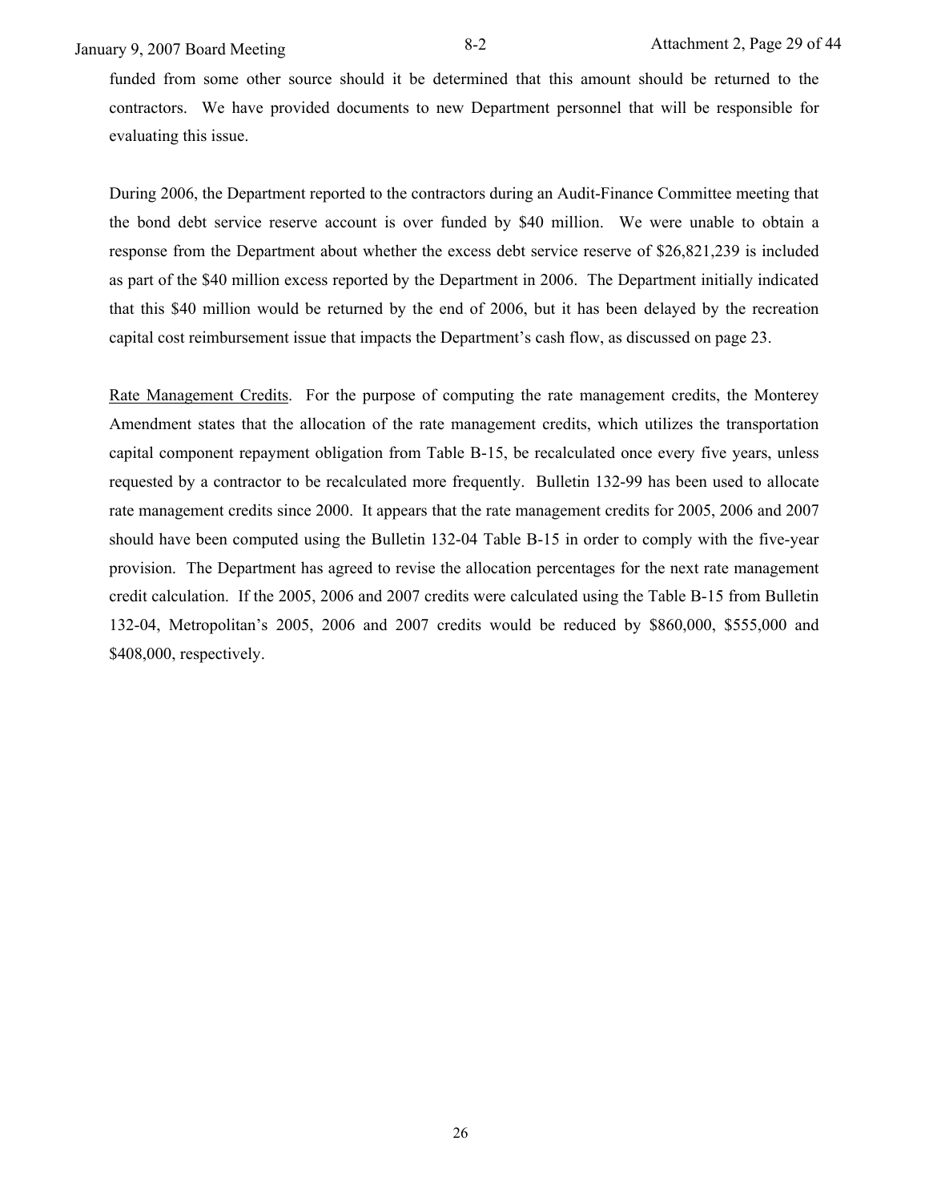funded from some other source should it be determined that this amount should be returned to the contractors. We have provided documents to new Department personnel that will be responsible for evaluating this issue.

During 2006, the Department reported to the contractors during an Audit-Finance Committee meeting that the bond debt service reserve account is over funded by $40 million. We were unable to obtain a response from the Department about whether the excess debt service reserve of $26,821,239 is included as part of the $40 million excess reported by the Department in 2006. The Department initially indicated that this $40 million would be returned by the end of 2006, but it has been delayed by the recreation capital cost reimbursement issue that impacts the Department's cash flow, as discussed on page 23.

<u>Rate Management Credits</u>. For the purpose of computing the rate management credits, the Monterey Amendment states that the allocation of the rate management credits, which utilizes the transportation capital component repayment obligation from Table B-15, be recalculated once every five years, unless requested by a contractor to be recalculated more frequently. Bulletin 132-99 has been used to allocate rate management credits since 2000. It appears that the rate management credits for 2005, 2006 and 2007 should have been computed using the Bulletin 132-04 Table B-15 in order to comply with the five-year provision. The Department has agreed to revise the allocation percentages for the next rate management credit calculation. If the 2005, 2006 and 2007 credits were calculated using the Table B-15 from Bulletin 132-04, Metropolitan's 2005, 2006 and 2007 credits would be reduced by $860,000, $555,000 and $408,000, respectively.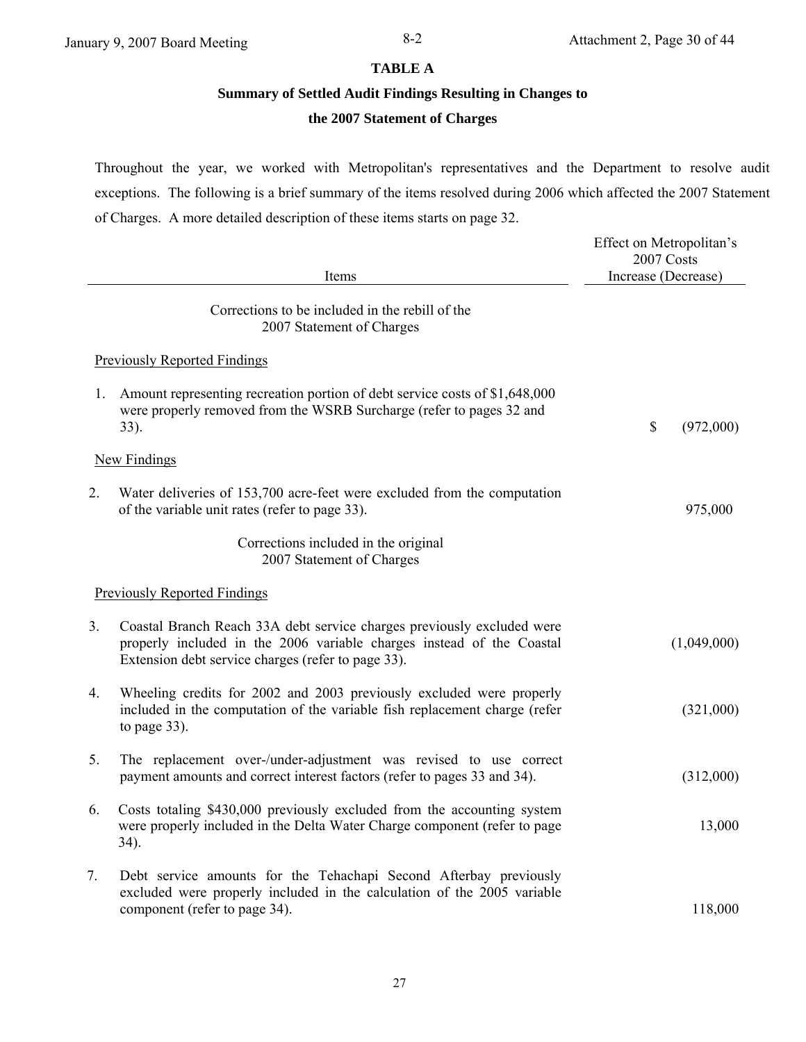**TABLE A**

**Summary of Settled Audit Findings Resulting in Changes to the 2007 Statement of Charges**

Throughout the year, we worked with Metropolitan's representatives and the Department to resolve audit exceptions. The following is a brief summary of the items resolved during 2006 which affected the 2007 Statement of Charges. A more detailed description of these items starts on page 32.

| Items | Effect on Metropolitan's 2007 Costs Increase (Decrease) |
|---|---|
| Corrections to be included in the rebill of the 2007 Statement of Charges | |
| Previously Reported Findings | |
| 1. Amount representing recreation portion of debt service costs of $1,648,000 were properly removed from the WSRB Surcharge (refer to pages 32 and 33). | $ (972,000) |
| New Findings | |
| 2. Water deliveries of 153,700 acre-feet were excluded from the computation of the variable unit rates (refer to page 33). | 975,000 |
| Corrections included in the original 2007 Statement of Charges | |
| Previously Reported Findings | |
| 3. Coastal Branch Reach 33A debt service charges previously excluded were properly included in the 2006 variable charges instead of the Coastal Extension debt service charges (refer to page 33). | (1,049,000) |
| 4. Wheeling credits for 2002 and 2003 previously excluded were properly included in the computation of the variable fish replacement charge (refer to page 33). | (321,000) |
| 5. The replacement over-/under-adjustment was revised to use correct payment amounts and correct interest factors (refer to pages 33 and 34). | (312,000) |
| 6. Costs totaling $430,000 previously excluded from the accounting system were properly included in the Delta Water Charge component (refer to page 34). | 13,000 |
| 7. Debt service amounts for the Tehachapi Second Afterbay previously excluded were properly included in the calculation of the 2005 variable component (refer to page 34). | 118,000 |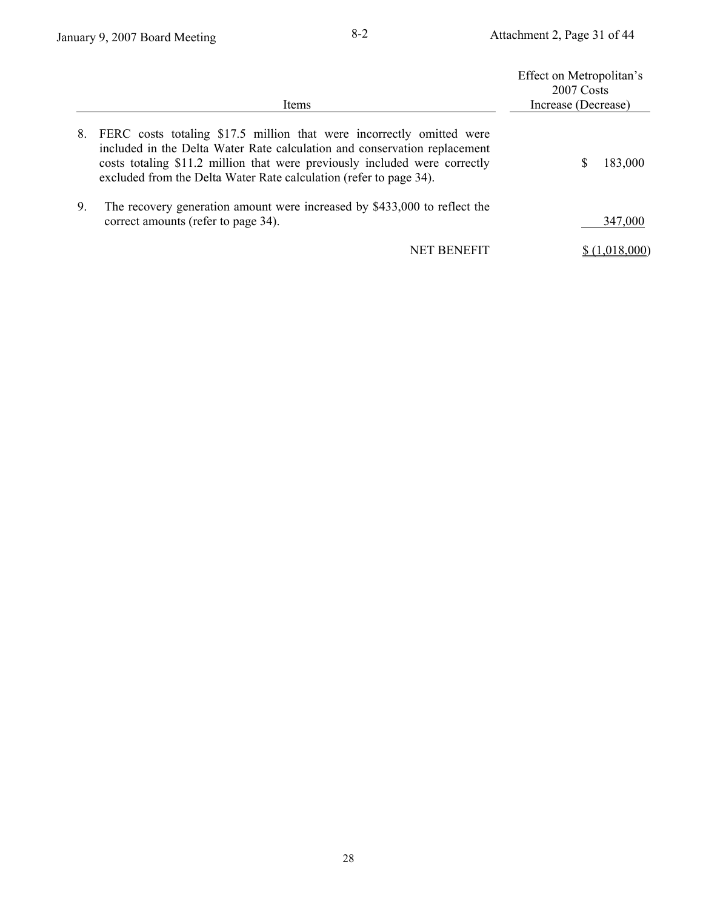| Items | Effect on Metropolitan's 2007 Costs Increase (Decrease) |
|---|---|
| 8. FERC costs totaling $17.5 million that were incorrectly omitted were included in the Delta Water Rate calculation and conservation replacement costs totaling $11.2 million that were previously included were correctly excluded from the Delta Water Rate calculation (refer to page 34). | $ 183,000 |
| 9. The recovery generation amount were increased by $433,000 to reflect the correct amounts (refer to page 34). | 347,000 |
| NET BENEFIT | $ (1,018,000) |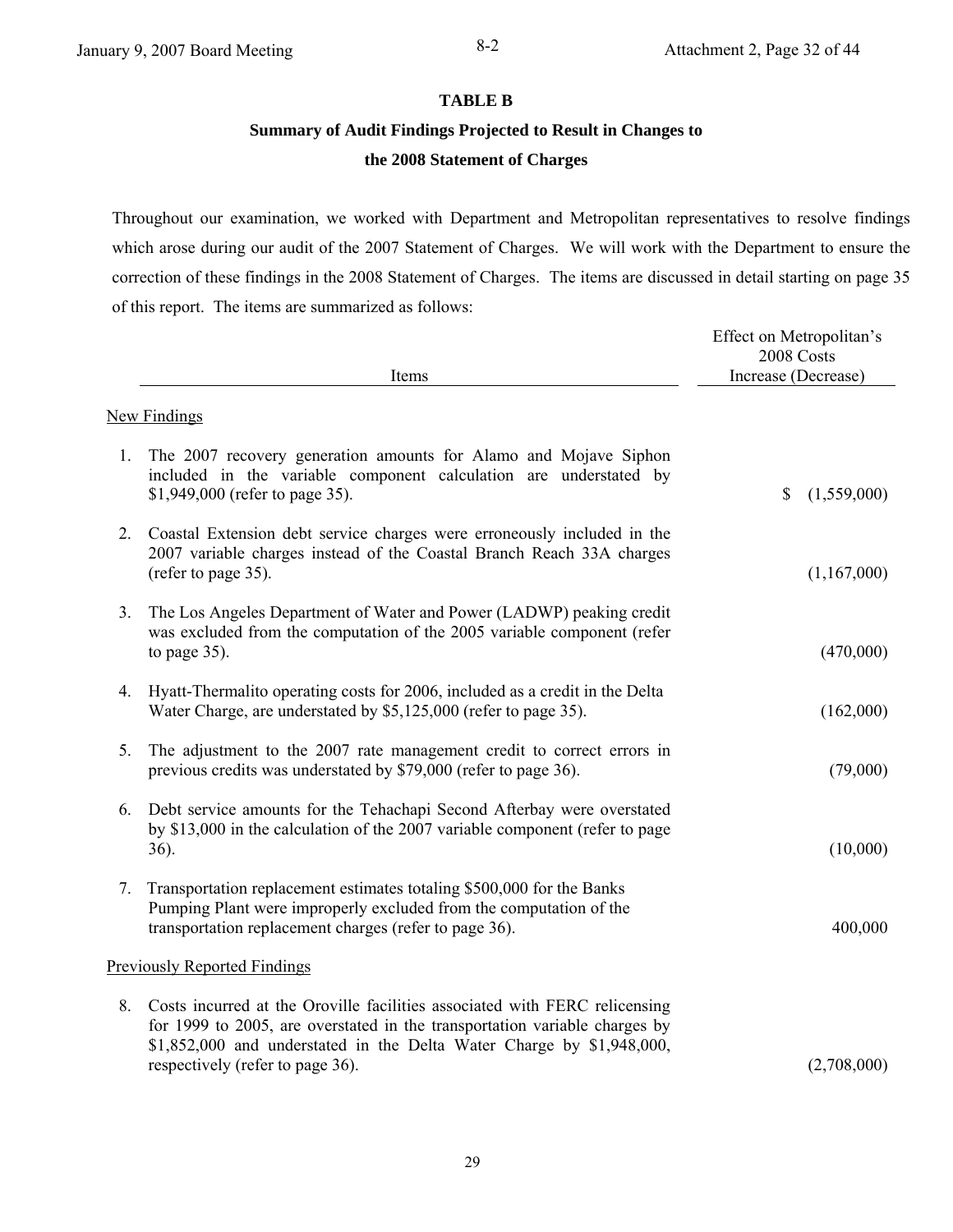## TABLE B

### Summary of Audit Findings Projected to Result in Changes to the 2008 Statement of Charges

Throughout our examination, we worked with Department and Metropolitan representatives to resolve findings which arose during our audit of the 2007 Statement of Charges. We will work with the Department to ensure the correction of these findings in the 2008 Statement of Charges. The items are discussed in detail starting on page 35 of this report. The items are summarized as follows:

| Items | Effect on Metropolitan's 2008 Costs Increase (Decrease) |
|---|---|
| **New Findings** | |
| 1. The 2007 recovery generation amounts for Alamo and Mojave Siphon included in the variable component calculation are understated by $1,949,000 (refer to page 35). | $ (1,559,000) |
| 2. Coastal Extension debt service charges were erroneously included in the 2007 variable charges instead of the Coastal Branch Reach 33A charges (refer to page 35). | (1,167,000) |
| 3. The Los Angeles Department of Water and Power (LADWP) peaking credit was excluded from the computation of the 2005 variable component (refer to page 35). | (470,000) |
| 4. Hyatt-Thermalito operating costs for 2006, included as a credit in the Delta Water Charge, are understated by $5,125,000 (refer to page 35). | (162,000) |
| 5. The adjustment to the 2007 rate management credit to correct errors in previous credits was understated by $79,000 (refer to page 36). | (79,000) |
| 6. Debt service amounts for the Tehachapi Second Afterbay were overstated by $13,000 in the calculation of the 2007 variable component (refer to page 36). | (10,000) |
| 7. Transportation replacement estimates totaling $500,000 for the Banks Pumping Plant were improperly excluded from the computation of the transportation replacement charges (refer to page 36). | 400,000 |
| **Previously Reported Findings** | |
| 8. Costs incurred at the Oroville facilities associated with FERC relicensing for 1999 to 2005, are overstated in the transportation variable charges by $1,852,000 and understated in the Delta Water Charge by $1,948,000, respectively (refer to page 36). | (2,708,000) |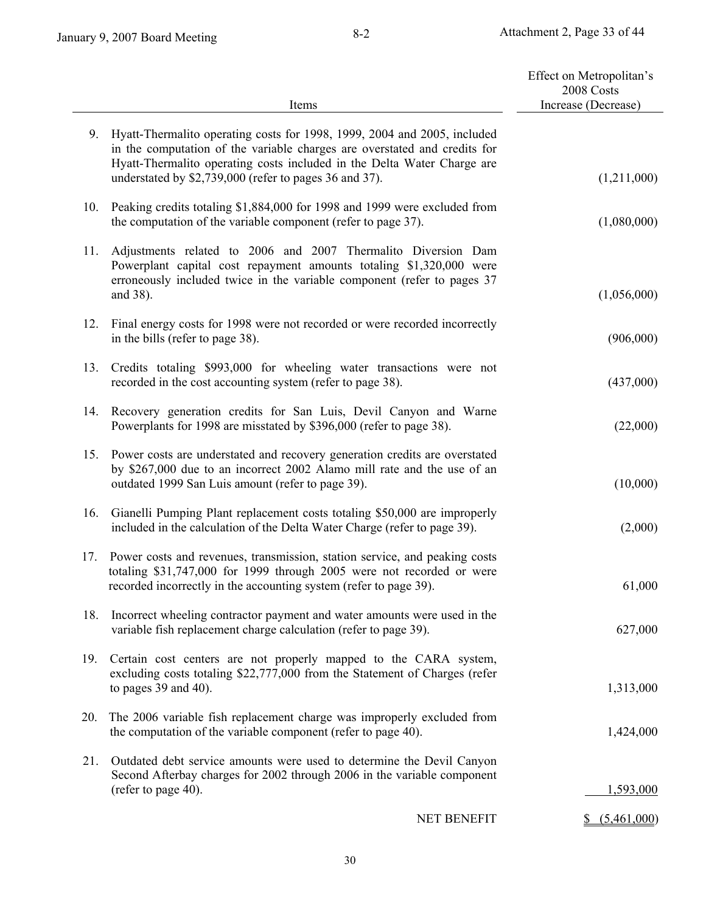| | Items | Effect on Metropolitan's 2008 Costs Increase (Decrease) |
|---|---|---|
| 9. | Hyatt-Thermalito operating costs for 1998, 1999, 2004 and 2005, included in the computation of the variable charges are overstated and credits for Hyatt-Thermalito operating costs included in the Delta Water Charge are understated by $2,739,000 (refer to pages 36 and 37). | (1,211,000) |
| 10. | Peaking credits totaling $1,884,000 for 1998 and 1999 were excluded from the computation of the variable component (refer to page 37). | (1,080,000) |
| 11. | Adjustments related to 2006 and 2007 Thermalito Diversion Dam Powerplant capital cost repayment amounts totaling $1,320,000 were erroneously included twice in the variable component (refer to pages 37 and 38). | (1,056,000) |
| 12. | Final energy costs for 1998 were not recorded or were recorded incorrectly in the bills (refer to page 38). | (906,000) |
| 13. | Credits totaling $993,000 for wheeling water transactions were not recorded in the cost accounting system (refer to page 38). | (437,000) |
| 14. | Recovery generation credits for San Luis, Devil Canyon and Warne Powerplants for 1998 are misstated by $396,000 (refer to page 38). | (22,000) |
| 15. | Power costs are understated and recovery generation credits are overstated by $267,000 due to an incorrect 2002 Alamo mill rate and the use of an outdated 1999 San Luis amount (refer to page 39). | (10,000) |
| 16. | Gianelli Pumping Plant replacement costs totaling $50,000 are improperly included in the calculation of the Delta Water Charge (refer to page 39). | (2,000) |
| 17. | Power costs and revenues, transmission, station service, and peaking costs totaling $31,747,000 for 1999 through 2005 were not recorded or were recorded incorrectly in the accounting system (refer to page 39). | 61,000 |
| 18. | Incorrect wheeling contractor payment and water amounts were used in the variable fish replacement charge calculation (refer to page 39). | 627,000 |
| 19. | Certain cost centers are not properly mapped to the CARA system, excluding costs totaling $22,777,000 from the Statement of Charges (refer to pages 39 and 40). | 1,313,000 |
| 20. | The 2006 variable fish replacement charge was improperly excluded from the computation of the variable component (refer to page 40). | 1,424,000 |
| 21. | Outdated debt service amounts were used to determine the Devil Canyon Second Afterbay charges for 2002 through 2006 in the variable component (refer to page 40). | 1,593,000 |
| | NET BENEFIT | $ (5,461,000) |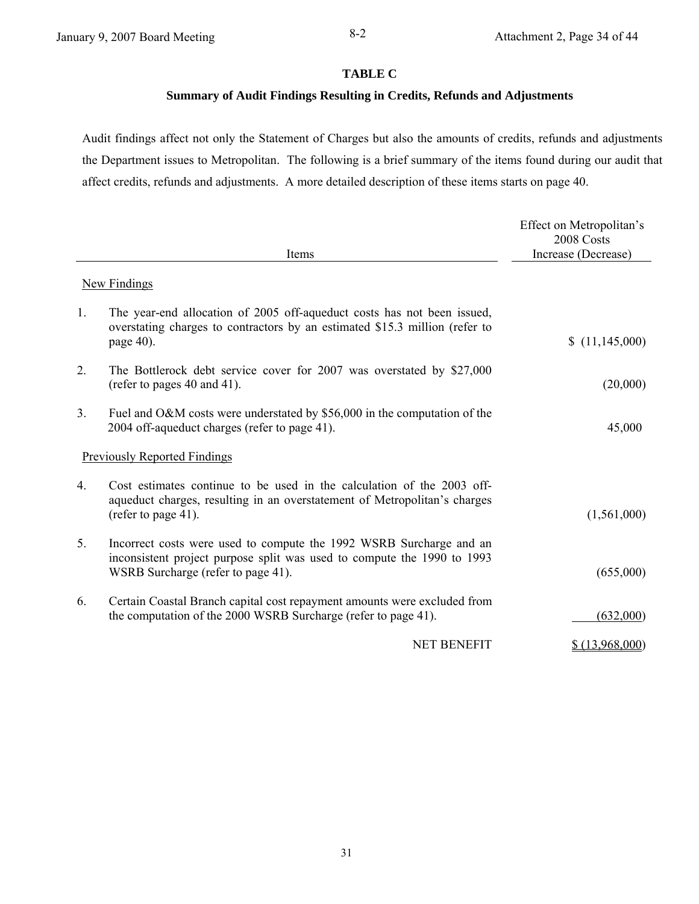## TABLE C

### Summary of Audit Findings Resulting in Credits, Refunds and Adjustments

Audit findings affect not only the Statement of Charges but also the amounts of credits, refunds and adjustments the Department issues to Metropolitan. The following is a brief summary of the items found during our audit that affect credits, refunds and adjustments. A more detailed description of these items starts on page 40.

| | Items | Effect on Metropolitan's 2008 Costs Increase (Decrease) |
|---|---|---|
| | New Findings | |
| 1. | The year-end allocation of 2005 off-aqueduct costs has not been issued, overstating charges to contractors by an estimated $15.3 million (refer to page 40). | $ (11,145,000) |
| 2. | The Bottlerock debt service cover for 2007 was overstated by $27,000 (refer to pages 40 and 41). | (20,000) |
| 3. | Fuel and O&M costs were understated by $56,000 in the computation of the 2004 off-aqueduct charges (refer to page 41). | 45,000 |
| | Previously Reported Findings | |
| 4. | Cost estimates continue to be used in the calculation of the 2003 off-aqueduct charges, resulting in an overstatement of Metropolitan's charges (refer to page 41). | (1,561,000) |
| 5. | Incorrect costs were used to compute the 1992 WSRB Surcharge and an inconsistent project purpose split was used to compute the 1990 to 1993 WSRB Surcharge (refer to page 41). | (655,000) |
| 6. | Certain Coastal Branch capital cost repayment amounts were excluded from the computation of the 2000 WSRB Surcharge (refer to page 41). | (632,000) |
| | NET BENEFIT | $ (13,968,000) |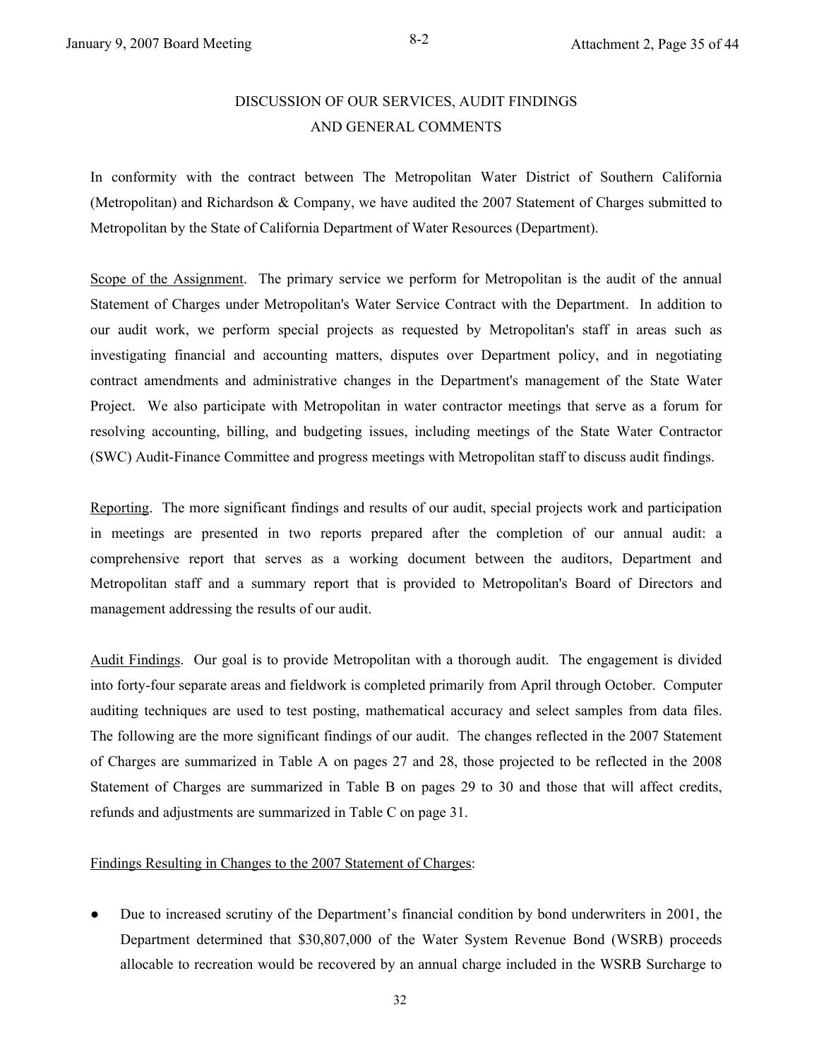## DISCUSSION OF OUR SERVICES, AUDIT FINDINGS AND GENERAL COMMENTS

In conformity with the contract between The Metropolitan Water District of Southern California (Metropolitan) and Richardson & Company, we have audited the 2007 Statement of Charges submitted to Metropolitan by the State of California Department of Water Resources (Department).

Scope of the Assignment. The primary service we perform for Metropolitan is the audit of the annual Statement of Charges under Metropolitan's Water Service Contract with the Department. In addition to our audit work, we perform special projects as requested by Metropolitan's staff in areas such as investigating financial and accounting matters, disputes over Department policy, and in negotiating contract amendments and administrative changes in the Department's management of the State Water Project. We also participate with Metropolitan in water contractor meetings that serve as a forum for resolving accounting, billing, and budgeting issues, including meetings of the State Water Contractor (SWC) Audit-Finance Committee and progress meetings with Metropolitan staff to discuss audit findings.

Reporting. The more significant findings and results of our audit, special projects work and participation in meetings are presented in two reports prepared after the completion of our annual audit: a comprehensive report that serves as a working document between the auditors, Department and Metropolitan staff and a summary report that is provided to Metropolitan's Board of Directors and management addressing the results of our audit.

Audit Findings. Our goal is to provide Metropolitan with a thorough audit. The engagement is divided into forty-four separate areas and fieldwork is completed primarily from April through October. Computer auditing techniques are used to test posting, mathematical accuracy and select samples from data files. The following are the more significant findings of our audit. The changes reflected in the 2007 Statement of Charges are summarized in Table A on pages 27 and 28, those projected to be reflected in the 2008 Statement of Charges are summarized in Table B on pages 29 to 30 and those that will affect credits, refunds and adjustments are summarized in Table C on page 31.

Findings Resulting in Changes to the 2007 Statement of Charges:

- Due to increased scrutiny of the Department's financial condition by bond underwriters in 2001, the Department determined that $30,807,000 of the Water System Revenue Bond (WSRB) proceeds allocable to recreation would be recovered by an annual charge included in the WSRB Surcharge to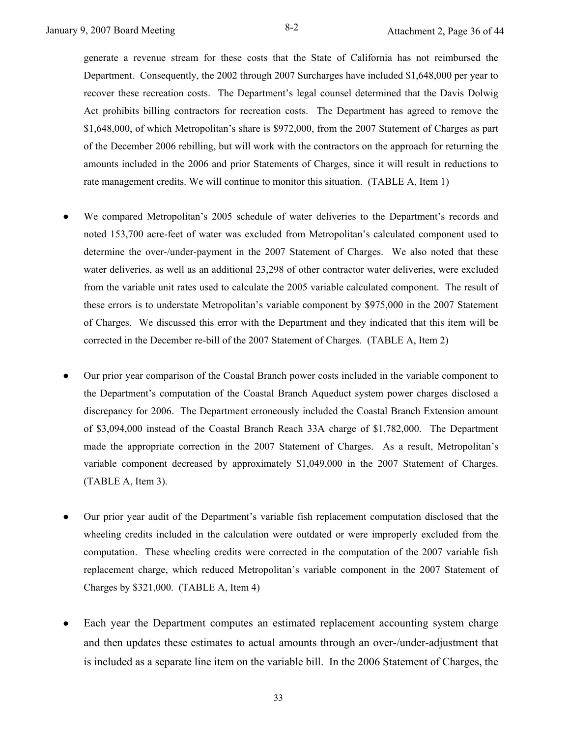generate a revenue stream for these costs that the State of California has not reimbursed the Department. Consequently, the 2002 through 2007 Surcharges have included $1,648,000 per year to recover these recreation costs. The Department's legal counsel determined that the Davis Dolwig Act prohibits billing contractors for recreation costs. The Department has agreed to remove the $1,648,000, of which Metropolitan's share is $972,000, from the 2007 Statement of Charges as part of the December 2006 rebilling, but will work with the contractors on the approach for returning the amounts included in the 2006 and prior Statements of Charges, since it will result in reductions to rate management credits. We will continue to monitor this situation. (TABLE A, Item 1)

- We compared Metropolitan's 2005 schedule of water deliveries to the Department's records and noted 153,700 acre-feet of water was excluded from Metropolitan's calculated component used to determine the over-/under-payment in the 2007 Statement of Charges. We also noted that these water deliveries, as well as an additional 23,298 of other contractor water deliveries, were excluded from the variable unit rates used to calculate the 2005 variable calculated component. The result of these errors is to understate Metropolitan's variable component by $975,000 in the 2007 Statement of Charges. We discussed this error with the Department and they indicated that this item will be corrected in the December re-bill of the 2007 Statement of Charges. (TABLE A, Item 2)

- Our prior year comparison of the Coastal Branch power costs included in the variable component to the Department's computation of the Coastal Branch Aqueduct system power charges disclosed a discrepancy for 2006. The Department erroneously included the Coastal Branch Extension amount of $3,094,000 instead of the Coastal Branch Reach 33A charge of $1,782,000. The Department made the appropriate correction in the 2007 Statement of Charges. As a result, Metropolitan's variable component decreased by approximately $1,049,000 in the 2007 Statement of Charges. (TABLE A, Item 3).

- Our prior year audit of the Department's variable fish replacement computation disclosed that the wheeling credits included in the calculation were outdated or were improperly excluded from the computation. These wheeling credits were corrected in the computation of the 2007 variable fish replacement charge, which reduced Metropolitan's variable component in the 2007 Statement of Charges by $321,000. (TABLE A, Item 4)

- Each year the Department computes an estimated replacement accounting system charge and then updates these estimates to actual amounts through an over-/under-adjustment that is included as a separate line item on the variable bill. In the 2006 Statement of Charges, the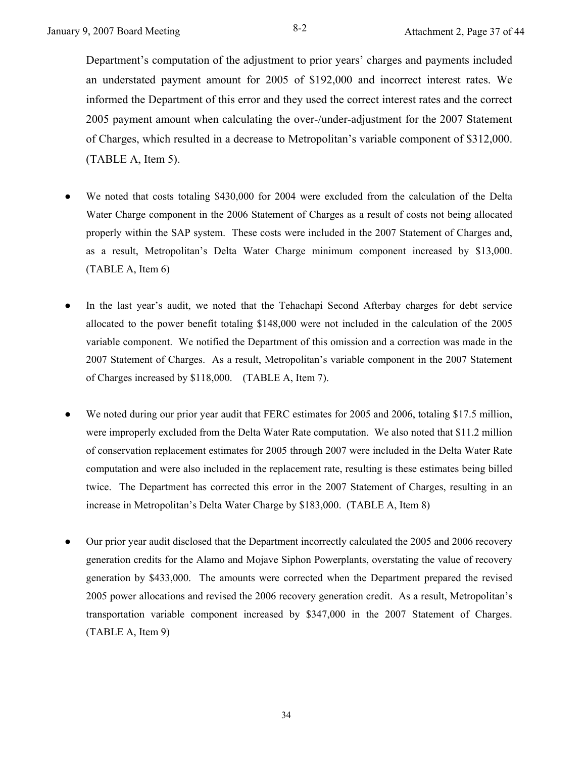Department's computation of the adjustment to prior years' charges and payments included an understated payment amount for 2005 of $192,000 and incorrect interest rates. We informed the Department of this error and they used the correct interest rates and the correct 2005 payment amount when calculating the over-/under-adjustment for the 2007 Statement of Charges, which resulted in a decrease to Metropolitan's variable component of $312,000. (TABLE A, Item 5).

- We noted that costs totaling $430,000 for 2004 were excluded from the calculation of the Delta Water Charge component in the 2006 Statement of Charges as a result of costs not being allocated properly within the SAP system. These costs were included in the 2007 Statement of Charges and, as a result, Metropolitan's Delta Water Charge minimum component increased by $13,000. (TABLE A, Item 6)

- In the last year's audit, we noted that the Tehachapi Second Afterbay charges for debt service allocated to the power benefit totaling $148,000 were not included in the calculation of the 2005 variable component. We notified the Department of this omission and a correction was made in the 2007 Statement of Charges. As a result, Metropolitan's variable component in the 2007 Statement of Charges increased by $118,000. (TABLE A, Item 7).

- We noted during our prior year audit that FERC estimates for 2005 and 2006, totaling $17.5 million, were improperly excluded from the Delta Water Rate computation. We also noted that $11.2 million of conservation replacement estimates for 2005 through 2007 were included in the Delta Water Rate computation and were also included in the replacement rate, resulting is these estimates being billed twice. The Department has corrected this error in the 2007 Statement of Charges, resulting in an increase in Metropolitan's Delta Water Charge by $183,000. (TABLE A, Item 8)

- Our prior year audit disclosed that the Department incorrectly calculated the 2005 and 2006 recovery generation credits for the Alamo and Mojave Siphon Powerplants, overstating the value of recovery generation by $433,000. The amounts were corrected when the Department prepared the revised 2005 power allocations and revised the 2006 recovery generation credit. As a result, Metropolitan's transportation variable component increased by $347,000 in the 2007 Statement of Charges. (TABLE A, Item 9)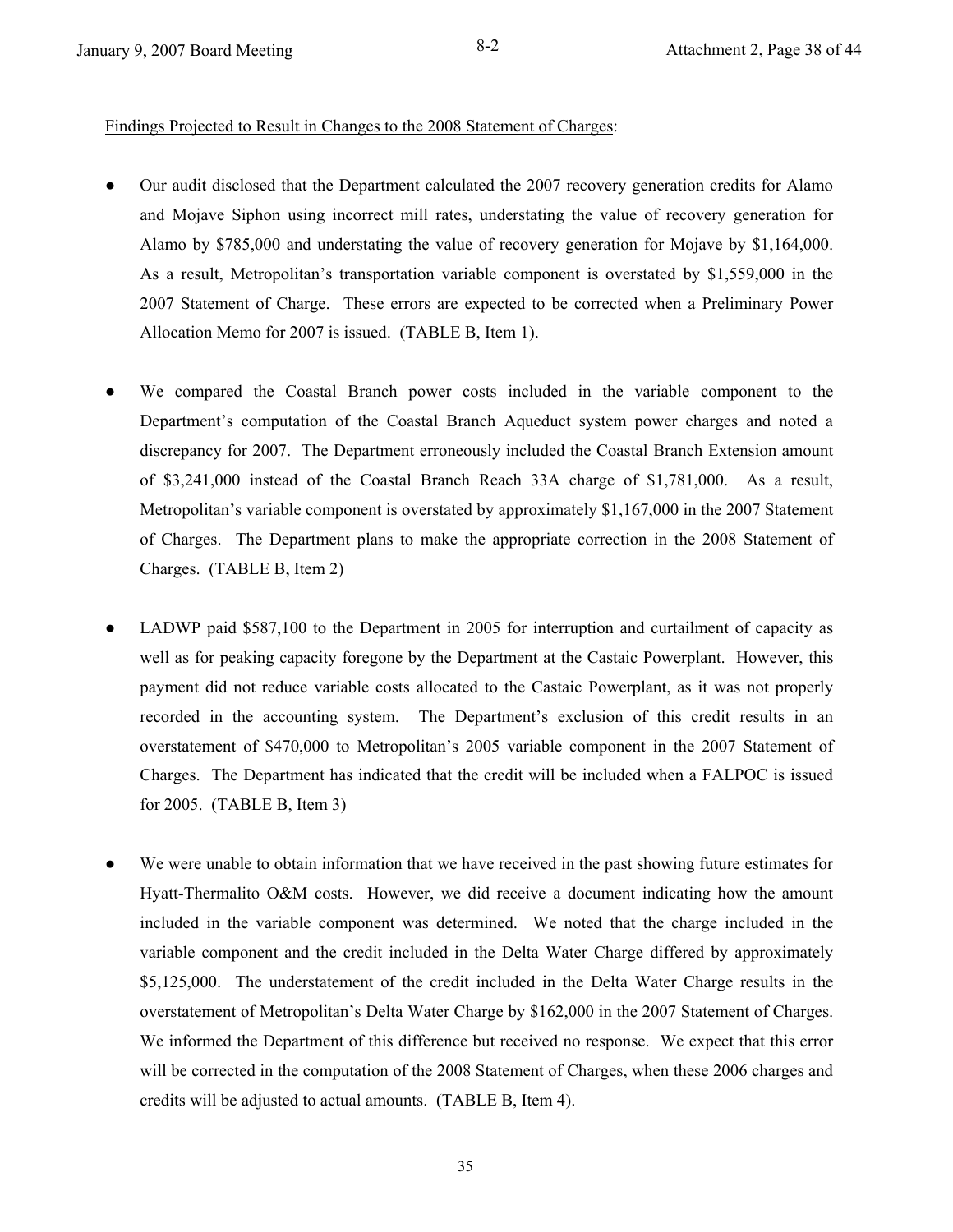<u>Findings Projected to Result in Changes to the 2008 Statement of Charges</u>:

- Our audit disclosed that the Department calculated the 2007 recovery generation credits for Alamo and Mojave Siphon using incorrect mill rates, understating the value of recovery generation for Alamo by $785,000 and understating the value of recovery generation for Mojave by $1,164,000. As a result, Metropolitan's transportation variable component is overstated by $1,559,000 in the 2007 Statement of Charge. These errors are expected to be corrected when a Preliminary Power Allocation Memo for 2007 is issued. (TABLE B, Item 1).

- We compared the Coastal Branch power costs included in the variable component to the Department's computation of the Coastal Branch Aqueduct system power charges and noted a discrepancy for 2007. The Department erroneously included the Coastal Branch Extension amount of $3,241,000 instead of the Coastal Branch Reach 33A charge of $1,781,000. As a result, Metropolitan's variable component is overstated by approximately $1,167,000 in the 2007 Statement of Charges. The Department plans to make the appropriate correction in the 2008 Statement of Charges. (TABLE B, Item 2)

- LADWP paid $587,100 to the Department in 2005 for interruption and curtailment of capacity as well as for peaking capacity foregone by the Department at the Castaic Powerplant. However, this payment did not reduce variable costs allocated to the Castaic Powerplant, as it was not properly recorded in the accounting system. The Department's exclusion of this credit results in an overstatement of $470,000 to Metropolitan's 2005 variable component in the 2007 Statement of Charges. The Department has indicated that the credit will be included when a FALPOC is issued for 2005. (TABLE B, Item 3)

- We were unable to obtain information that we have received in the past showing future estimates for Hyatt-Thermalito O&M costs. However, we did receive a document indicating how the amount included in the variable component was determined. We noted that the charge included in the variable component and the credit included in the Delta Water Charge differed by approximately $5,125,000. The understatement of the credit included in the Delta Water Charge results in the overstatement of Metropolitan's Delta Water Charge by $162,000 in the 2007 Statement of Charges. We informed the Department of this difference but received no response. We expect that this error will be corrected in the computation of the 2008 Statement of Charges, when these 2006 charges and credits will be adjusted to actual amounts. (TABLE B, Item 4).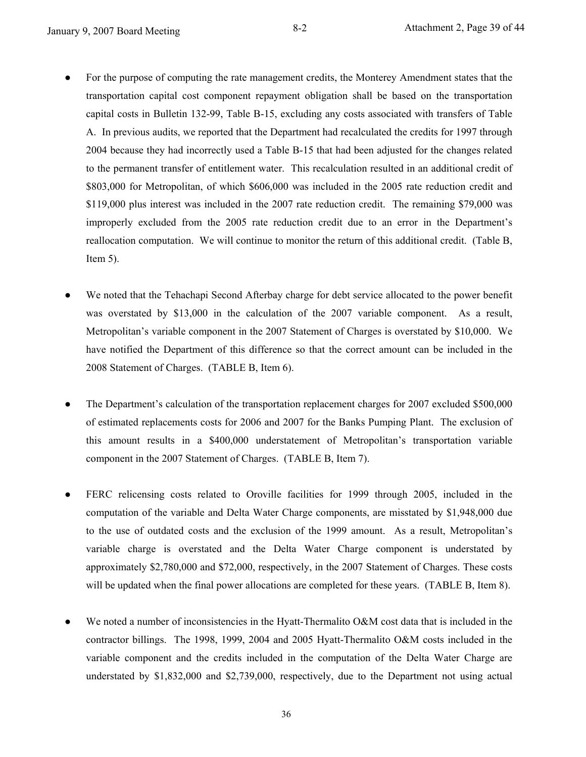- For the purpose of computing the rate management credits, the Monterey Amendment states that the transportation capital cost component repayment obligation shall be based on the transportation capital costs in Bulletin 132-99, Table B-15, excluding any costs associated with transfers of Table A. In previous audits, we reported that the Department had recalculated the credits for 1997 through 2004 because they had incorrectly used a Table B-15 that had been adjusted for the changes related to the permanent transfer of entitlement water. This recalculation resulted in an additional credit of $803,000 for Metropolitan, of which $606,000 was included in the 2005 rate reduction credit and $119,000 plus interest was included in the 2007 rate reduction credit. The remaining $79,000 was improperly excluded from the 2005 rate reduction credit due to an error in the Department's reallocation computation. We will continue to monitor the return of this additional credit. (Table B, Item 5).

- We noted that the Tehachapi Second Afterbay charge for debt service allocated to the power benefit was overstated by $13,000 in the calculation of the 2007 variable component. As a result, Metropolitan's variable component in the 2007 Statement of Charges is overstated by $10,000. We have notified the Department of this difference so that the correct amount can be included in the 2008 Statement of Charges. (TABLE B, Item 6).

- The Department's calculation of the transportation replacement charges for 2007 excluded $500,000 of estimated replacements costs for 2006 and 2007 for the Banks Pumping Plant. The exclusion of this amount results in a $400,000 understatement of Metropolitan's transportation variable component in the 2007 Statement of Charges. (TABLE B, Item 7).

- FERC relicensing costs related to Oroville facilities for 1999 through 2005, included in the computation of the variable and Delta Water Charge components, are misstated by $1,948,000 due to the use of outdated costs and the exclusion of the 1999 amount. As a result, Metropolitan's variable charge is overstated and the Delta Water Charge component is understated by approximately $2,780,000 and $72,000, respectively, in the 2007 Statement of Charges. These costs will be updated when the final power allocations are completed for these years. (TABLE B, Item 8).

- We noted a number of inconsistencies in the Hyatt-Thermalito O&M cost data that is included in the contractor billings. The 1998, 1999, 2004 and 2005 Hyatt-Thermalito O&M costs included in the variable component and the credits included in the computation of the Delta Water Charge are understated by $1,832,000 and $2,739,000, respectively, due to the Department not using actual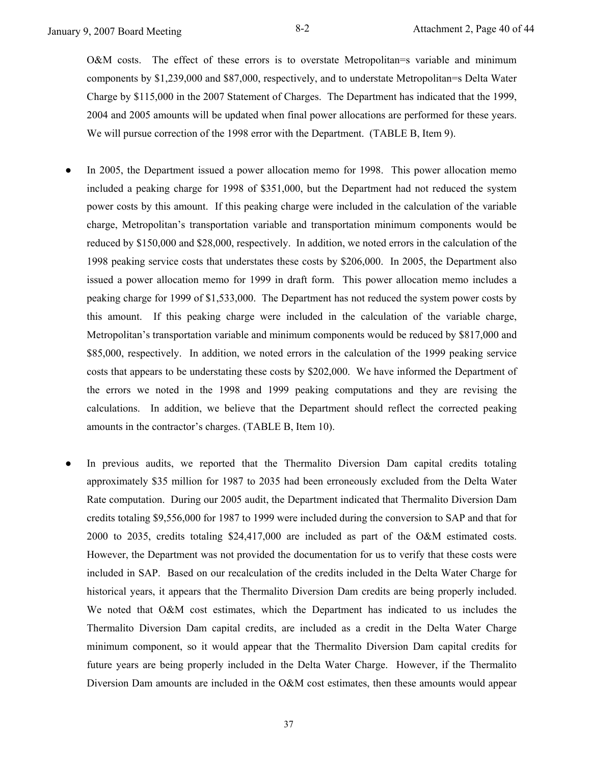O&M costs. The effect of these errors is to overstate Metropolitan=s variable and minimum components by $1,239,000 and $87,000, respectively, and to understate Metropolitan=s Delta Water Charge by $115,000 in the 2007 Statement of Charges. The Department has indicated that the 1999, 2004 and 2005 amounts will be updated when final power allocations are performed for these years. We will pursue correction of the 1998 error with the Department. (TABLE B, Item 9).

- In 2005, the Department issued a power allocation memo for 1998. This power allocation memo included a peaking charge for 1998 of $351,000, but the Department had not reduced the system power costs by this amount. If this peaking charge were included in the calculation of the variable charge, Metropolitan's transportation variable and transportation minimum components would be reduced by $150,000 and $28,000, respectively. In addition, we noted errors in the calculation of the 1998 peaking service costs that understates these costs by $206,000. In 2005, the Department also issued a power allocation memo for 1999 in draft form. This power allocation memo includes a peaking charge for 1999 of $1,533,000. The Department has not reduced the system power costs by this amount. If this peaking charge were included in the calculation of the variable charge, Metropolitan's transportation variable and minimum components would be reduced by $817,000 and $85,000, respectively. In addition, we noted errors in the calculation of the 1999 peaking service costs that appears to be understating these costs by $202,000. We have informed the Department of the errors we noted in the 1998 and 1999 peaking computations and they are revising the calculations. In addition, we believe that the Department should reflect the corrected peaking amounts in the contractor's charges. (TABLE B, Item 10).

- In previous audits, we reported that the Thermalito Diversion Dam capital credits totaling approximately $35 million for 1987 to 2035 had been erroneously excluded from the Delta Water Rate computation. During our 2005 audit, the Department indicated that Thermalito Diversion Dam credits totaling $9,556,000 for 1987 to 1999 were included during the conversion to SAP and that for 2000 to 2035, credits totaling $24,417,000 are included as part of the O&M estimated costs. However, the Department was not provided the documentation for us to verify that these costs were included in SAP. Based on our recalculation of the credits included in the Delta Water Charge for historical years, it appears that the Thermalito Diversion Dam credits are being properly included. We noted that O&M cost estimates, which the Department has indicated to us includes the Thermalito Diversion Dam capital credits, are included as a credit in the Delta Water Charge minimum component, so it would appear that the Thermalito Diversion Dam capital credits for future years are being properly included in the Delta Water Charge. However, if the Thermalito Diversion Dam amounts are included in the O&M cost estimates, then these amounts would appear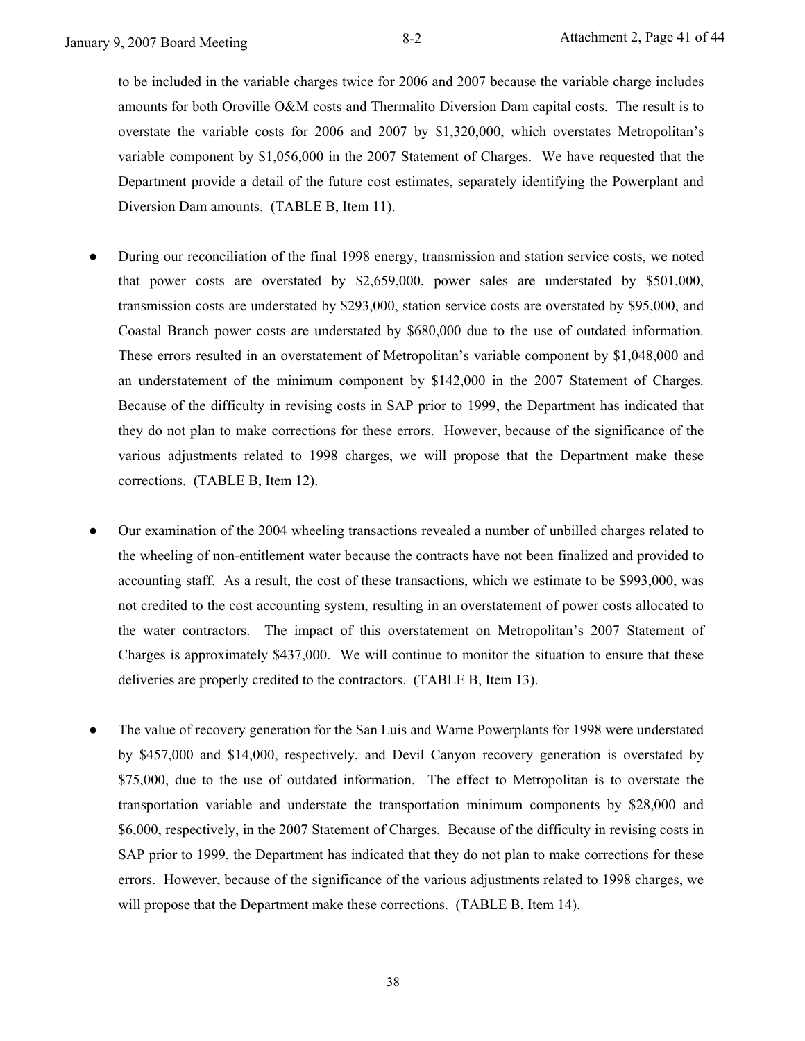to be included in the variable charges twice for 2006 and 2007 because the variable charge includes amounts for both Oroville O&M costs and Thermalito Diversion Dam capital costs. The result is to overstate the variable costs for 2006 and 2007 by $1,320,000, which overstates Metropolitan's variable component by $1,056,000 in the 2007 Statement of Charges. We have requested that the Department provide a detail of the future cost estimates, separately identifying the Powerplant and Diversion Dam amounts. (TABLE B, Item 11).

- During our reconciliation of the final 1998 energy, transmission and station service costs, we noted that power costs are overstated by $2,659,000, power sales are understated by $501,000, transmission costs are understated by $293,000, station service costs are overstated by $95,000, and Coastal Branch power costs are understated by $680,000 due to the use of outdated information. These errors resulted in an overstatement of Metropolitan's variable component by $1,048,000 and an understatement of the minimum component by $142,000 in the 2007 Statement of Charges. Because of the difficulty in revising costs in SAP prior to 1999, the Department has indicated that they do not plan to make corrections for these errors. However, because of the significance of the various adjustments related to 1998 charges, we will propose that the Department make these corrections. (TABLE B, Item 12).

- Our examination of the 2004 wheeling transactions revealed a number of unbilled charges related to the wheeling of non-entitlement water because the contracts have not been finalized and provided to accounting staff. As a result, the cost of these transactions, which we estimate to be $993,000, was not credited to the cost accounting system, resulting in an overstatement of power costs allocated to the water contractors. The impact of this overstatement on Metropolitan's 2007 Statement of Charges is approximately $437,000. We will continue to monitor the situation to ensure that these deliveries are properly credited to the contractors. (TABLE B, Item 13).

- The value of recovery generation for the San Luis and Warne Powerplants for 1998 were understated by $457,000 and $14,000, respectively, and Devil Canyon recovery generation is overstated by $75,000, due to the use of outdated information. The effect to Metropolitan is to overstate the transportation variable and understate the transportation minimum components by $28,000 and $6,000, respectively, in the 2007 Statement of Charges. Because of the difficulty in revising costs in SAP prior to 1999, the Department has indicated that they do not plan to make corrections for these errors. However, because of the significance of the various adjustments related to 1998 charges, we will propose that the Department make these corrections. (TABLE B, Item 14).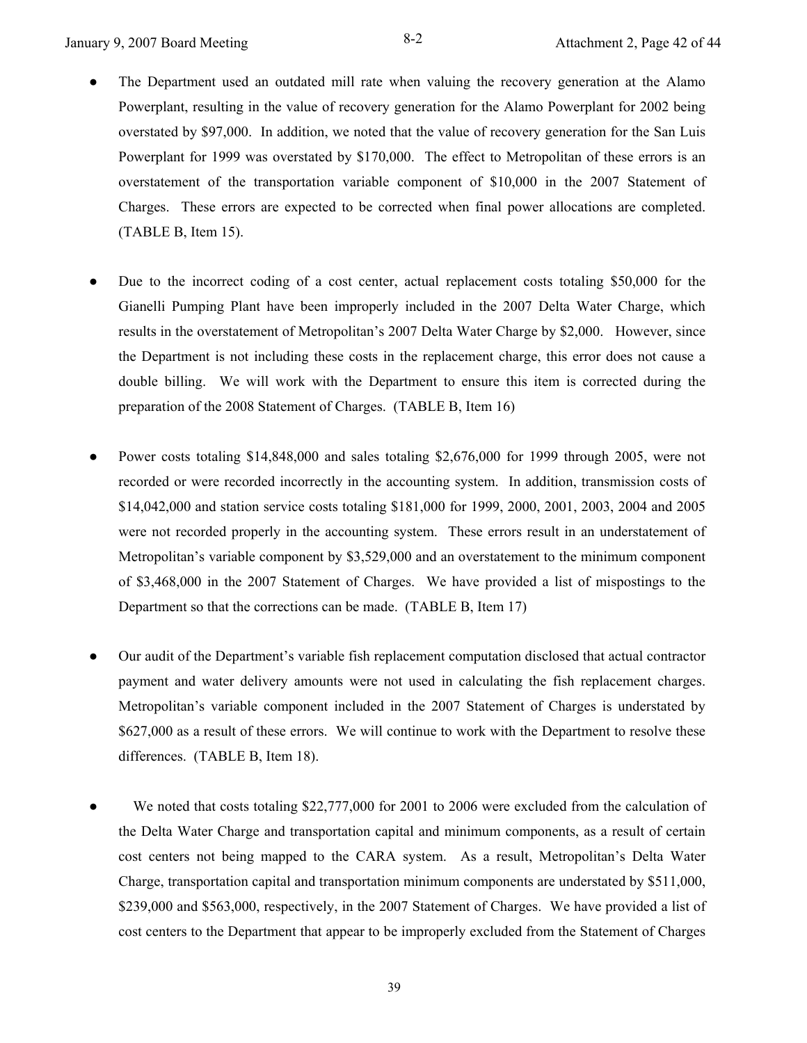- The Department used an outdated mill rate when valuing the recovery generation at the Alamo Powerplant, resulting in the value of recovery generation for the Alamo Powerplant for 2002 being overstated by $97,000. In addition, we noted that the value of recovery generation for the San Luis Powerplant for 1999 was overstated by $170,000. The effect to Metropolitan of these errors is an overstatement of the transportation variable component of $10,000 in the 2007 Statement of Charges. These errors are expected to be corrected when final power allocations are completed. (TABLE B, Item 15).

- Due to the incorrect coding of a cost center, actual replacement costs totaling $50,000 for the Gianelli Pumping Plant have been improperly included in the 2007 Delta Water Charge, which results in the overstatement of Metropolitan's 2007 Delta Water Charge by $2,000. However, since the Department is not including these costs in the replacement charge, this error does not cause a double billing. We will work with the Department to ensure this item is corrected during the preparation of the 2008 Statement of Charges. (TABLE B, Item 16)

- Power costs totaling $14,848,000 and sales totaling $2,676,000 for 1999 through 2005, were not recorded or were recorded incorrectly in the accounting system. In addition, transmission costs of $14,042,000 and station service costs totaling $181,000 for 1999, 2000, 2001, 2003, 2004 and 2005 were not recorded properly in the accounting system. These errors result in an understatement of Metropolitan's variable component by $3,529,000 and an overstatement to the minimum component of $3,468,000 in the 2007 Statement of Charges. We have provided a list of mispostings to the Department so that the corrections can be made. (TABLE B, Item 17)

- Our audit of the Department's variable fish replacement computation disclosed that actual contractor payment and water delivery amounts were not used in calculating the fish replacement charges. Metropolitan's variable component included in the 2007 Statement of Charges is understated by $627,000 as a result of these errors. We will continue to work with the Department to resolve these differences. (TABLE B, Item 18).

- We noted that costs totaling $22,777,000 for 2001 to 2006 were excluded from the calculation of the Delta Water Charge and transportation capital and minimum components, as a result of certain cost centers not being mapped to the CARA system. As a result, Metropolitan's Delta Water Charge, transportation capital and transportation minimum components are understated by $511,000, $239,000 and $563,000, respectively, in the 2007 Statement of Charges. We have provided a list of cost centers to the Department that appear to be improperly excluded from the Statement of Charges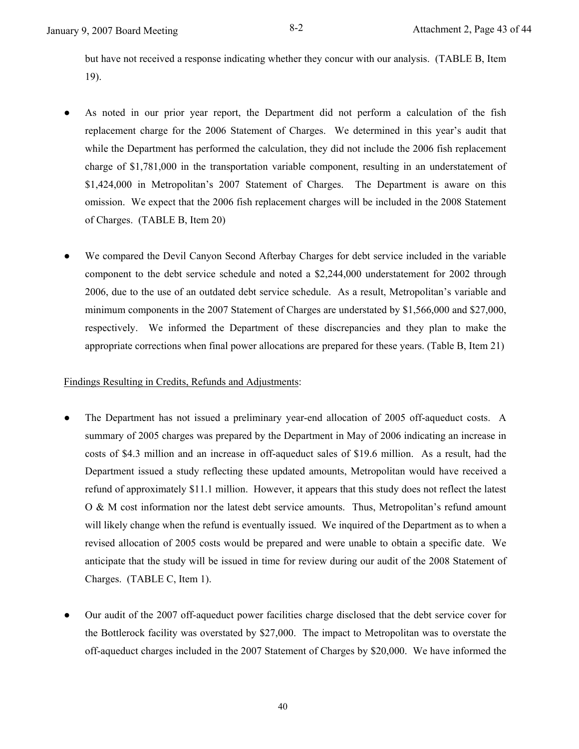but have not received a response indicating whether they concur with our analysis. (TABLE B, Item 19).

- As noted in our prior year report, the Department did not perform a calculation of the fish replacement charge for the 2006 Statement of Charges. We determined in this year's audit that while the Department has performed the calculation, they did not include the 2006 fish replacement charge of $1,781,000 in the transportation variable component, resulting in an understatement of $1,424,000 in Metropolitan's 2007 Statement of Charges. The Department is aware on this omission. We expect that the 2006 fish replacement charges will be included in the 2008 Statement of Charges. (TABLE B, Item 20)

- We compared the Devil Canyon Second Afterbay Charges for debt service included in the variable component to the debt service schedule and noted a $2,244,000 understatement for 2002 through 2006, due to the use of an outdated debt service schedule. As a result, Metropolitan's variable and minimum components in the 2007 Statement of Charges are understated by $1,566,000 and $27,000, respectively. We informed the Department of these discrepancies and they plan to make the appropriate corrections when final power allocations are prepared for these years. (Table B, Item 21)

Findings Resulting in Credits, Refunds and Adjustments:

- The Department has not issued a preliminary year-end allocation of 2005 off-aqueduct costs. A summary of 2005 charges was prepared by the Department in May of 2006 indicating an increase in costs of $4.3 million and an increase in off-aqueduct sales of $19.6 million. As a result, had the Department issued a study reflecting these updated amounts, Metropolitan would have received a refund of approximately $11.1 million. However, it appears that this study does not reflect the latest O & M cost information nor the latest debt service amounts. Thus, Metropolitan's refund amount will likely change when the refund is eventually issued. We inquired of the Department as to when a revised allocation of 2005 costs would be prepared and were unable to obtain a specific date. We anticipate that the study will be issued in time for review during our audit of the 2008 Statement of Charges. (TABLE C, Item 1).

- Our audit of the 2007 off-aqueduct power facilities charge disclosed that the debt service cover for the Bottlerock facility was overstated by $27,000. The impact to Metropolitan was to overstate the off-aqueduct charges included in the 2007 Statement of Charges by $20,000. We have informed the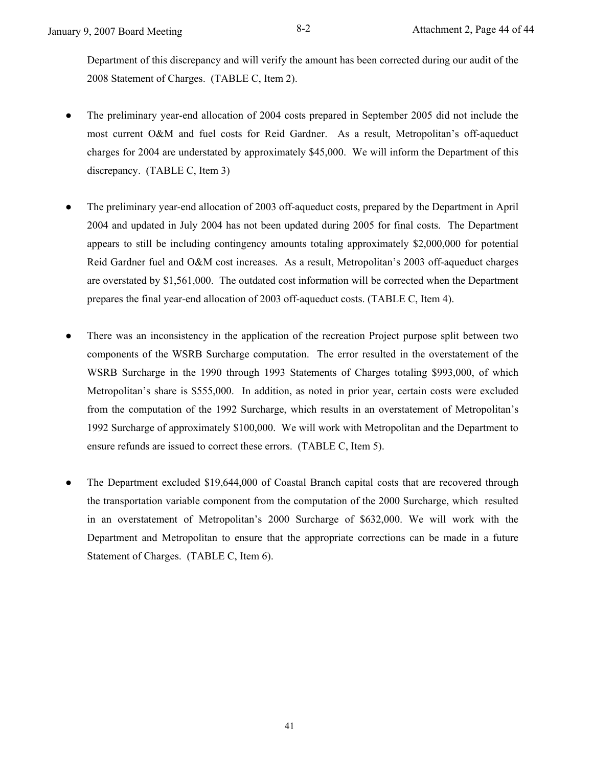Department of this discrepancy and will verify the amount has been corrected during our audit of the 2008 Statement of Charges. (TABLE C, Item 2).

- The preliminary year-end allocation of 2004 costs prepared in September 2005 did not include the most current O&M and fuel costs for Reid Gardner. As a result, Metropolitan's off-aqueduct charges for 2004 are understated by approximately $45,000. We will inform the Department of this discrepancy. (TABLE C, Item 3)

- The preliminary year-end allocation of 2003 off-aqueduct costs, prepared by the Department in April 2004 and updated in July 2004 has not been updated during 2005 for final costs. The Department appears to still be including contingency amounts totaling approximately $2,000,000 for potential Reid Gardner fuel and O&M cost increases. As a result, Metropolitan's 2003 off-aqueduct charges are overstated by $1,561,000. The outdated cost information will be corrected when the Department prepares the final year-end allocation of 2003 off-aqueduct costs. (TABLE C, Item 4).

- There was an inconsistency in the application of the recreation Project purpose split between two components of the WSRB Surcharge computation. The error resulted in the overstatement of the WSRB Surcharge in the 1990 through 1993 Statements of Charges totaling $993,000, of which Metropolitan's share is $555,000. In addition, as noted in prior year, certain costs were excluded from the computation of the 1992 Surcharge, which results in an overstatement of Metropolitan's 1992 Surcharge of approximately $100,000. We will work with Metropolitan and the Department to ensure refunds are issued to correct these errors. (TABLE C, Item 5).

- The Department excluded $19,644,000 of Coastal Branch capital costs that are recovered through the transportation variable component from the computation of the 2000 Surcharge, which resulted in an overstatement of Metropolitan's 2000 Surcharge of $632,000. We will work with the Department and Metropolitan to ensure that the appropriate corrections can be made in a future Statement of Charges. (TABLE C, Item 6).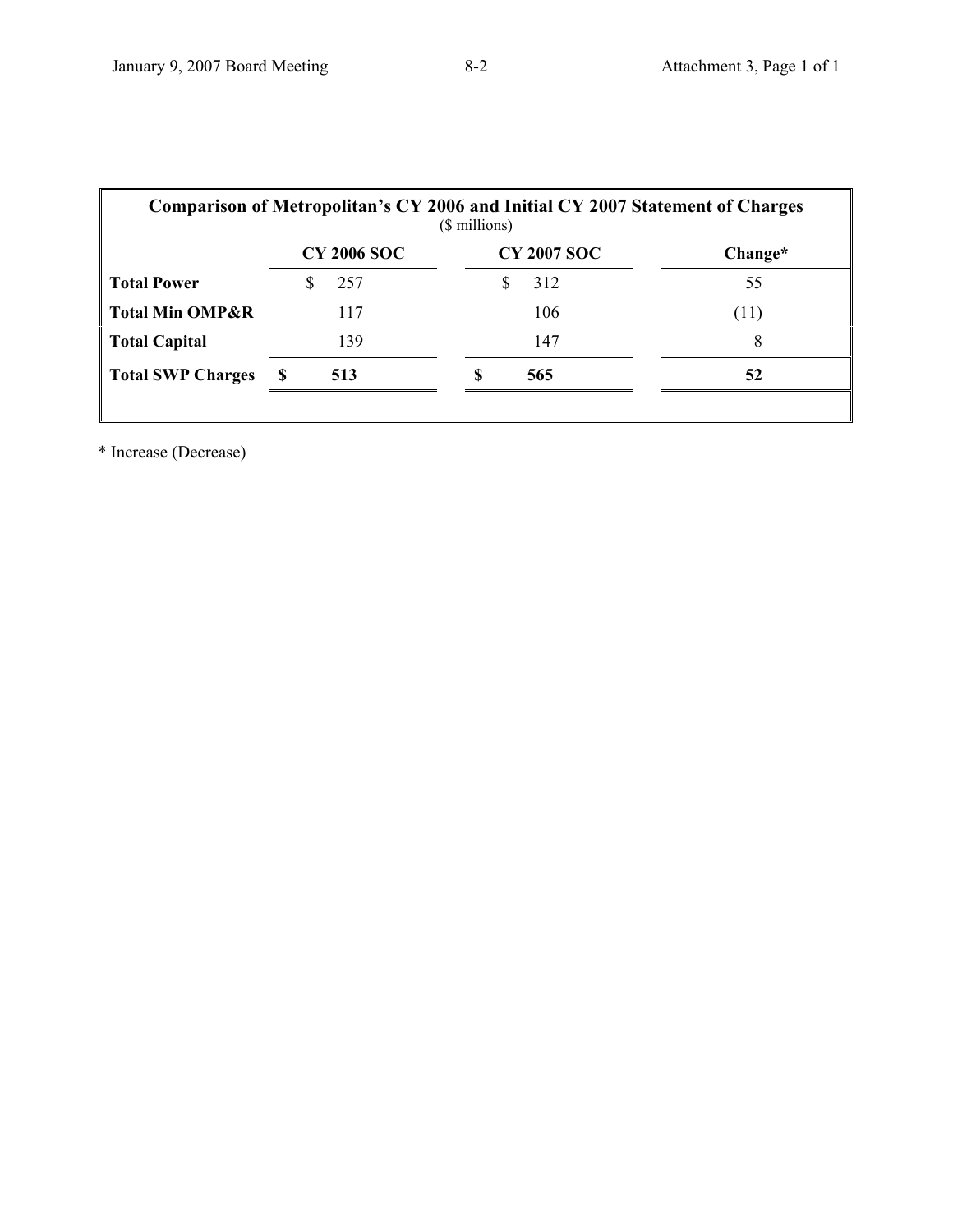**Comparison of Metropolitan's CY 2006 and Initial CY 2007 Statement of Charges**
($ millions)

| | CY 2006 SOC | CY 2007 SOC | Change* |
|---|---|---|---|
| **Total Power** | $ 257 | $ 312 | 55 |
| **Total Min OMP&R** | 117 | 106 | (11) |
| **Total Capital** | 139 | 147 | 8 |
| **Total SWP Charges** | **$ 513** | **$ 565** | **52** |

\* Increase (Decrease)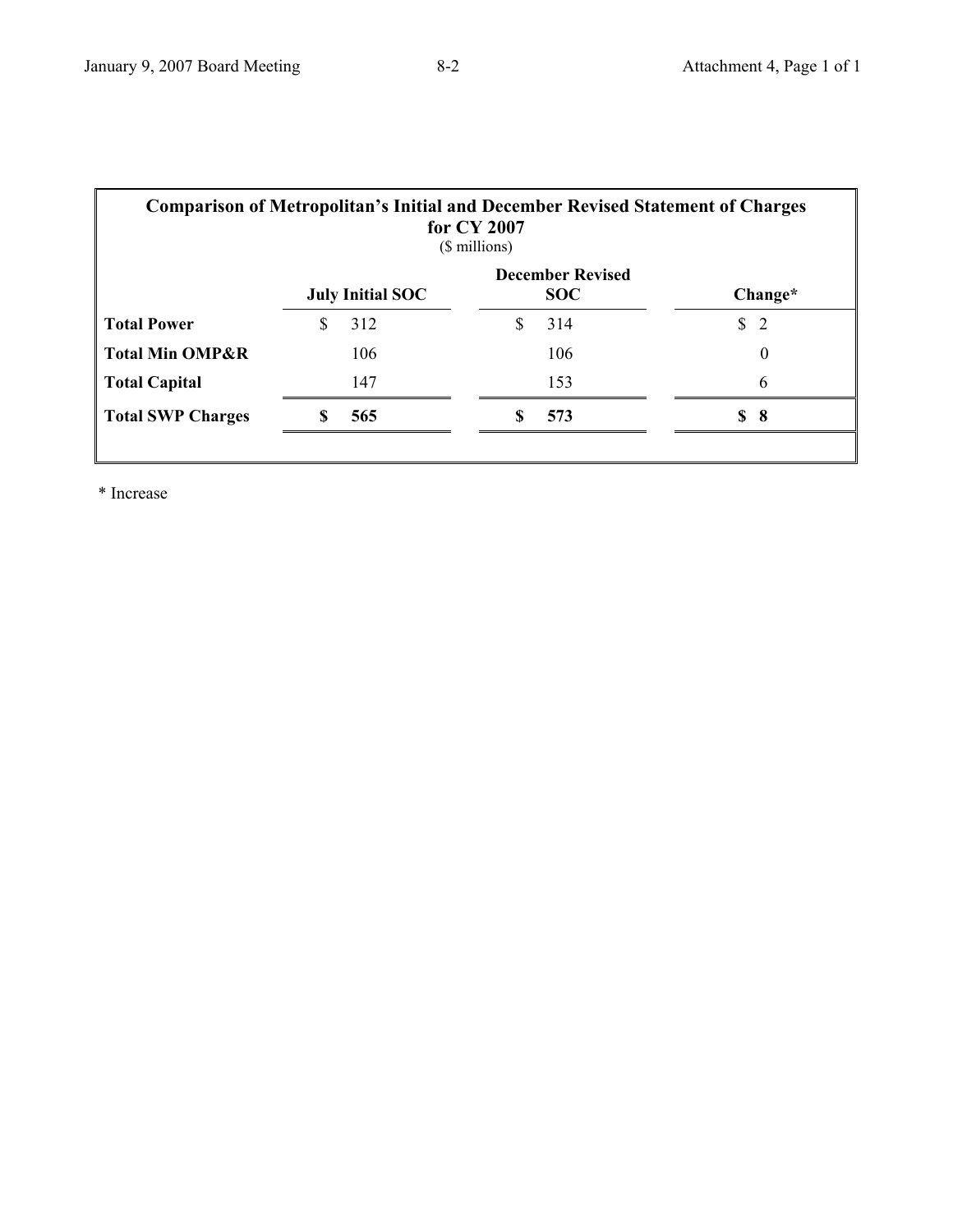**Comparison of Metropolitan's Initial and December Revised Statement of Charges for CY 2007**
($ millions)

| | July Initial SOC | December Revised SOC | Change* |
|---|---|---|---|
| **Total Power** | $ 312 | $ 314 | $ 2 |
| **Total Min OMP&R** | 106 | 106 | 0 |
| **Total Capital** | 147 | 153 | 6 |
| **Total SWP Charges** | **$ 565** | **$ 573** | **$ 8** |

* Increase